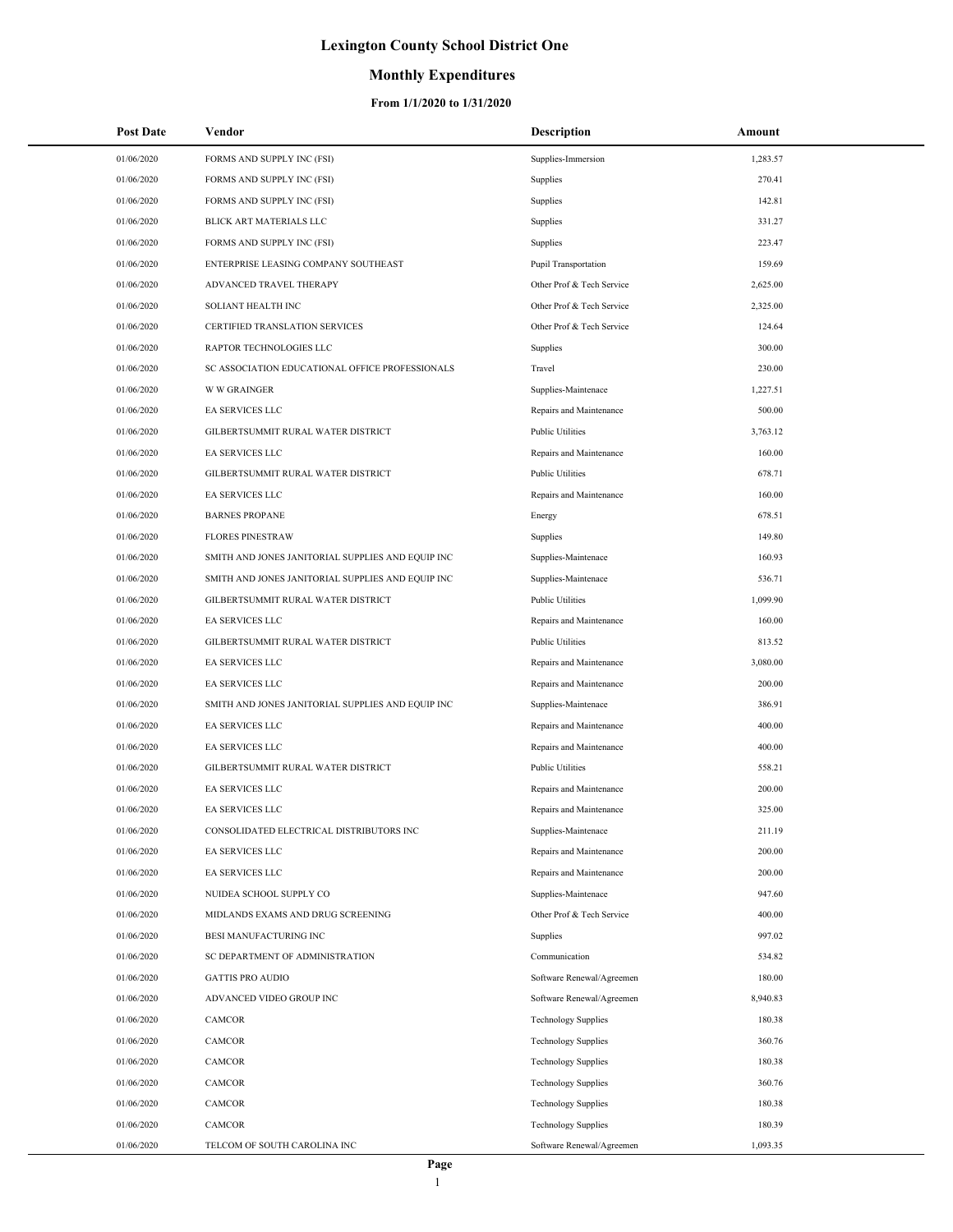# Lexington County School District One

## Monthly Expenditures

### From 1/1/2020 to 1/31/2020

| Post Date | Vendor | Description | Amount |
|---|---|---|---|
| 01/06/2020 | FORMS AND SUPPLY INC (FSI) | Supplies-Immersion | 1,283.57 |
| 01/06/2020 | FORMS AND SUPPLY INC (FSI) | Supplies | 270.41 |
| 01/06/2020 | FORMS AND SUPPLY INC (FSI) | Supplies | 142.81 |
| 01/06/2020 | BLICK ART MATERIALS LLC | Supplies | 331.27 |
| 01/06/2020 | FORMS AND SUPPLY INC (FSI) | Supplies | 223.47 |
| 01/06/2020 | ENTERPRISE LEASING COMPANY SOUTHEAST | Pupil Transportation | 159.69 |
| 01/06/2020 | ADVANCED TRAVEL THERAPY | Other Prof & Tech Service | 2,625.00 |
| 01/06/2020 | SOLIANT HEALTH INC | Other Prof & Tech Service | 2,325.00 |
| 01/06/2020 | CERTIFIED TRANSLATION SERVICES | Other Prof & Tech Service | 124.64 |
| 01/06/2020 | RAPTOR TECHNOLOGIES LLC | Supplies | 300.00 |
| 01/06/2020 | SC ASSOCIATION EDUCATIONAL OFFICE PROFESSIONALS | Travel | 230.00 |
| 01/06/2020 | W W GRAINGER | Supplies-Maintenace | 1,227.51 |
| 01/06/2020 | EA SERVICES LLC | Repairs and Maintenance | 500.00 |
| 01/06/2020 | GILBERTSUMMIT RURAL WATER DISTRICT | Public Utilities | 3,763.12 |
| 01/06/2020 | EA SERVICES LLC | Repairs and Maintenance | 160.00 |
| 01/06/2020 | GILBERTSUMMIT RURAL WATER DISTRICT | Public Utilities | 678.71 |
| 01/06/2020 | EA SERVICES LLC | Repairs and Maintenance | 160.00 |
| 01/06/2020 | BARNES PROPANE | Energy | 678.51 |
| 01/06/2020 | FLORES PINESTRAW | Supplies | 149.80 |
| 01/06/2020 | SMITH AND JONES JANITORIAL SUPPLIES AND EQUIP INC | Supplies-Maintenace | 160.93 |
| 01/06/2020 | SMITH AND JONES JANITORIAL SUPPLIES AND EQUIP INC | Supplies-Maintenace | 536.71 |
| 01/06/2020 | GILBERTSUMMIT RURAL WATER DISTRICT | Public Utilities | 1,099.90 |
| 01/06/2020 | EA SERVICES LLC | Repairs and Maintenance | 160.00 |
| 01/06/2020 | GILBERTSUMMIT RURAL WATER DISTRICT | Public Utilities | 813.52 |
| 01/06/2020 | EA SERVICES LLC | Repairs and Maintenance | 3,080.00 |
| 01/06/2020 | EA SERVICES LLC | Repairs and Maintenance | 200.00 |
| 01/06/2020 | SMITH AND JONES JANITORIAL SUPPLIES AND EQUIP INC | Supplies-Maintenace | 386.91 |
| 01/06/2020 | EA SERVICES LLC | Repairs and Maintenance | 400.00 |
| 01/06/2020 | EA SERVICES LLC | Repairs and Maintenance | 400.00 |
| 01/06/2020 | GILBERTSUMMIT RURAL WATER DISTRICT | Public Utilities | 558.21 |
| 01/06/2020 | EA SERVICES LLC | Repairs and Maintenance | 200.00 |
| 01/06/2020 | EA SERVICES LLC | Repairs and Maintenance | 325.00 |
| 01/06/2020 | CONSOLIDATED ELECTRICAL DISTRIBUTORS INC | Supplies-Maintenace | 211.19 |
| 01/06/2020 | EA SERVICES LLC | Repairs and Maintenance | 200.00 |
| 01/06/2020 | EA SERVICES LLC | Repairs and Maintenance | 200.00 |
| 01/06/2020 | NUIDEA SCHOOL SUPPLY CO | Supplies-Maintenace | 947.60 |
| 01/06/2020 | MIDLANDS EXAMS AND DRUG SCREENING | Other Prof & Tech Service | 400.00 |
| 01/06/2020 | BESI MANUFACTURING INC | Supplies | 997.02 |
| 01/06/2020 | SC DEPARTMENT OF ADMINISTRATION | Communication | 534.82 |
| 01/06/2020 | GATTIS PRO AUDIO | Software Renewal/Agreemen | 180.00 |
| 01/06/2020 | ADVANCED VIDEO GROUP INC | Software Renewal/Agreemen | 8,940.83 |
| 01/06/2020 | CAMCOR | Technology Supplies | 180.38 |
| 01/06/2020 | CAMCOR | Technology Supplies | 360.76 |
| 01/06/2020 | CAMCOR | Technology Supplies | 180.38 |
| 01/06/2020 | CAMCOR | Technology Supplies | 360.76 |
| 01/06/2020 | CAMCOR | Technology Supplies | 180.38 |
| 01/06/2020 | CAMCOR | Technology Supplies | 180.39 |
| 01/06/2020 | TELCOM OF SOUTH CAROLINA INC | Software Renewal/Agreemen | 1,093.35 |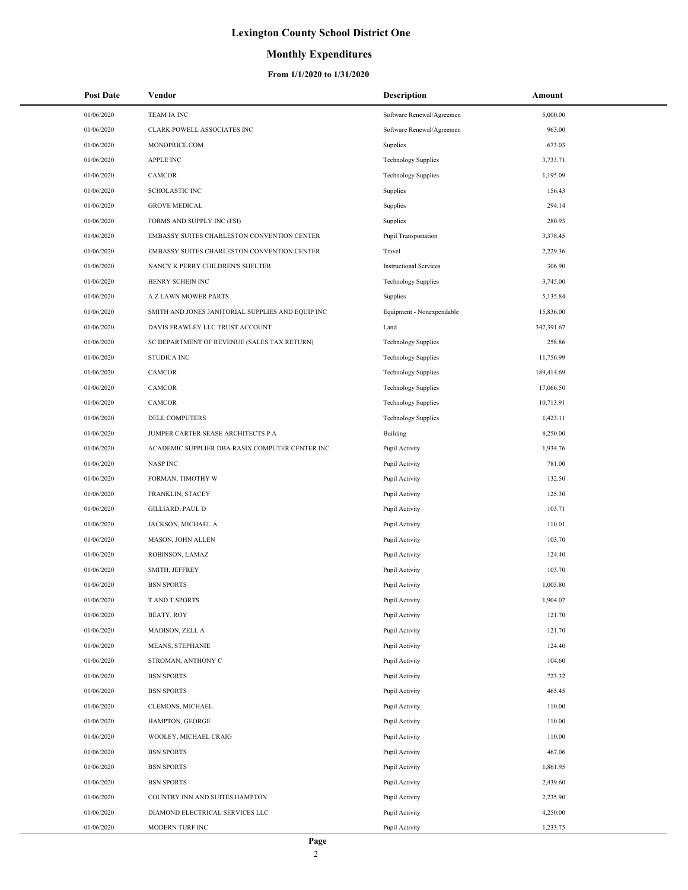# Lexington County School District One

## Monthly Expenditures

### From 1/1/2020 to 1/31/2020

| Post Date | Vendor | Description | Amount |
|---|---|---|---|
| 01/06/2020 | TEAM IA INC | Software Renewal/Agreemen | 5,000.00 |
| 01/06/2020 | CLARK POWELL ASSOCIATES INC | Software Renewal/Agreemen | 963.00 |
| 01/06/2020 | MONOPRICE.COM | Supplies | 673.03 |
| 01/06/2020 | APPLE INC | Technology Supplies | 3,733.71 |
| 01/06/2020 | CAMCOR | Technology Supplies | 1,195.09 |
| 01/06/2020 | SCHOLASTIC INC | Supplies | 156.43 |
| 01/06/2020 | GROVE MEDICAL | Supplies | 294.14 |
| 01/06/2020 | FORMS AND SUPPLY INC (FSI) | Supplies | 280.93 |
| 01/06/2020 | EMBASSY SUITES CHARLESTON CONVENTION CENTER | Pupil Transportation | 3,378.45 |
| 01/06/2020 | EMBASSY SUITES CHARLESTON CONVENTION CENTER | Travel | 2,229.36 |
| 01/06/2020 | NANCY K PERRY CHILDREN'S SHELTER | Instructional Services | 306.90 |
| 01/06/2020 | HENRY SCHEIN INC | Technology Supplies | 3,745.00 |
| 01/06/2020 | A Z LAWN MOWER PARTS | Supplies | 5,135.84 |
| 01/06/2020 | SMITH AND JONES JANITORIAL SUPPLIES AND EQUIP INC | Equipment - Nonexpendable | 15,836.00 |
| 01/06/2020 | DAVIS FRAWLEY LLC TRUST ACCOUNT | Land | 342,391.67 |
| 01/06/2020 | SC DEPARTMENT OF REVENUE (SALES TAX RETURN) | Technology Supplies | 258.86 |
| 01/06/2020 | STUDICA INC | Technology Supplies | 11,756.99 |
| 01/06/2020 | CAMCOR | Technology Supplies | 189,414.69 |
| 01/06/2020 | CAMCOR | Technology Supplies | 17,066.50 |
| 01/06/2020 | CAMCOR | Technology Supplies | 10,713.91 |
| 01/06/2020 | DELL COMPUTERS | Technology Supplies | 1,423.11 |
| 01/06/2020 | JUMPER CARTER SEASE ARCHITECTS P A | Building | 8,250.00 |
| 01/06/2020 | ACADEMIC SUPPLIER DBA RASIX COMPUTER CENTER INC | Pupil Activity | 1,934.76 |
| 01/06/2020 | NASP INC | Pupil Activity | 781.00 |
| 01/06/2020 | FORMAN, TIMOTHY W | Pupil Activity | 132.50 |
| 01/06/2020 | FRANKLIN, STACEY | Pupil Activity | 125.30 |
| 01/06/2020 | GILLIARD, PAUL D | Pupil Activity | 103.71 |
| 01/06/2020 | JACKSON, MICHAEL A | Pupil Activity | 110.01 |
| 01/06/2020 | MASON, JOHN ALLEN | Pupil Activity | 103.70 |
| 01/06/2020 | ROBINSON, LAMAZ | Pupil Activity | 124.40 |
| 01/06/2020 | SMITH, JEFFREY | Pupil Activity | 103.70 |
| 01/06/2020 | BSN SPORTS | Pupil Activity | 1,005.80 |
| 01/06/2020 | T AND T SPORTS | Pupil Activity | 1,904.07 |
| 01/06/2020 | BEATY, ROY | Pupil Activity | 121.70 |
| 01/06/2020 | MADISON, ZELL A | Pupil Activity | 121.70 |
| 01/06/2020 | MEANS, STEPHANIE | Pupil Activity | 124.40 |
| 01/06/2020 | STROMAN, ANTHONY C | Pupil Activity | 104.60 |
| 01/06/2020 | BSN SPORTS | Pupil Activity | 723.32 |
| 01/06/2020 | BSN SPORTS | Pupil Activity | 465.45 |
| 01/06/2020 | CLEMONS, MICHAEL | Pupil Activity | 110.00 |
| 01/06/2020 | HAMPTON, GEORGE | Pupil Activity | 110.00 |
| 01/06/2020 | WOOLEY, MICHAEL CRAIG | Pupil Activity | 110.00 |
| 01/06/2020 | BSN SPORTS | Pupil Activity | 467.06 |
| 01/06/2020 | BSN SPORTS | Pupil Activity | 1,861.95 |
| 01/06/2020 | BSN SPORTS | Pupil Activity | 2,439.60 |
| 01/06/2020 | COUNTRY INN AND SUITES HAMPTON | Pupil Activity | 2,235.90 |
| 01/06/2020 | DIAMOND ELECTRICAL SERVICES LLC | Pupil Activity | 4,250.00 |
| 01/06/2020 | MODERN TURF INC | Pupil Activity | 1,233.75 |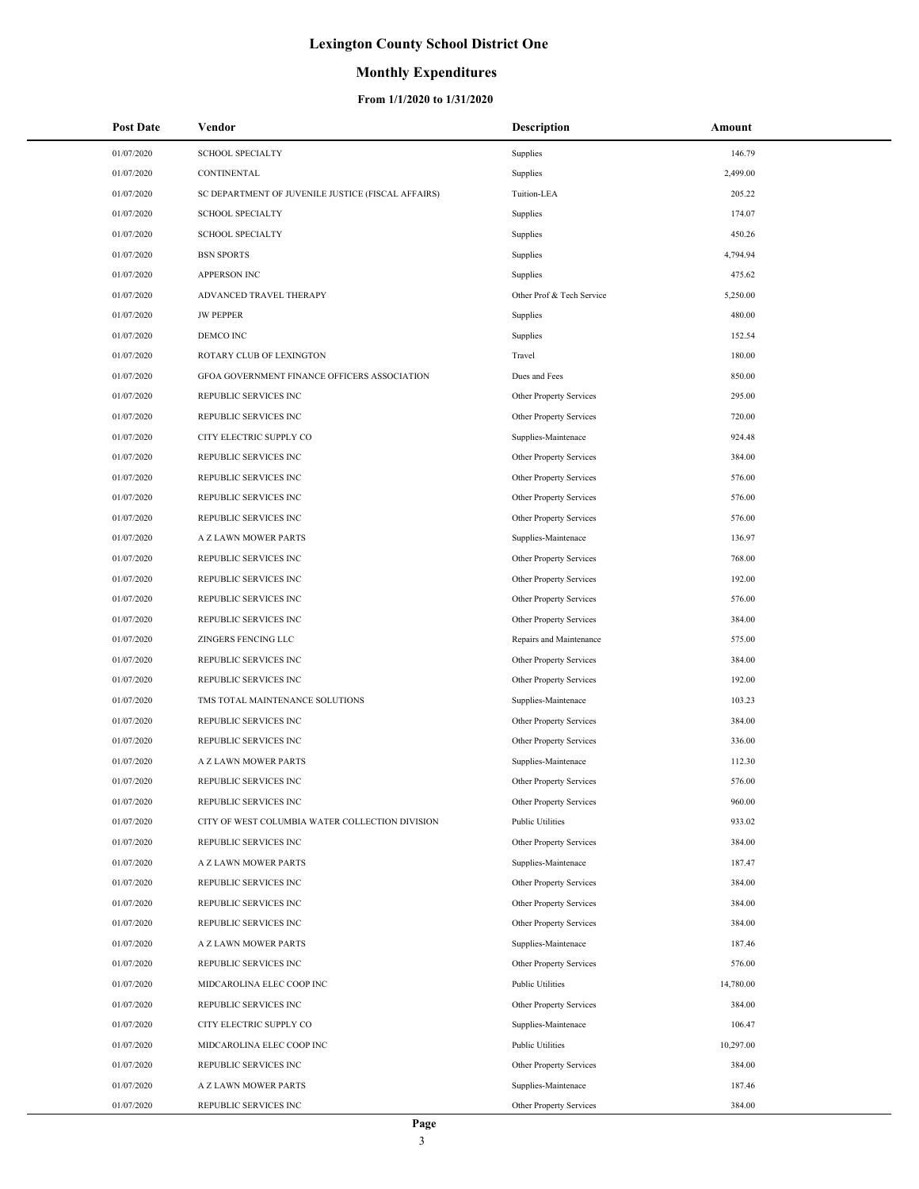# Lexington County School District One

## Monthly Expenditures

### From 1/1/2020 to 1/31/2020

| Post Date | Vendor | Description | Amount |
|---|---|---|---|
| 01/07/2020 | SCHOOL SPECIALTY | Supplies | 146.79 |
| 01/07/2020 | CONTINENTAL | Supplies | 2,499.00 |
| 01/07/2020 | SC DEPARTMENT OF JUVENILE JUSTICE (FISCAL AFFAIRS) | Tuition-LEA | 205.22 |
| 01/07/2020 | SCHOOL SPECIALTY | Supplies | 174.07 |
| 01/07/2020 | SCHOOL SPECIALTY | Supplies | 450.26 |
| 01/07/2020 | BSN SPORTS | Supplies | 4,794.94 |
| 01/07/2020 | APPERSON INC | Supplies | 475.62 |
| 01/07/2020 | ADVANCED TRAVEL THERAPY | Other Prof & Tech Service | 5,250.00 |
| 01/07/2020 | JW PEPPER | Supplies | 480.00 |
| 01/07/2020 | DEMCO INC | Supplies | 152.54 |
| 01/07/2020 | ROTARY CLUB OF LEXINGTON | Travel | 180.00 |
| 01/07/2020 | GFOA GOVERNMENT FINANCE OFFICERS ASSOCIATION | Dues and Fees | 850.00 |
| 01/07/2020 | REPUBLIC SERVICES INC | Other Property Services | 295.00 |
| 01/07/2020 | REPUBLIC SERVICES INC | Other Property Services | 720.00 |
| 01/07/2020 | CITY ELECTRIC SUPPLY CO | Supplies-Maintenace | 924.48 |
| 01/07/2020 | REPUBLIC SERVICES INC | Other Property Services | 384.00 |
| 01/07/2020 | REPUBLIC SERVICES INC | Other Property Services | 576.00 |
| 01/07/2020 | REPUBLIC SERVICES INC | Other Property Services | 576.00 |
| 01/07/2020 | REPUBLIC SERVICES INC | Other Property Services | 576.00 |
| 01/07/2020 | A Z LAWN MOWER PARTS | Supplies-Maintenace | 136.97 |
| 01/07/2020 | REPUBLIC SERVICES INC | Other Property Services | 768.00 |
| 01/07/2020 | REPUBLIC SERVICES INC | Other Property Services | 192.00 |
| 01/07/2020 | REPUBLIC SERVICES INC | Other Property Services | 576.00 |
| 01/07/2020 | REPUBLIC SERVICES INC | Other Property Services | 384.00 |
| 01/07/2020 | ZINGERS FENCING LLC | Repairs and Maintenance | 575.00 |
| 01/07/2020 | REPUBLIC SERVICES INC | Other Property Services | 384.00 |
| 01/07/2020 | REPUBLIC SERVICES INC | Other Property Services | 192.00 |
| 01/07/2020 | TMS TOTAL MAINTENANCE SOLUTIONS | Supplies-Maintenace | 103.23 |
| 01/07/2020 | REPUBLIC SERVICES INC | Other Property Services | 384.00 |
| 01/07/2020 | REPUBLIC SERVICES INC | Other Property Services | 336.00 |
| 01/07/2020 | A Z LAWN MOWER PARTS | Supplies-Maintenace | 112.30 |
| 01/07/2020 | REPUBLIC SERVICES INC | Other Property Services | 576.00 |
| 01/07/2020 | REPUBLIC SERVICES INC | Other Property Services | 960.00 |
| 01/07/2020 | CITY OF WEST COLUMBIA WATER COLLECTION DIVISION | Public Utilities | 933.02 |
| 01/07/2020 | REPUBLIC SERVICES INC | Other Property Services | 384.00 |
| 01/07/2020 | A Z LAWN MOWER PARTS | Supplies-Maintenace | 187.47 |
| 01/07/2020 | REPUBLIC SERVICES INC | Other Property Services | 384.00 |
| 01/07/2020 | REPUBLIC SERVICES INC | Other Property Services | 384.00 |
| 01/07/2020 | REPUBLIC SERVICES INC | Other Property Services | 384.00 |
| 01/07/2020 | A Z LAWN MOWER PARTS | Supplies-Maintenace | 187.46 |
| 01/07/2020 | REPUBLIC SERVICES INC | Other Property Services | 576.00 |
| 01/07/2020 | MIDCAROLINA ELEC COOP INC | Public Utilities | 14,780.00 |
| 01/07/2020 | REPUBLIC SERVICES INC | Other Property Services | 384.00 |
| 01/07/2020 | CITY ELECTRIC SUPPLY CO | Supplies-Maintenace | 106.47 |
| 01/07/2020 | MIDCAROLINA ELEC COOP INC | Public Utilities | 10,297.00 |
| 01/07/2020 | REPUBLIC SERVICES INC | Other Property Services | 384.00 |
| 01/07/2020 | A Z LAWN MOWER PARTS | Supplies-Maintenace | 187.46 |
| 01/07/2020 | REPUBLIC SERVICES INC | Other Property Services | 384.00 |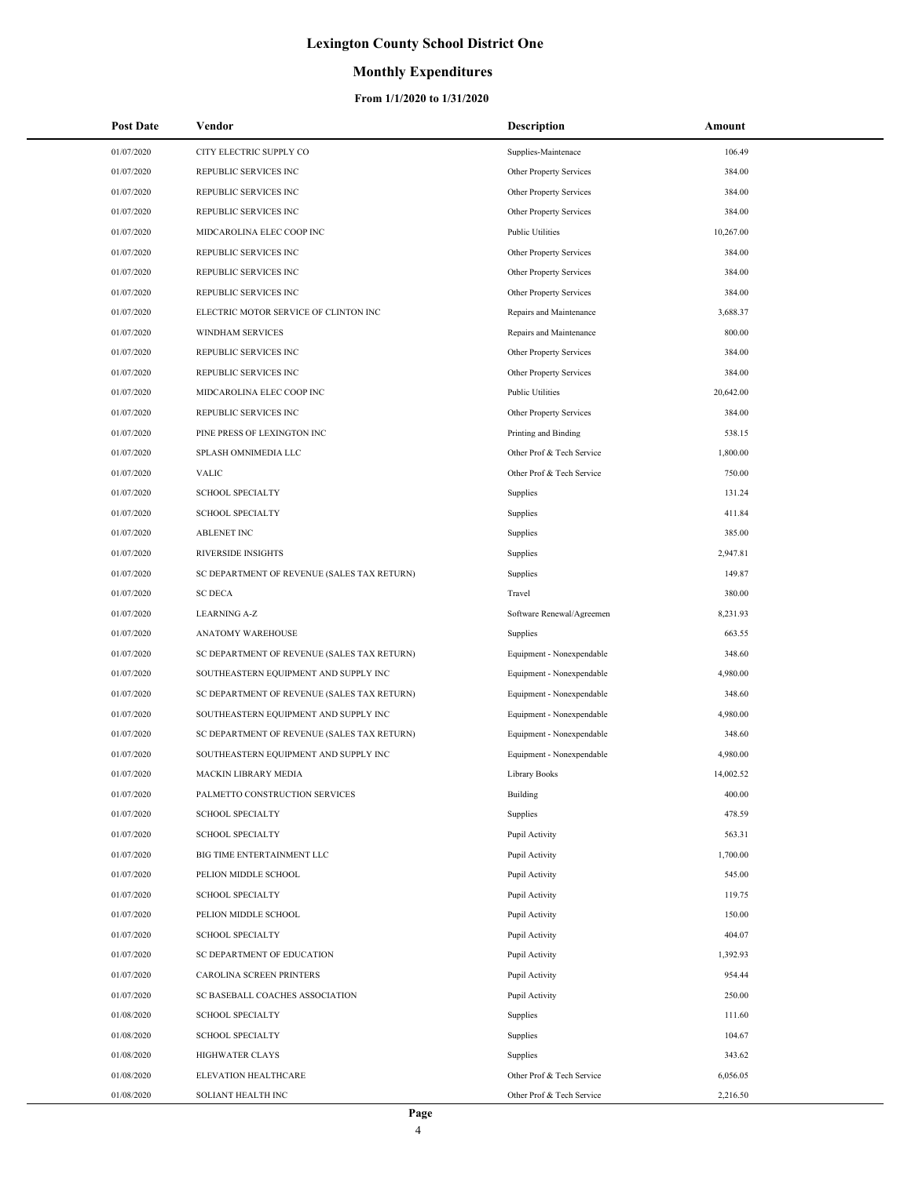# Lexington County School District One

## Monthly Expenditures

### From 1/1/2020 to 1/31/2020

| Post Date | Vendor | Description | Amount |
|---|---|---|---|
| 01/07/2020 | CITY ELECTRIC SUPPLY CO | Supplies-Maintenace | 106.49 |
| 01/07/2020 | REPUBLIC SERVICES INC | Other Property Services | 384.00 |
| 01/07/2020 | REPUBLIC SERVICES INC | Other Property Services | 384.00 |
| 01/07/2020 | REPUBLIC SERVICES INC | Other Property Services | 384.00 |
| 01/07/2020 | MIDCAROLINA ELEC COOP INC | Public Utilities | 10,267.00 |
| 01/07/2020 | REPUBLIC SERVICES INC | Other Property Services | 384.00 |
| 01/07/2020 | REPUBLIC SERVICES INC | Other Property Services | 384.00 |
| 01/07/2020 | REPUBLIC SERVICES INC | Other Property Services | 384.00 |
| 01/07/2020 | ELECTRIC MOTOR SERVICE OF CLINTON INC | Repairs and Maintenance | 3,688.37 |
| 01/07/2020 | WINDHAM SERVICES | Repairs and Maintenance | 800.00 |
| 01/07/2020 | REPUBLIC SERVICES INC | Other Property Services | 384.00 |
| 01/07/2020 | REPUBLIC SERVICES INC | Other Property Services | 384.00 |
| 01/07/2020 | MIDCAROLINA ELEC COOP INC | Public Utilities | 20,642.00 |
| 01/07/2020 | REPUBLIC SERVICES INC | Other Property Services | 384.00 |
| 01/07/2020 | PINE PRESS OF LEXINGTON INC | Printing and Binding | 538.15 |
| 01/07/2020 | SPLASH OMNIMEDIA LLC | Other Prof & Tech Service | 1,800.00 |
| 01/07/2020 | VALIC | Other Prof & Tech Service | 750.00 |
| 01/07/2020 | SCHOOL SPECIALTY | Supplies | 131.24 |
| 01/07/2020 | SCHOOL SPECIALTY | Supplies | 411.84 |
| 01/07/2020 | ABLENET INC | Supplies | 385.00 |
| 01/07/2020 | RIVERSIDE INSIGHTS | Supplies | 2,947.81 |
| 01/07/2020 | SC DEPARTMENT OF REVENUE (SALES TAX RETURN) | Supplies | 149.87 |
| 01/07/2020 | SC DECA | Travel | 380.00 |
| 01/07/2020 | LEARNING A-Z | Software Renewal/Agreemen | 8,231.93 |
| 01/07/2020 | ANATOMY WAREHOUSE | Supplies | 663.55 |
| 01/07/2020 | SC DEPARTMENT OF REVENUE (SALES TAX RETURN) | Equipment - Nonexpendable | 348.60 |
| 01/07/2020 | SOUTHEASTERN EQUIPMENT AND SUPPLY INC | Equipment - Nonexpendable | 4,980.00 |
| 01/07/2020 | SC DEPARTMENT OF REVENUE (SALES TAX RETURN) | Equipment - Nonexpendable | 348.60 |
| 01/07/2020 | SOUTHEASTERN EQUIPMENT AND SUPPLY INC | Equipment - Nonexpendable | 4,980.00 |
| 01/07/2020 | SC DEPARTMENT OF REVENUE (SALES TAX RETURN) | Equipment - Nonexpendable | 348.60 |
| 01/07/2020 | SOUTHEASTERN EQUIPMENT AND SUPPLY INC | Equipment - Nonexpendable | 4,980.00 |
| 01/07/2020 | MACKIN LIBRARY MEDIA | Library Books | 14,002.52 |
| 01/07/2020 | PALMETTO CONSTRUCTION SERVICES | Building | 400.00 |
| 01/07/2020 | SCHOOL SPECIALTY | Supplies | 478.59 |
| 01/07/2020 | SCHOOL SPECIALTY | Pupil Activity | 563.31 |
| 01/07/2020 | BIG TIME ENTERTAINMENT LLC | Pupil Activity | 1,700.00 |
| 01/07/2020 | PELION MIDDLE SCHOOL | Pupil Activity | 545.00 |
| 01/07/2020 | SCHOOL SPECIALTY | Pupil Activity | 119.75 |
| 01/07/2020 | PELION MIDDLE SCHOOL | Pupil Activity | 150.00 |
| 01/07/2020 | SCHOOL SPECIALTY | Pupil Activity | 404.07 |
| 01/07/2020 | SC DEPARTMENT OF EDUCATION | Pupil Activity | 1,392.93 |
| 01/07/2020 | CAROLINA SCREEN PRINTERS | Pupil Activity | 954.44 |
| 01/07/2020 | SC BASEBALL COACHES ASSOCIATION | Pupil Activity | 250.00 |
| 01/08/2020 | SCHOOL SPECIALTY | Supplies | 111.60 |
| 01/08/2020 | SCHOOL SPECIALTY | Supplies | 104.67 |
| 01/08/2020 | HIGHWATER CLAYS | Supplies | 343.62 |
| 01/08/2020 | ELEVATION HEALTHCARE | Other Prof & Tech Service | 6,056.05 |
| 01/08/2020 | SOLIANT HEALTH INC | Other Prof & Tech Service | 2,216.50 |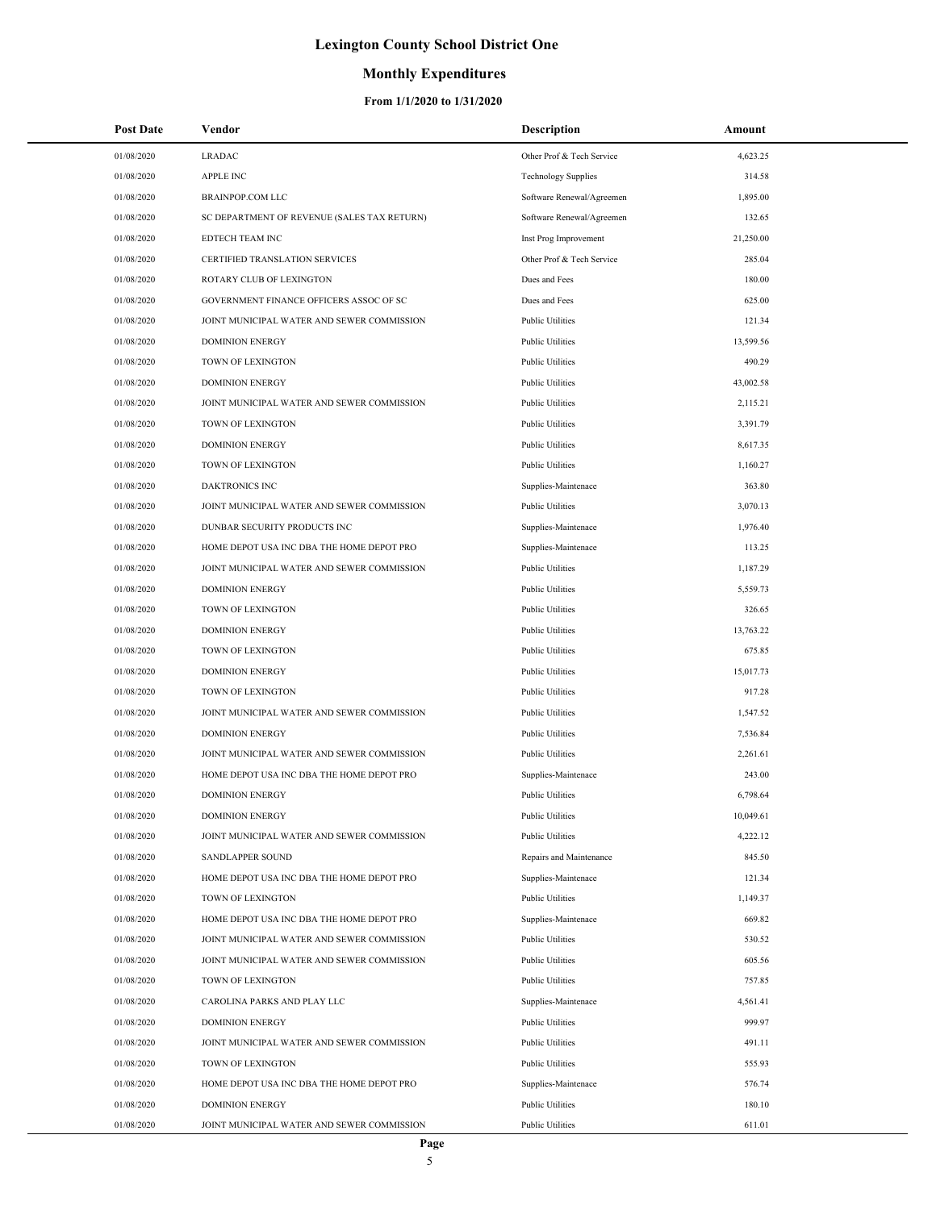# Lexington County School District One

## Monthly Expenditures

### From 1/1/2020 to 1/31/2020

| Post Date | Vendor | Description | Amount |
| --- | --- | --- | --- |
| 01/08/2020 | LRADAC | Other Prof & Tech Service | 4,623.25 |
| 01/08/2020 | APPLE INC | Technology Supplies | 314.58 |
| 01/08/2020 | BRAINPOP.COM LLC | Software Renewal/Agreemen | 1,895.00 |
| 01/08/2020 | SC DEPARTMENT OF REVENUE (SALES TAX RETURN) | Software Renewal/Agreemen | 132.65 |
| 01/08/2020 | EDTECH TEAM INC | Inst Prog Improvement | 21,250.00 |
| 01/08/2020 | CERTIFIED TRANSLATION SERVICES | Other Prof & Tech Service | 285.04 |
| 01/08/2020 | ROTARY CLUB OF LEXINGTON | Dues and Fees | 180.00 |
| 01/08/2020 | GOVERNMENT FINANCE OFFICERS ASSOC OF SC | Dues and Fees | 625.00 |
| 01/08/2020 | JOINT MUNICIPAL WATER AND SEWER COMMISSION | Public Utilities | 121.34 |
| 01/08/2020 | DOMINION ENERGY | Public Utilities | 13,599.56 |
| 01/08/2020 | TOWN OF LEXINGTON | Public Utilities | 490.29 |
| 01/08/2020 | DOMINION ENERGY | Public Utilities | 43,002.58 |
| 01/08/2020 | JOINT MUNICIPAL WATER AND SEWER COMMISSION | Public Utilities | 2,115.21 |
| 01/08/2020 | TOWN OF LEXINGTON | Public Utilities | 3,391.79 |
| 01/08/2020 | DOMINION ENERGY | Public Utilities | 8,617.35 |
| 01/08/2020 | TOWN OF LEXINGTON | Public Utilities | 1,160.27 |
| 01/08/2020 | DAKTRONICS INC | Supplies-Maintenace | 363.80 |
| 01/08/2020 | JOINT MUNICIPAL WATER AND SEWER COMMISSION | Public Utilities | 3,070.13 |
| 01/08/2020 | DUNBAR SECURITY PRODUCTS INC | Supplies-Maintenace | 1,976.40 |
| 01/08/2020 | HOME DEPOT USA INC DBA THE HOME DEPOT PRO | Supplies-Maintenace | 113.25 |
| 01/08/2020 | JOINT MUNICIPAL WATER AND SEWER COMMISSION | Public Utilities | 1,187.29 |
| 01/08/2020 | DOMINION ENERGY | Public Utilities | 5,559.73 |
| 01/08/2020 | TOWN OF LEXINGTON | Public Utilities | 326.65 |
| 01/08/2020 | DOMINION ENERGY | Public Utilities | 13,763.22 |
| 01/08/2020 | TOWN OF LEXINGTON | Public Utilities | 675.85 |
| 01/08/2020 | DOMINION ENERGY | Public Utilities | 15,017.73 |
| 01/08/2020 | TOWN OF LEXINGTON | Public Utilities | 917.28 |
| 01/08/2020 | JOINT MUNICIPAL WATER AND SEWER COMMISSION | Public Utilities | 1,547.52 |
| 01/08/2020 | DOMINION ENERGY | Public Utilities | 7,536.84 |
| 01/08/2020 | JOINT MUNICIPAL WATER AND SEWER COMMISSION | Public Utilities | 2,261.61 |
| 01/08/2020 | HOME DEPOT USA INC DBA THE HOME DEPOT PRO | Supplies-Maintenace | 243.00 |
| 01/08/2020 | DOMINION ENERGY | Public Utilities | 6,798.64 |
| 01/08/2020 | DOMINION ENERGY | Public Utilities | 10,049.61 |
| 01/08/2020 | JOINT MUNICIPAL WATER AND SEWER COMMISSION | Public Utilities | 4,222.12 |
| 01/08/2020 | SANDLAPPER SOUND | Repairs and Maintenance | 845.50 |
| 01/08/2020 | HOME DEPOT USA INC DBA THE HOME DEPOT PRO | Supplies-Maintenace | 121.34 |
| 01/08/2020 | TOWN OF LEXINGTON | Public Utilities | 1,149.37 |
| 01/08/2020 | HOME DEPOT USA INC DBA THE HOME DEPOT PRO | Supplies-Maintenace | 669.82 |
| 01/08/2020 | JOINT MUNICIPAL WATER AND SEWER COMMISSION | Public Utilities | 530.52 |
| 01/08/2020 | JOINT MUNICIPAL WATER AND SEWER COMMISSION | Public Utilities | 605.56 |
| 01/08/2020 | TOWN OF LEXINGTON | Public Utilities | 757.85 |
| 01/08/2020 | CAROLINA PARKS AND PLAY LLC | Supplies-Maintenace | 4,561.41 |
| 01/08/2020 | DOMINION ENERGY | Public Utilities | 999.97 |
| 01/08/2020 | JOINT MUNICIPAL WATER AND SEWER COMMISSION | Public Utilities | 491.11 |
| 01/08/2020 | TOWN OF LEXINGTON | Public Utilities | 555.93 |
| 01/08/2020 | HOME DEPOT USA INC DBA THE HOME DEPOT PRO | Supplies-Maintenace | 576.74 |
| 01/08/2020 | DOMINION ENERGY | Public Utilities | 180.10 |
| 01/08/2020 | JOINT MUNICIPAL WATER AND SEWER COMMISSION | Public Utilities | 611.01 |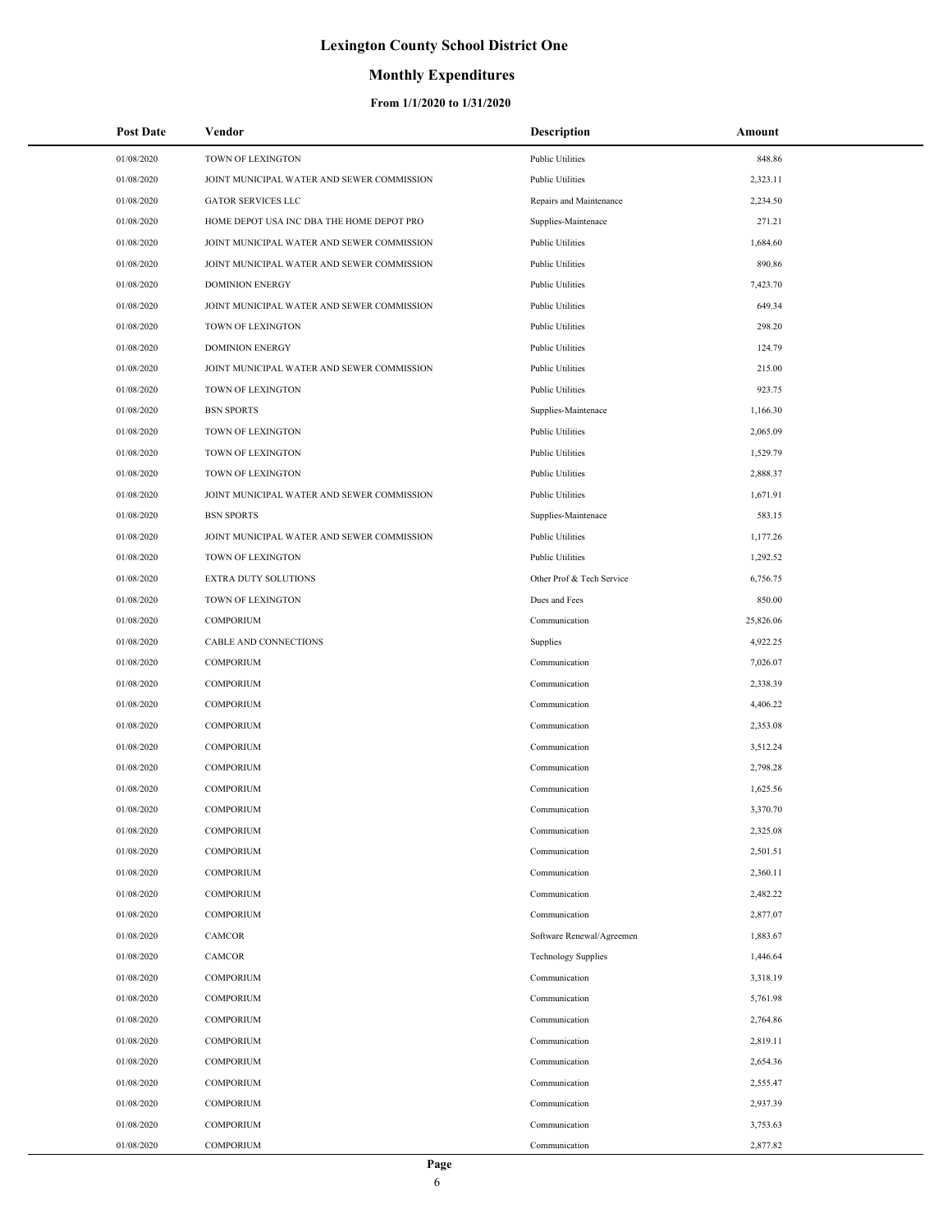# Lexington County School District One

## Monthly Expenditures

### From 1/1/2020 to 1/31/2020

| Post Date | Vendor | Description | Amount |
|---|---|---|---|
| 01/08/2020 | TOWN OF LEXINGTON | Public Utilities | 848.86 |
| 01/08/2020 | JOINT MUNICIPAL WATER AND SEWER COMMISSION | Public Utilities | 2,323.11 |
| 01/08/2020 | GATOR SERVICES LLC | Repairs and Maintenance | 2,234.50 |
| 01/08/2020 | HOME DEPOT USA INC DBA THE HOME DEPOT PRO | Supplies-Maintenace | 271.21 |
| 01/08/2020 | JOINT MUNICIPAL WATER AND SEWER COMMISSION | Public Utilities | 1,684.60 |
| 01/08/2020 | JOINT MUNICIPAL WATER AND SEWER COMMISSION | Public Utilities | 890.86 |
| 01/08/2020 | DOMINION ENERGY | Public Utilities | 7,423.70 |
| 01/08/2020 | JOINT MUNICIPAL WATER AND SEWER COMMISSION | Public Utilities | 649.34 |
| 01/08/2020 | TOWN OF LEXINGTON | Public Utilities | 298.20 |
| 01/08/2020 | DOMINION ENERGY | Public Utilities | 124.79 |
| 01/08/2020 | JOINT MUNICIPAL WATER AND SEWER COMMISSION | Public Utilities | 215.00 |
| 01/08/2020 | TOWN OF LEXINGTON | Public Utilities | 923.75 |
| 01/08/2020 | BSN SPORTS | Supplies-Maintenace | 1,166.30 |
| 01/08/2020 | TOWN OF LEXINGTON | Public Utilities | 2,065.09 |
| 01/08/2020 | TOWN OF LEXINGTON | Public Utilities | 1,529.79 |
| 01/08/2020 | TOWN OF LEXINGTON | Public Utilities | 2,888.37 |
| 01/08/2020 | JOINT MUNICIPAL WATER AND SEWER COMMISSION | Public Utilities | 1,671.91 |
| 01/08/2020 | BSN SPORTS | Supplies-Maintenace | 583.15 |
| 01/08/2020 | JOINT MUNICIPAL WATER AND SEWER COMMISSION | Public Utilities | 1,177.26 |
| 01/08/2020 | TOWN OF LEXINGTON | Public Utilities | 1,292.52 |
| 01/08/2020 | EXTRA DUTY SOLUTIONS | Other Prof & Tech Service | 6,756.75 |
| 01/08/2020 | TOWN OF LEXINGTON | Dues and Fees | 850.00 |
| 01/08/2020 | COMPORIUM | Communication | 25,826.06 |
| 01/08/2020 | CABLE AND CONNECTIONS | Supplies | 4,922.25 |
| 01/08/2020 | COMPORIUM | Communication | 7,026.07 |
| 01/08/2020 | COMPORIUM | Communication | 2,338.39 |
| 01/08/2020 | COMPORIUM | Communication | 4,406.22 |
| 01/08/2020 | COMPORIUM | Communication | 2,353.08 |
| 01/08/2020 | COMPORIUM | Communication | 3,512.24 |
| 01/08/2020 | COMPORIUM | Communication | 2,798.28 |
| 01/08/2020 | COMPORIUM | Communication | 1,625.56 |
| 01/08/2020 | COMPORIUM | Communication | 3,370.70 |
| 01/08/2020 | COMPORIUM | Communication | 2,325.08 |
| 01/08/2020 | COMPORIUM | Communication | 2,501.51 |
| 01/08/2020 | COMPORIUM | Communication | 2,360.11 |
| 01/08/2020 | COMPORIUM | Communication | 2,482.22 |
| 01/08/2020 | COMPORIUM | Communication | 2,877.07 |
| 01/08/2020 | CAMCOR | Software Renewal/Agreemen | 1,883.67 |
| 01/08/2020 | CAMCOR | Technology Supplies | 1,446.64 |
| 01/08/2020 | COMPORIUM | Communication | 3,318.19 |
| 01/08/2020 | COMPORIUM | Communication | 5,761.98 |
| 01/08/2020 | COMPORIUM | Communication | 2,764.86 |
| 01/08/2020 | COMPORIUM | Communication | 2,819.11 |
| 01/08/2020 | COMPORIUM | Communication | 2,654.36 |
| 01/08/2020 | COMPORIUM | Communication | 2,555.47 |
| 01/08/2020 | COMPORIUM | Communication | 2,937.39 |
| 01/08/2020 | COMPORIUM | Communication | 3,753.63 |
| 01/08/2020 | COMPORIUM | Communication | 2,877.82 |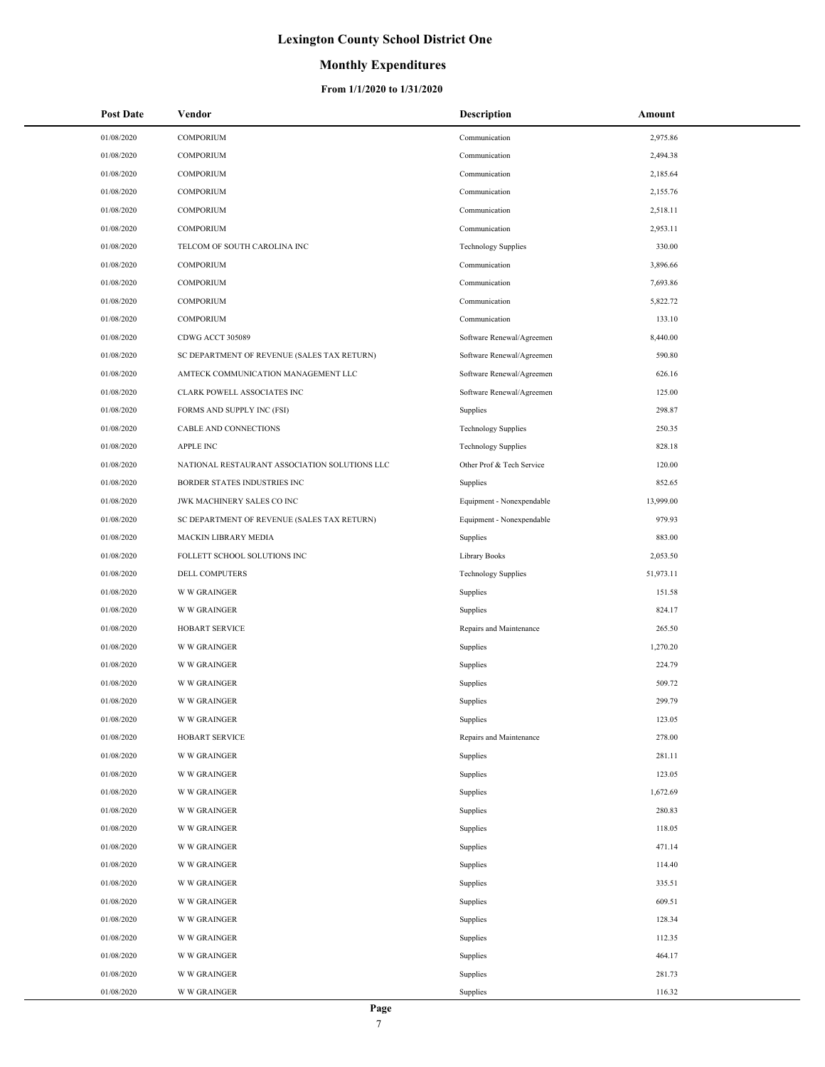# Lexington County School District One

## Monthly Expenditures

### From 1/1/2020 to 1/31/2020

| Post Date | Vendor | Description | Amount |
|---|---|---|---|
| 01/08/2020 | COMPORIUM | Communication | 2,975.86 |
| 01/08/2020 | COMPORIUM | Communication | 2,494.38 |
| 01/08/2020 | COMPORIUM | Communication | 2,185.64 |
| 01/08/2020 | COMPORIUM | Communication | 2,155.76 |
| 01/08/2020 | COMPORIUM | Communication | 2,518.11 |
| 01/08/2020 | COMPORIUM | Communication | 2,953.11 |
| 01/08/2020 | TELCOM OF SOUTH CAROLINA INC | Technology Supplies | 330.00 |
| 01/08/2020 | COMPORIUM | Communication | 3,896.66 |
| 01/08/2020 | COMPORIUM | Communication | 7,693.86 |
| 01/08/2020 | COMPORIUM | Communication | 5,822.72 |
| 01/08/2020 | COMPORIUM | Communication | 133.10 |
| 01/08/2020 | CDWG ACCT 305089 | Software Renewal/Agreemen | 8,440.00 |
| 01/08/2020 | SC DEPARTMENT OF REVENUE (SALES TAX RETURN) | Software Renewal/Agreemen | 590.80 |
| 01/08/2020 | AMTECK COMMUNICATION MANAGEMENT LLC | Software Renewal/Agreemen | 626.16 |
| 01/08/2020 | CLARK POWELL ASSOCIATES INC | Software Renewal/Agreemen | 125.00 |
| 01/08/2020 | FORMS AND SUPPLY INC (FSI) | Supplies | 298.87 |
| 01/08/2020 | CABLE AND CONNECTIONS | Technology Supplies | 250.35 |
| 01/08/2020 | APPLE INC | Technology Supplies | 828.18 |
| 01/08/2020 | NATIONAL RESTAURANT ASSOCIATION SOLUTIONS LLC | Other Prof & Tech Service | 120.00 |
| 01/08/2020 | BORDER STATES INDUSTRIES INC | Supplies | 852.65 |
| 01/08/2020 | JWK MACHINERY SALES CO INC | Equipment - Nonexpendable | 13,999.00 |
| 01/08/2020 | SC DEPARTMENT OF REVENUE (SALES TAX RETURN) | Equipment - Nonexpendable | 979.93 |
| 01/08/2020 | MACKIN LIBRARY MEDIA | Supplies | 883.00 |
| 01/08/2020 | FOLLETT SCHOOL SOLUTIONS INC | Library Books | 2,053.50 |
| 01/08/2020 | DELL COMPUTERS | Technology Supplies | 51,973.11 |
| 01/08/2020 | W W GRAINGER | Supplies | 151.58 |
| 01/08/2020 | W W GRAINGER | Supplies | 824.17 |
| 01/08/2020 | HOBART SERVICE | Repairs and Maintenance | 265.50 |
| 01/08/2020 | W W GRAINGER | Supplies | 1,270.20 |
| 01/08/2020 | W W GRAINGER | Supplies | 224.79 |
| 01/08/2020 | W W GRAINGER | Supplies | 509.72 |
| 01/08/2020 | W W GRAINGER | Supplies | 299.79 |
| 01/08/2020 | W W GRAINGER | Supplies | 123.05 |
| 01/08/2020 | HOBART SERVICE | Repairs and Maintenance | 278.00 |
| 01/08/2020 | W W GRAINGER | Supplies | 281.11 |
| 01/08/2020 | W W GRAINGER | Supplies | 123.05 |
| 01/08/2020 | W W GRAINGER | Supplies | 1,672.69 |
| 01/08/2020 | W W GRAINGER | Supplies | 280.83 |
| 01/08/2020 | W W GRAINGER | Supplies | 118.05 |
| 01/08/2020 | W W GRAINGER | Supplies | 471.14 |
| 01/08/2020 | W W GRAINGER | Supplies | 114.40 |
| 01/08/2020 | W W GRAINGER | Supplies | 335.51 |
| 01/08/2020 | W W GRAINGER | Supplies | 609.51 |
| 01/08/2020 | W W GRAINGER | Supplies | 128.34 |
| 01/08/2020 | W W GRAINGER | Supplies | 112.35 |
| 01/08/2020 | W W GRAINGER | Supplies | 464.17 |
| 01/08/2020 | W W GRAINGER | Supplies | 281.73 |
| 01/08/2020 | W W GRAINGER | Supplies | 116.32 |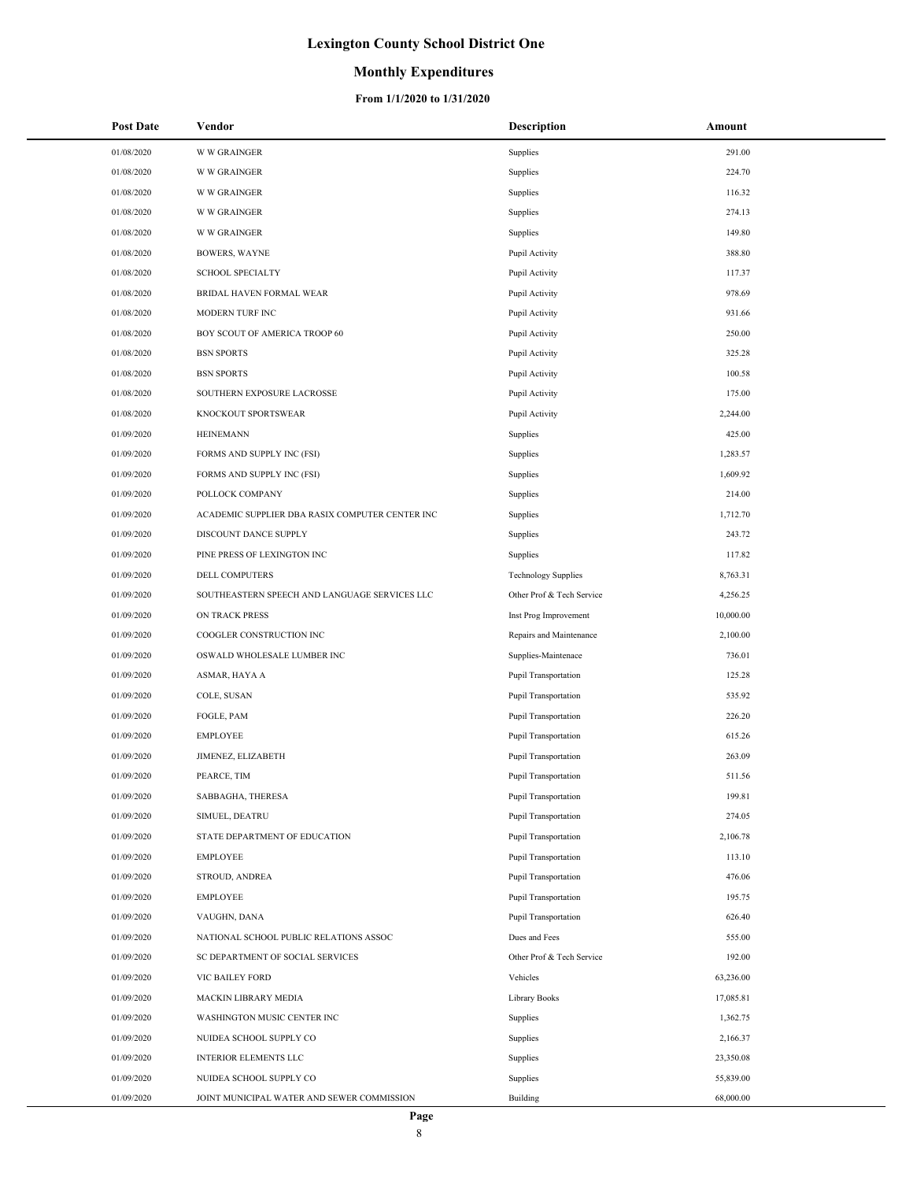# Lexington County School District One

## Monthly Expenditures

### From 1/1/2020 to 1/31/2020

| Post Date | Vendor | Description | Amount |
|---|---|---|---|
| 01/08/2020 | W W GRAINGER | Supplies | 291.00 |
| 01/08/2020 | W W GRAINGER | Supplies | 224.70 |
| 01/08/2020 | W W GRAINGER | Supplies | 116.32 |
| 01/08/2020 | W W GRAINGER | Supplies | 274.13 |
| 01/08/2020 | W W GRAINGER | Supplies | 149.80 |
| 01/08/2020 | BOWERS, WAYNE | Pupil Activity | 388.80 |
| 01/08/2020 | SCHOOL SPECIALTY | Pupil Activity | 117.37 |
| 01/08/2020 | BRIDAL HAVEN FORMAL WEAR | Pupil Activity | 978.69 |
| 01/08/2020 | MODERN TURF INC | Pupil Activity | 931.66 |
| 01/08/2020 | BOY SCOUT OF AMERICA TROOP 60 | Pupil Activity | 250.00 |
| 01/08/2020 | BSN SPORTS | Pupil Activity | 325.28 |
| 01/08/2020 | BSN SPORTS | Pupil Activity | 100.58 |
| 01/08/2020 | SOUTHERN EXPOSURE LACROSSE | Pupil Activity | 175.00 |
| 01/08/2020 | KNOCKOUT SPORTSWEAR | Pupil Activity | 2,244.00 |
| 01/09/2020 | HEINEMANN | Supplies | 425.00 |
| 01/09/2020 | FORMS AND SUPPLY INC (FSI) | Supplies | 1,283.57 |
| 01/09/2020 | FORMS AND SUPPLY INC (FSI) | Supplies | 1,609.92 |
| 01/09/2020 | POLLOCK COMPANY | Supplies | 214.00 |
| 01/09/2020 | ACADEMIC SUPPLIER DBA RASIX COMPUTER CENTER INC | Supplies | 1,712.70 |
| 01/09/2020 | DISCOUNT DANCE SUPPLY | Supplies | 243.72 |
| 01/09/2020 | PINE PRESS OF LEXINGTON INC | Supplies | 117.82 |
| 01/09/2020 | DELL COMPUTERS | Technology Supplies | 8,763.31 |
| 01/09/2020 | SOUTHEASTERN SPEECH AND LANGUAGE SERVICES LLC | Other Prof & Tech Service | 4,256.25 |
| 01/09/2020 | ON TRACK PRESS | Inst Prog Improvement | 10,000.00 |
| 01/09/2020 | COOGLER CONSTRUCTION INC | Repairs and Maintenance | 2,100.00 |
| 01/09/2020 | OSWALD WHOLESALE LUMBER INC | Supplies-Maintenace | 736.01 |
| 01/09/2020 | ASMAR, HAYA A | Pupil Transportation | 125.28 |
| 01/09/2020 | COLE, SUSAN | Pupil Transportation | 535.92 |
| 01/09/2020 | FOGLE, PAM | Pupil Transportation | 226.20 |
| 01/09/2020 | EMPLOYEE | Pupil Transportation | 615.26 |
| 01/09/2020 | JIMENEZ, ELIZABETH | Pupil Transportation | 263.09 |
| 01/09/2020 | PEARCE, TIM | Pupil Transportation | 511.56 |
| 01/09/2020 | SABBAGHA, THERESA | Pupil Transportation | 199.81 |
| 01/09/2020 | SIMUEL, DEATRU | Pupil Transportation | 274.05 |
| 01/09/2020 | STATE DEPARTMENT OF EDUCATION | Pupil Transportation | 2,106.78 |
| 01/09/2020 | EMPLOYEE | Pupil Transportation | 113.10 |
| 01/09/2020 | STROUD, ANDREA | Pupil Transportation | 476.06 |
| 01/09/2020 | EMPLOYEE | Pupil Transportation | 195.75 |
| 01/09/2020 | VAUGHN, DANA | Pupil Transportation | 626.40 |
| 01/09/2020 | NATIONAL SCHOOL PUBLIC RELATIONS ASSOC | Dues and Fees | 555.00 |
| 01/09/2020 | SC DEPARTMENT OF SOCIAL SERVICES | Other Prof & Tech Service | 192.00 |
| 01/09/2020 | VIC BAILEY FORD | Vehicles | 63,236.00 |
| 01/09/2020 | MACKIN LIBRARY MEDIA | Library Books | 17,085.81 |
| 01/09/2020 | WASHINGTON MUSIC CENTER INC | Supplies | 1,362.75 |
| 01/09/2020 | NUIDEA SCHOOL SUPPLY CO | Supplies | 2,166.37 |
| 01/09/2020 | INTERIOR ELEMENTS LLC | Supplies | 23,350.08 |
| 01/09/2020 | NUIDEA SCHOOL SUPPLY CO | Supplies | 55,839.00 |
| 01/09/2020 | JOINT MUNICIPAL WATER AND SEWER COMMISSION | Building | 68,000.00 |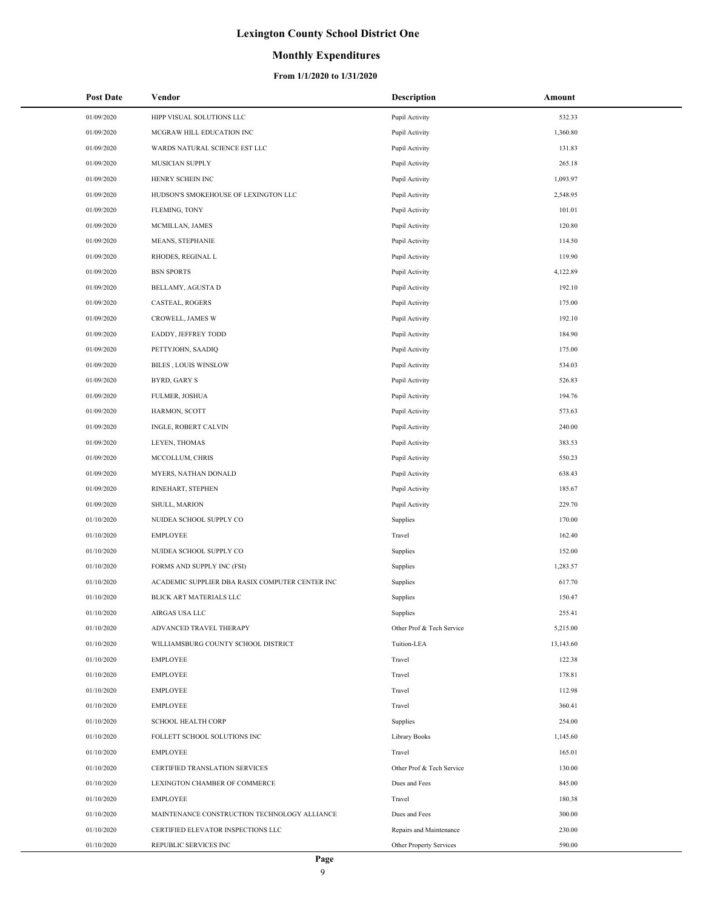# Lexington County School District One

## Monthly Expenditures

### From 1/1/2020 to 1/31/2020

| Post Date | Vendor | Description | Amount |
|---|---|---|---|
| 01/09/2020 | HIPP VISUAL SOLUTIONS LLC | Pupil Activity | 532.33 |
| 01/09/2020 | MCGRAW HILL EDUCATION INC | Pupil Activity | 1,360.80 |
| 01/09/2020 | WARDS NATURAL SCIENCE EST LLC | Pupil Activity | 131.83 |
| 01/09/2020 | MUSICIAN SUPPLY | Pupil Activity | 265.18 |
| 01/09/2020 | HENRY SCHEIN INC | Pupil Activity | 1,093.97 |
| 01/09/2020 | HUDSON'S SMOKEHOUSE OF LEXINGTON LLC | Pupil Activity | 2,548.95 |
| 01/09/2020 | FLEMING, TONY | Pupil Activity | 101.01 |
| 01/09/2020 | MCMILLAN, JAMES | Pupil Activity | 120.80 |
| 01/09/2020 | MEANS, STEPHANIE | Pupil Activity | 114.50 |
| 01/09/2020 | RHODES, REGINAL L | Pupil Activity | 119.90 |
| 01/09/2020 | BSN SPORTS | Pupil Activity | 4,122.89 |
| 01/09/2020 | BELLAMY, AGUSTA D | Pupil Activity | 192.10 |
| 01/09/2020 | CASTEAL, ROGERS | Pupil Activity | 175.00 |
| 01/09/2020 | CROWELL, JAMES W | Pupil Activity | 192.10 |
| 01/09/2020 | EADDY, JEFFREY TODD | Pupil Activity | 184.90 |
| 01/09/2020 | PETTYJOHN, SAADIQ | Pupil Activity | 175.00 |
| 01/09/2020 | BILES , LOUIS WINSLOW | Pupil Activity | 534.03 |
| 01/09/2020 | BYRD, GARY S | Pupil Activity | 526.83 |
| 01/09/2020 | FULMER, JOSHUA | Pupil Activity | 194.76 |
| 01/09/2020 | HARMON, SCOTT | Pupil Activity | 573.63 |
| 01/09/2020 | INGLE, ROBERT CALVIN | Pupil Activity | 240.00 |
| 01/09/2020 | LEYEN, THOMAS | Pupil Activity | 383.53 |
| 01/09/2020 | MCCOLLUM, CHRIS | Pupil Activity | 550.23 |
| 01/09/2020 | MYERS, NATHAN DONALD | Pupil Activity | 638.43 |
| 01/09/2020 | RINEHART, STEPHEN | Pupil Activity | 185.67 |
| 01/09/2020 | SHULL, MARION | Pupil Activity | 229.70 |
| 01/10/2020 | NUIDEA SCHOOL SUPPLY CO | Supplies | 170.00 |
| 01/10/2020 | EMPLOYEE | Travel | 162.40 |
| 01/10/2020 | NUIDEA SCHOOL SUPPLY CO | Supplies | 152.00 |
| 01/10/2020 | FORMS AND SUPPLY INC (FSI) | Supplies | 1,283.57 |
| 01/10/2020 | ACADEMIC SUPPLIER DBA RASIX COMPUTER CENTER INC | Supplies | 617.70 |
| 01/10/2020 | BLICK ART MATERIALS LLC | Supplies | 150.47 |
| 01/10/2020 | AIRGAS USA LLC | Supplies | 255.41 |
| 01/10/2020 | ADVANCED TRAVEL THERAPY | Other Prof & Tech Service | 5,215.00 |
| 01/10/2020 | WILLIAMSBURG COUNTY SCHOOL DISTRICT | Tuition-LEA | 13,143.60 |
| 01/10/2020 | EMPLOYEE | Travel | 122.38 |
| 01/10/2020 | EMPLOYEE | Travel | 178.81 |
| 01/10/2020 | EMPLOYEE | Travel | 112.98 |
| 01/10/2020 | EMPLOYEE | Travel | 360.41 |
| 01/10/2020 | SCHOOL HEALTH CORP | Supplies | 254.00 |
| 01/10/2020 | FOLLETT SCHOOL SOLUTIONS INC | Library Books | 1,145.60 |
| 01/10/2020 | EMPLOYEE | Travel | 165.01 |
| 01/10/2020 | CERTIFIED TRANSLATION SERVICES | Other Prof & Tech Service | 130.00 |
| 01/10/2020 | LEXINGTON CHAMBER OF COMMERCE | Dues and Fees | 845.00 |
| 01/10/2020 | EMPLOYEE | Travel | 180.38 |
| 01/10/2020 | MAINTENANCE CONSTRUCTION TECHNOLOGY ALLIANCE | Dues and Fees | 300.00 |
| 01/10/2020 | CERTIFIED ELEVATOR INSPECTIONS LLC | Repairs and Maintenance | 230.00 |
| 01/10/2020 | REPUBLIC SERVICES INC | Other Property Services | 590.00 |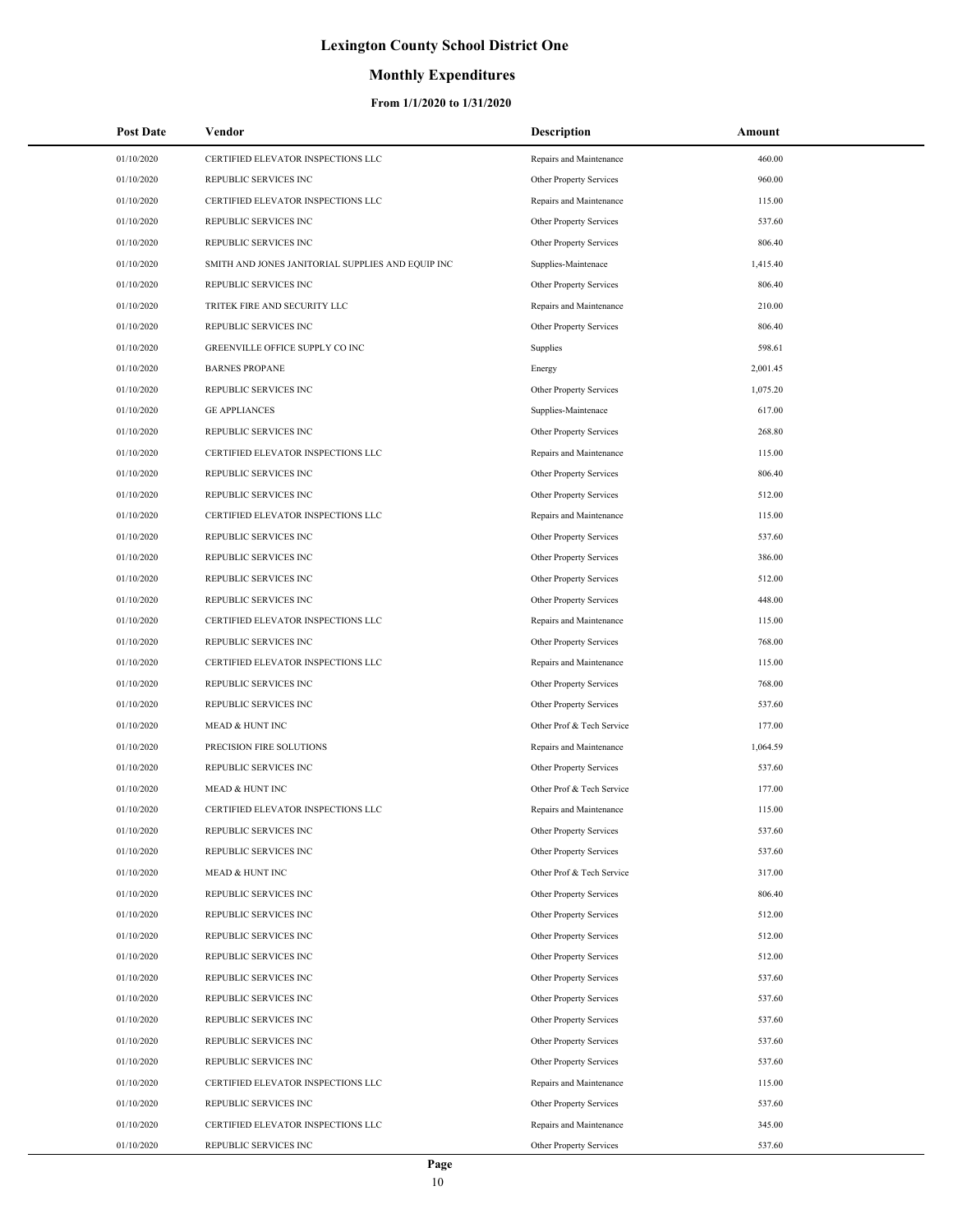# Lexington County School District One

## Monthly Expenditures

### From 1/1/2020 to 1/31/2020

| Post Date | Vendor | Description | Amount |
|---|---|---|---|
| 01/10/2020 | CERTIFIED ELEVATOR INSPECTIONS LLC | Repairs and Maintenance | 460.00 |
| 01/10/2020 | REPUBLIC SERVICES INC | Other Property Services | 960.00 |
| 01/10/2020 | CERTIFIED ELEVATOR INSPECTIONS LLC | Repairs and Maintenance | 115.00 |
| 01/10/2020 | REPUBLIC SERVICES INC | Other Property Services | 537.60 |
| 01/10/2020 | REPUBLIC SERVICES INC | Other Property Services | 806.40 |
| 01/10/2020 | SMITH AND JONES JANITORIAL SUPPLIES AND EQUIP INC | Supplies-Maintenace | 1,415.40 |
| 01/10/2020 | REPUBLIC SERVICES INC | Other Property Services | 806.40 |
| 01/10/2020 | TRITEK FIRE AND SECURITY LLC | Repairs and Maintenance | 210.00 |
| 01/10/2020 | REPUBLIC SERVICES INC | Other Property Services | 806.40 |
| 01/10/2020 | GREENVILLE OFFICE SUPPLY CO INC | Supplies | 598.61 |
| 01/10/2020 | BARNES PROPANE | Energy | 2,001.45 |
| 01/10/2020 | REPUBLIC SERVICES INC | Other Property Services | 1,075.20 |
| 01/10/2020 | GE APPLIANCES | Supplies-Maintenace | 617.00 |
| 01/10/2020 | REPUBLIC SERVICES INC | Other Property Services | 268.80 |
| 01/10/2020 | CERTIFIED ELEVATOR INSPECTIONS LLC | Repairs and Maintenance | 115.00 |
| 01/10/2020 | REPUBLIC SERVICES INC | Other Property Services | 806.40 |
| 01/10/2020 | REPUBLIC SERVICES INC | Other Property Services | 512.00 |
| 01/10/2020 | CERTIFIED ELEVATOR INSPECTIONS LLC | Repairs and Maintenance | 115.00 |
| 01/10/2020 | REPUBLIC SERVICES INC | Other Property Services | 537.60 |
| 01/10/2020 | REPUBLIC SERVICES INC | Other Property Services | 386.00 |
| 01/10/2020 | REPUBLIC SERVICES INC | Other Property Services | 512.00 |
| 01/10/2020 | REPUBLIC SERVICES INC | Other Property Services | 448.00 |
| 01/10/2020 | CERTIFIED ELEVATOR INSPECTIONS LLC | Repairs and Maintenance | 115.00 |
| 01/10/2020 | REPUBLIC SERVICES INC | Other Property Services | 768.00 |
| 01/10/2020 | CERTIFIED ELEVATOR INSPECTIONS LLC | Repairs and Maintenance | 115.00 |
| 01/10/2020 | REPUBLIC SERVICES INC | Other Property Services | 768.00 |
| 01/10/2020 | REPUBLIC SERVICES INC | Other Property Services | 537.60 |
| 01/10/2020 | MEAD & HUNT INC | Other Prof & Tech Service | 177.00 |
| 01/10/2020 | PRECISION FIRE SOLUTIONS | Repairs and Maintenance | 1,064.59 |
| 01/10/2020 | REPUBLIC SERVICES INC | Other Property Services | 537.60 |
| 01/10/2020 | MEAD & HUNT INC | Other Prof & Tech Service | 177.00 |
| 01/10/2020 | CERTIFIED ELEVATOR INSPECTIONS LLC | Repairs and Maintenance | 115.00 |
| 01/10/2020 | REPUBLIC SERVICES INC | Other Property Services | 537.60 |
| 01/10/2020 | REPUBLIC SERVICES INC | Other Property Services | 537.60 |
| 01/10/2020 | MEAD & HUNT INC | Other Prof & Tech Service | 317.00 |
| 01/10/2020 | REPUBLIC SERVICES INC | Other Property Services | 806.40 |
| 01/10/2020 | REPUBLIC SERVICES INC | Other Property Services | 512.00 |
| 01/10/2020 | REPUBLIC SERVICES INC | Other Property Services | 512.00 |
| 01/10/2020 | REPUBLIC SERVICES INC | Other Property Services | 512.00 |
| 01/10/2020 | REPUBLIC SERVICES INC | Other Property Services | 537.60 |
| 01/10/2020 | REPUBLIC SERVICES INC | Other Property Services | 537.60 |
| 01/10/2020 | REPUBLIC SERVICES INC | Other Property Services | 537.60 |
| 01/10/2020 | REPUBLIC SERVICES INC | Other Property Services | 537.60 |
| 01/10/2020 | REPUBLIC SERVICES INC | Other Property Services | 537.60 |
| 01/10/2020 | CERTIFIED ELEVATOR INSPECTIONS LLC | Repairs and Maintenance | 115.00 |
| 01/10/2020 | REPUBLIC SERVICES INC | Other Property Services | 537.60 |
| 01/10/2020 | CERTIFIED ELEVATOR INSPECTIONS LLC | Repairs and Maintenance | 345.00 |
| 01/10/2020 | REPUBLIC SERVICES INC | Other Property Services | 537.60 |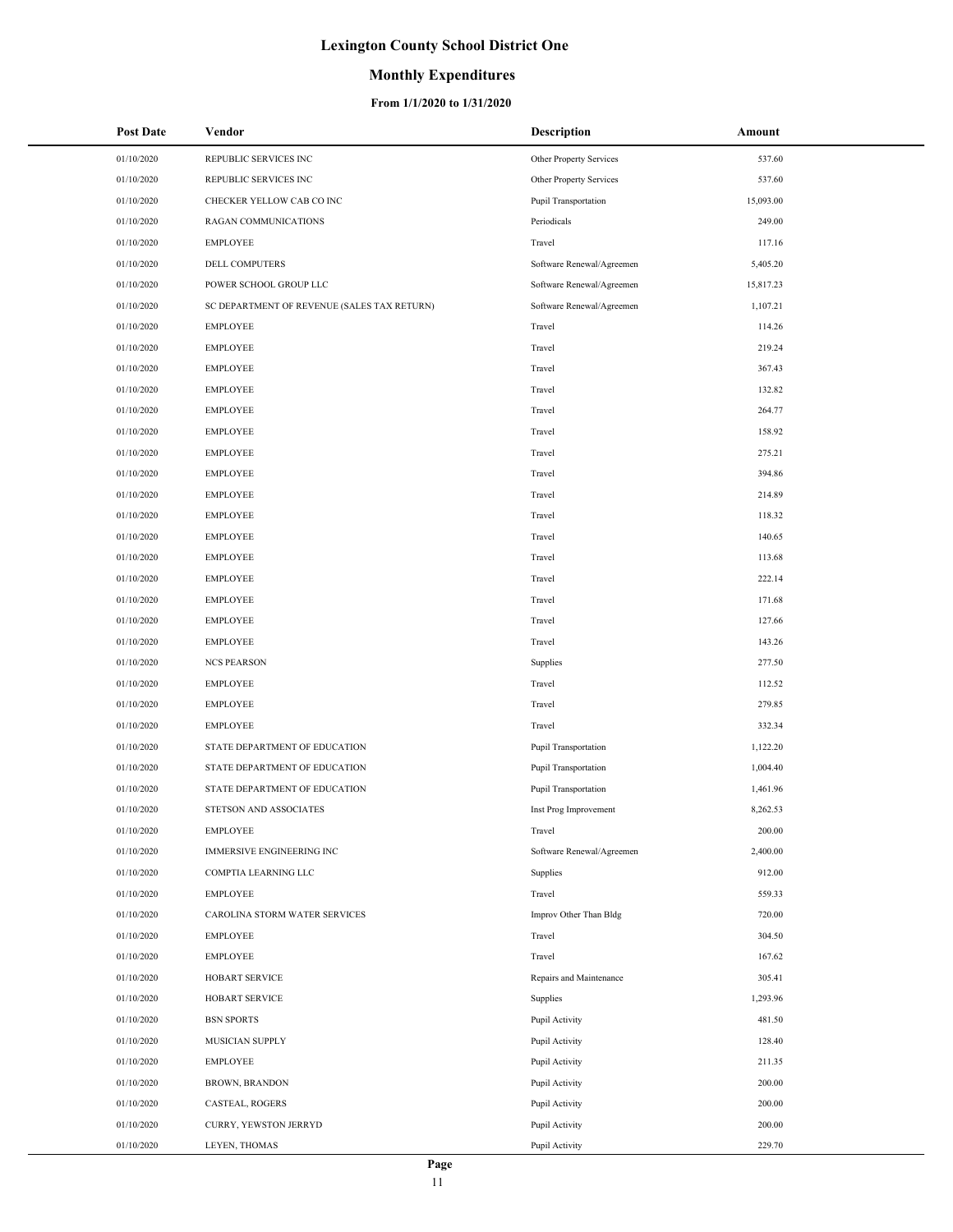# Lexington County School District One

## Monthly Expenditures

### From 1/1/2020 to 1/31/2020

| Post Date | Vendor | Description | Amount |
|---|---|---|---|
| 01/10/2020 | REPUBLIC SERVICES INC | Other Property Services | 537.60 |
| 01/10/2020 | REPUBLIC SERVICES INC | Other Property Services | 537.60 |
| 01/10/2020 | CHECKER YELLOW CAB CO INC | Pupil Transportation | 15,093.00 |
| 01/10/2020 | RAGAN COMMUNICATIONS | Periodicals | 249.00 |
| 01/10/2020 | EMPLOYEE | Travel | 117.16 |
| 01/10/2020 | DELL COMPUTERS | Software Renewal/Agreemen | 5,405.20 |
| 01/10/2020 | POWER SCHOOL GROUP LLC | Software Renewal/Agreemen | 15,817.23 |
| 01/10/2020 | SC DEPARTMENT OF REVENUE (SALES TAX RETURN) | Software Renewal/Agreemen | 1,107.21 |
| 01/10/2020 | EMPLOYEE | Travel | 114.26 |
| 01/10/2020 | EMPLOYEE | Travel | 219.24 |
| 01/10/2020 | EMPLOYEE | Travel | 367.43 |
| 01/10/2020 | EMPLOYEE | Travel | 132.82 |
| 01/10/2020 | EMPLOYEE | Travel | 264.77 |
| 01/10/2020 | EMPLOYEE | Travel | 158.92 |
| 01/10/2020 | EMPLOYEE | Travel | 275.21 |
| 01/10/2020 | EMPLOYEE | Travel | 394.86 |
| 01/10/2020 | EMPLOYEE | Travel | 214.89 |
| 01/10/2020 | EMPLOYEE | Travel | 118.32 |
| 01/10/2020 | EMPLOYEE | Travel | 140.65 |
| 01/10/2020 | EMPLOYEE | Travel | 113.68 |
| 01/10/2020 | EMPLOYEE | Travel | 222.14 |
| 01/10/2020 | EMPLOYEE | Travel | 171.68 |
| 01/10/2020 | EMPLOYEE | Travel | 127.66 |
| 01/10/2020 | EMPLOYEE | Travel | 143.26 |
| 01/10/2020 | NCS PEARSON | Supplies | 277.50 |
| 01/10/2020 | EMPLOYEE | Travel | 112.52 |
| 01/10/2020 | EMPLOYEE | Travel | 279.85 |
| 01/10/2020 | EMPLOYEE | Travel | 332.34 |
| 01/10/2020 | STATE DEPARTMENT OF EDUCATION | Pupil Transportation | 1,122.20 |
| 01/10/2020 | STATE DEPARTMENT OF EDUCATION | Pupil Transportation | 1,004.40 |
| 01/10/2020 | STATE DEPARTMENT OF EDUCATION | Pupil Transportation | 1,461.96 |
| 01/10/2020 | STETSON AND ASSOCIATES | Inst Prog Improvement | 8,262.53 |
| 01/10/2020 | EMPLOYEE | Travel | 200.00 |
| 01/10/2020 | IMMERSIVE ENGINEERING INC | Software Renewal/Agreemen | 2,400.00 |
| 01/10/2020 | COMPTIA LEARNING LLC | Supplies | 912.00 |
| 01/10/2020 | EMPLOYEE | Travel | 559.33 |
| 01/10/2020 | CAROLINA STORM WATER SERVICES | Improv Other Than Bldg | 720.00 |
| 01/10/2020 | EMPLOYEE | Travel | 304.50 |
| 01/10/2020 | EMPLOYEE | Travel | 167.62 |
| 01/10/2020 | HOBART SERVICE | Repairs and Maintenance | 305.41 |
| 01/10/2020 | HOBART SERVICE | Supplies | 1,293.96 |
| 01/10/2020 | BSN SPORTS | Pupil Activity | 481.50 |
| 01/10/2020 | MUSICIAN SUPPLY | Pupil Activity | 128.40 |
| 01/10/2020 | EMPLOYEE | Pupil Activity | 211.35 |
| 01/10/2020 | BROWN, BRANDON | Pupil Activity | 200.00 |
| 01/10/2020 | CASTEAL, ROGERS | Pupil Activity | 200.00 |
| 01/10/2020 | CURRY, YEWSTON JERRYD | Pupil Activity | 200.00 |
| 01/10/2020 | LEYEN, THOMAS | Pupil Activity | 229.70 |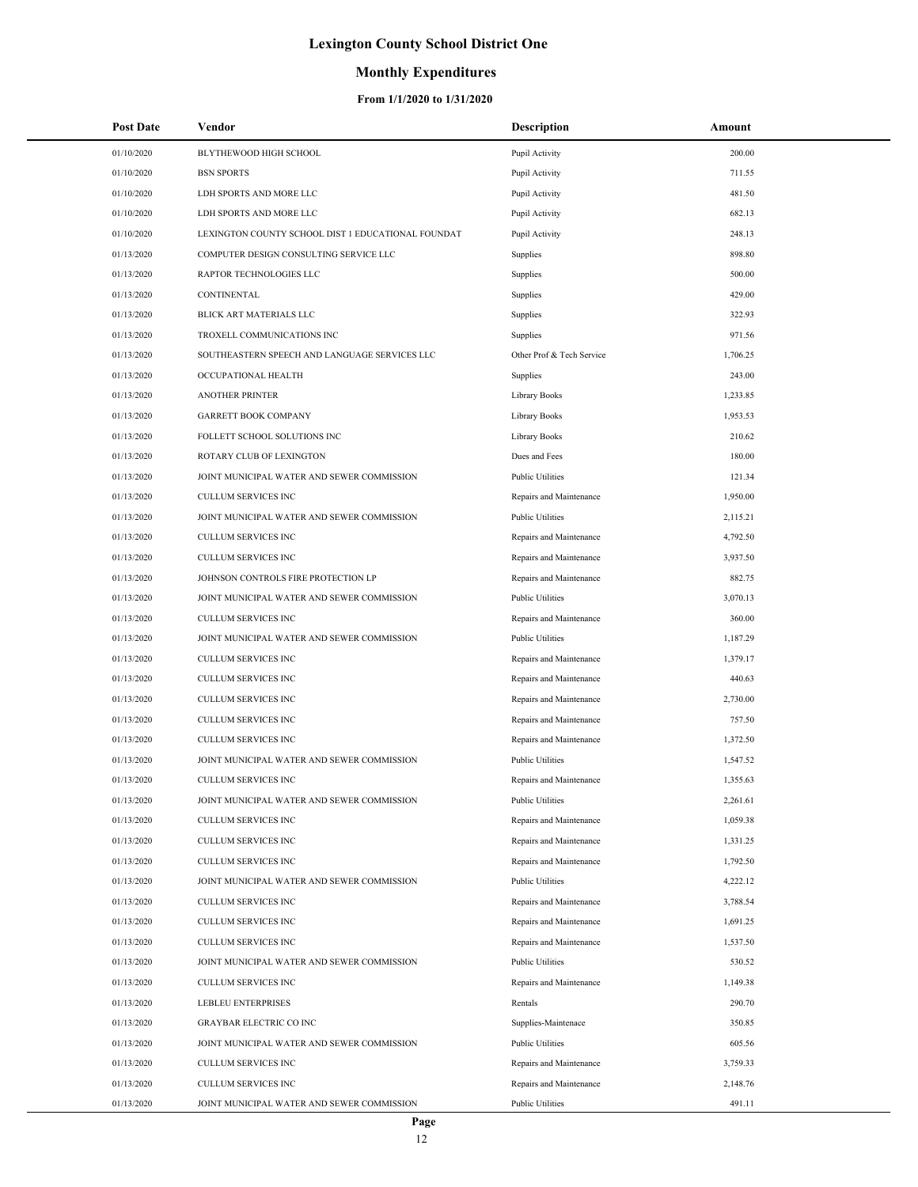# Lexington County School District One

## Monthly Expenditures

### From 1/1/2020 to 1/31/2020

| Post Date | Vendor | Description | Amount |
|---|---|---|---|
| 01/10/2020 | BLYTHEWOOD HIGH SCHOOL | Pupil Activity | 200.00 |
| 01/10/2020 | BSN SPORTS | Pupil Activity | 711.55 |
| 01/10/2020 | LDH SPORTS AND MORE LLC | Pupil Activity | 481.50 |
| 01/10/2020 | LDH SPORTS AND MORE LLC | Pupil Activity | 682.13 |
| 01/10/2020 | LEXINGTON COUNTY SCHOOL DIST 1 EDUCATIONAL FOUNDAT | Pupil Activity | 248.13 |
| 01/13/2020 | COMPUTER DESIGN CONSULTING SERVICE LLC | Supplies | 898.80 |
| 01/13/2020 | RAPTOR TECHNOLOGIES LLC | Supplies | 500.00 |
| 01/13/2020 | CONTINENTAL | Supplies | 429.00 |
| 01/13/2020 | BLICK ART MATERIALS LLC | Supplies | 322.93 |
| 01/13/2020 | TROXELL COMMUNICATIONS INC | Supplies | 971.56 |
| 01/13/2020 | SOUTHEASTERN SPEECH AND LANGUAGE SERVICES LLC | Other Prof & Tech Service | 1,706.25 |
| 01/13/2020 | OCCUPATIONAL HEALTH | Supplies | 243.00 |
| 01/13/2020 | ANOTHER PRINTER | Library Books | 1,233.85 |
| 01/13/2020 | GARRETT BOOK COMPANY | Library Books | 1,953.53 |
| 01/13/2020 | FOLLETT SCHOOL SOLUTIONS INC | Library Books | 210.62 |
| 01/13/2020 | ROTARY CLUB OF LEXINGTON | Dues and Fees | 180.00 |
| 01/13/2020 | JOINT MUNICIPAL WATER AND SEWER COMMISSION | Public Utilities | 121.34 |
| 01/13/2020 | CULLUM SERVICES INC | Repairs and Maintenance | 1,950.00 |
| 01/13/2020 | JOINT MUNICIPAL WATER AND SEWER COMMISSION | Public Utilities | 2,115.21 |
| 01/13/2020 | CULLUM SERVICES INC | Repairs and Maintenance | 4,792.50 |
| 01/13/2020 | CULLUM SERVICES INC | Repairs and Maintenance | 3,937.50 |
| 01/13/2020 | JOHNSON CONTROLS FIRE PROTECTION LP | Repairs and Maintenance | 882.75 |
| 01/13/2020 | JOINT MUNICIPAL WATER AND SEWER COMMISSION | Public Utilities | 3,070.13 |
| 01/13/2020 | CULLUM SERVICES INC | Repairs and Maintenance | 360.00 |
| 01/13/2020 | JOINT MUNICIPAL WATER AND SEWER COMMISSION | Public Utilities | 1,187.29 |
| 01/13/2020 | CULLUM SERVICES INC | Repairs and Maintenance | 1,379.17 |
| 01/13/2020 | CULLUM SERVICES INC | Repairs and Maintenance | 440.63 |
| 01/13/2020 | CULLUM SERVICES INC | Repairs and Maintenance | 2,730.00 |
| 01/13/2020 | CULLUM SERVICES INC | Repairs and Maintenance | 757.50 |
| 01/13/2020 | CULLUM SERVICES INC | Repairs and Maintenance | 1,372.50 |
| 01/13/2020 | JOINT MUNICIPAL WATER AND SEWER COMMISSION | Public Utilities | 1,547.52 |
| 01/13/2020 | CULLUM SERVICES INC | Repairs and Maintenance | 1,355.63 |
| 01/13/2020 | JOINT MUNICIPAL WATER AND SEWER COMMISSION | Public Utilities | 2,261.61 |
| 01/13/2020 | CULLUM SERVICES INC | Repairs and Maintenance | 1,059.38 |
| 01/13/2020 | CULLUM SERVICES INC | Repairs and Maintenance | 1,331.25 |
| 01/13/2020 | CULLUM SERVICES INC | Repairs and Maintenance | 1,792.50 |
| 01/13/2020 | JOINT MUNICIPAL WATER AND SEWER COMMISSION | Public Utilities | 4,222.12 |
| 01/13/2020 | CULLUM SERVICES INC | Repairs and Maintenance | 3,788.54 |
| 01/13/2020 | CULLUM SERVICES INC | Repairs and Maintenance | 1,691.25 |
| 01/13/2020 | CULLUM SERVICES INC | Repairs and Maintenance | 1,537.50 |
| 01/13/2020 | JOINT MUNICIPAL WATER AND SEWER COMMISSION | Public Utilities | 530.52 |
| 01/13/2020 | CULLUM SERVICES INC | Repairs and Maintenance | 1,149.38 |
| 01/13/2020 | LEBLEU ENTERPRISES | Rentals | 290.70 |
| 01/13/2020 | GRAYBAR ELECTRIC CO INC | Supplies-Maintenace | 350.85 |
| 01/13/2020 | JOINT MUNICIPAL WATER AND SEWER COMMISSION | Public Utilities | 605.56 |
| 01/13/2020 | CULLUM SERVICES INC | Repairs and Maintenance | 3,759.33 |
| 01/13/2020 | CULLUM SERVICES INC | Repairs and Maintenance | 2,148.76 |
| 01/13/2020 | JOINT MUNICIPAL WATER AND SEWER COMMISSION | Public Utilities | 491.11 |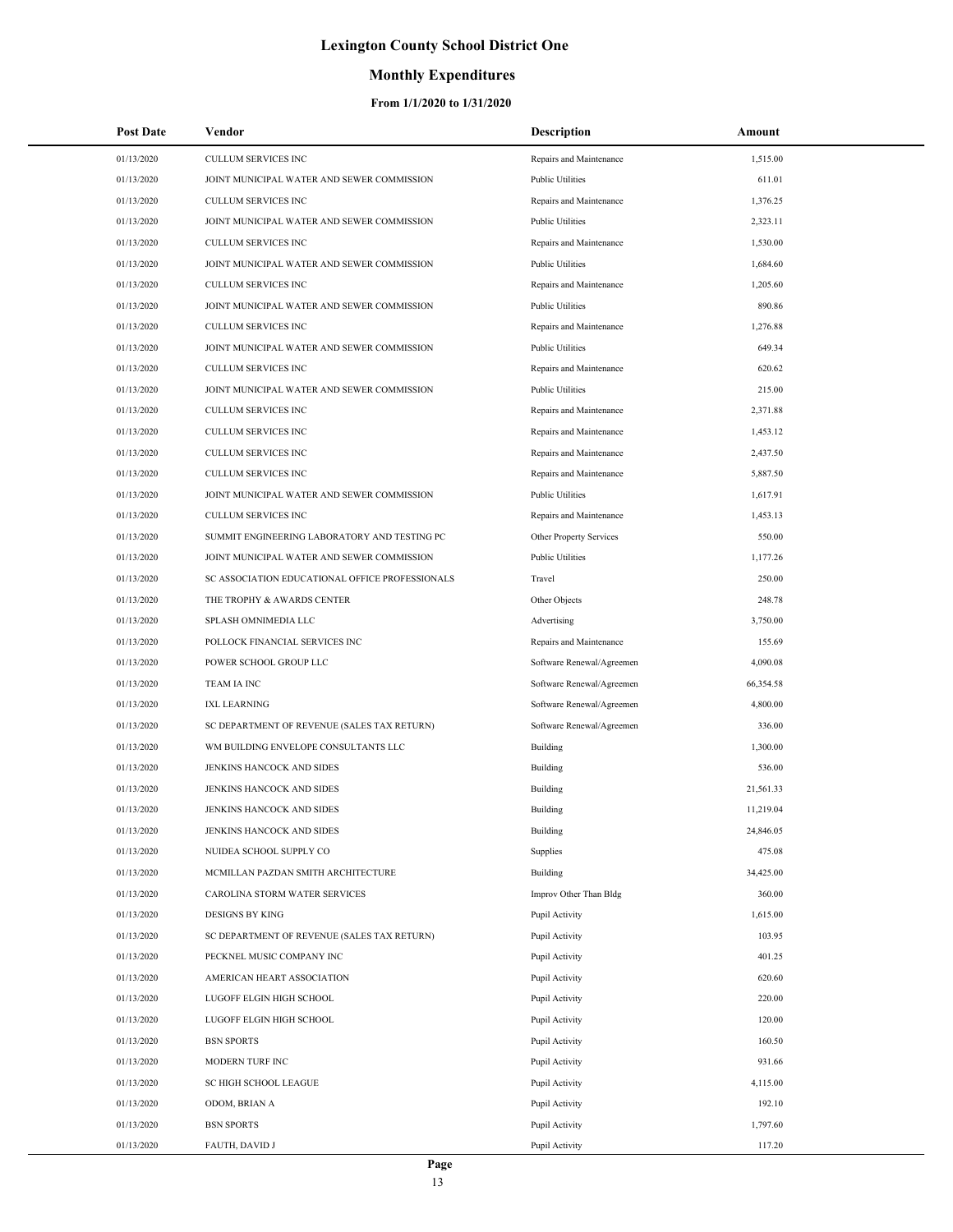# Lexington County School District One

## Monthly Expenditures

### From 1/1/2020 to 1/31/2020

| Post Date | Vendor | Description | Amount |
|---|---|---|---|
| 01/13/2020 | CULLUM SERVICES INC | Repairs and Maintenance | 1,515.00 |
| 01/13/2020 | JOINT MUNICIPAL WATER AND SEWER COMMISSION | Public Utilities | 611.01 |
| 01/13/2020 | CULLUM SERVICES INC | Repairs and Maintenance | 1,376.25 |
| 01/13/2020 | JOINT MUNICIPAL WATER AND SEWER COMMISSION | Public Utilities | 2,323.11 |
| 01/13/2020 | CULLUM SERVICES INC | Repairs and Maintenance | 1,530.00 |
| 01/13/2020 | JOINT MUNICIPAL WATER AND SEWER COMMISSION | Public Utilities | 1,684.60 |
| 01/13/2020 | CULLUM SERVICES INC | Repairs and Maintenance | 1,205.60 |
| 01/13/2020 | JOINT MUNICIPAL WATER AND SEWER COMMISSION | Public Utilities | 890.86 |
| 01/13/2020 | CULLUM SERVICES INC | Repairs and Maintenance | 1,276.88 |
| 01/13/2020 | JOINT MUNICIPAL WATER AND SEWER COMMISSION | Public Utilities | 649.34 |
| 01/13/2020 | CULLUM SERVICES INC | Repairs and Maintenance | 620.62 |
| 01/13/2020 | JOINT MUNICIPAL WATER AND SEWER COMMISSION | Public Utilities | 215.00 |
| 01/13/2020 | CULLUM SERVICES INC | Repairs and Maintenance | 2,371.88 |
| 01/13/2020 | CULLUM SERVICES INC | Repairs and Maintenance | 1,453.12 |
| 01/13/2020 | CULLUM SERVICES INC | Repairs and Maintenance | 2,437.50 |
| 01/13/2020 | CULLUM SERVICES INC | Repairs and Maintenance | 5,887.50 |
| 01/13/2020 | JOINT MUNICIPAL WATER AND SEWER COMMISSION | Public Utilities | 1,617.91 |
| 01/13/2020 | CULLUM SERVICES INC | Repairs and Maintenance | 1,453.13 |
| 01/13/2020 | SUMMIT ENGINEERING LABORATORY AND TESTING PC | Other Property Services | 550.00 |
| 01/13/2020 | JOINT MUNICIPAL WATER AND SEWER COMMISSION | Public Utilities | 1,177.26 |
| 01/13/2020 | SC ASSOCIATION EDUCATIONAL OFFICE PROFESSIONALS | Travel | 250.00 |
| 01/13/2020 | THE TROPHY & AWARDS CENTER | Other Objects | 248.78 |
| 01/13/2020 | SPLASH OMNIMEDIA LLC | Advertising | 3,750.00 |
| 01/13/2020 | POLLOCK FINANCIAL SERVICES INC | Repairs and Maintenance | 155.69 |
| 01/13/2020 | POWER SCHOOL GROUP LLC | Software Renewal/Agreemen | 4,090.08 |
| 01/13/2020 | TEAM IA INC | Software Renewal/Agreemen | 66,354.58 |
| 01/13/2020 | IXL LEARNING | Software Renewal/Agreemen | 4,800.00 |
| 01/13/2020 | SC DEPARTMENT OF REVENUE (SALES TAX RETURN) | Software Renewal/Agreemen | 336.00 |
| 01/13/2020 | WM BUILDING ENVELOPE CONSULTANTS LLC | Building | 1,300.00 |
| 01/13/2020 | JENKINS HANCOCK AND SIDES | Building | 536.00 |
| 01/13/2020 | JENKINS HANCOCK AND SIDES | Building | 21,561.33 |
| 01/13/2020 | JENKINS HANCOCK AND SIDES | Building | 11,219.04 |
| 01/13/2020 | JENKINS HANCOCK AND SIDES | Building | 24,846.05 |
| 01/13/2020 | NUIDEA SCHOOL SUPPLY CO | Supplies | 475.08 |
| 01/13/2020 | MCMILLAN PAZDAN SMITH ARCHITECTURE | Building | 34,425.00 |
| 01/13/2020 | CAROLINA STORM WATER SERVICES | Improv Other Than Bldg | 360.00 |
| 01/13/2020 | DESIGNS BY KING | Pupil Activity | 1,615.00 |
| 01/13/2020 | SC DEPARTMENT OF REVENUE (SALES TAX RETURN) | Pupil Activity | 103.95 |
| 01/13/2020 | PECKNEL MUSIC COMPANY INC | Pupil Activity | 401.25 |
| 01/13/2020 | AMERICAN HEART ASSOCIATION | Pupil Activity | 620.60 |
| 01/13/2020 | LUGOFF ELGIN HIGH SCHOOL | Pupil Activity | 220.00 |
| 01/13/2020 | LUGOFF ELGIN HIGH SCHOOL | Pupil Activity | 120.00 |
| 01/13/2020 | BSN SPORTS | Pupil Activity | 160.50 |
| 01/13/2020 | MODERN TURF INC | Pupil Activity | 931.66 |
| 01/13/2020 | SC HIGH SCHOOL LEAGUE | Pupil Activity | 4,115.00 |
| 01/13/2020 | ODOM, BRIAN A | Pupil Activity | 192.10 |
| 01/13/2020 | BSN SPORTS | Pupil Activity | 1,797.60 |
| 01/13/2020 | FAUTH, DAVID J | Pupil Activity | 117.20 |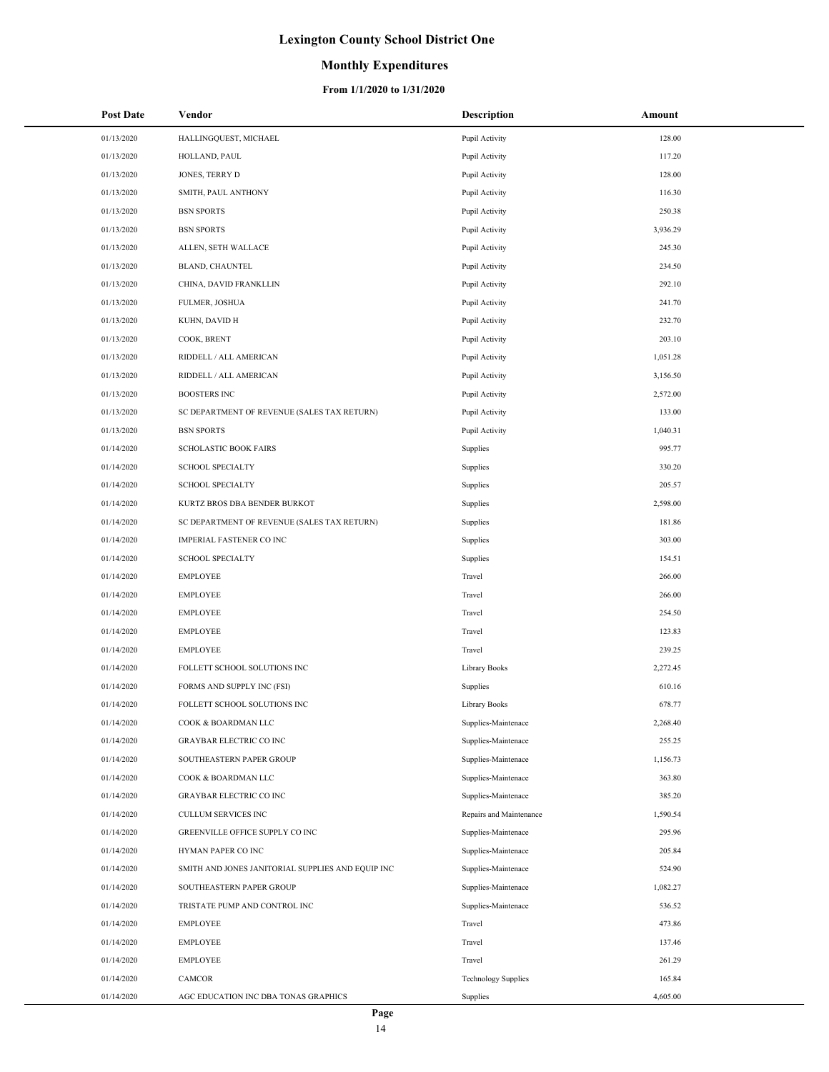# Lexington County School District One

## Monthly Expenditures

### From 1/1/2020 to 1/31/2020

| Post Date | Vendor | Description | Amount |
|---|---|---|---|
| 01/13/2020 | HALLINGQUEST, MICHAEL | Pupil Activity | 128.00 |
| 01/13/2020 | HOLLAND, PAUL | Pupil Activity | 117.20 |
| 01/13/2020 | JONES, TERRY D | Pupil Activity | 128.00 |
| 01/13/2020 | SMITH, PAUL ANTHONY | Pupil Activity | 116.30 |
| 01/13/2020 | BSN SPORTS | Pupil Activity | 250.38 |
| 01/13/2020 | BSN SPORTS | Pupil Activity | 3,936.29 |
| 01/13/2020 | ALLEN, SETH WALLACE | Pupil Activity | 245.30 |
| 01/13/2020 | BLAND, CHAUNTEL | Pupil Activity | 234.50 |
| 01/13/2020 | CHINA, DAVID FRANKLLIN | Pupil Activity | 292.10 |
| 01/13/2020 | FULMER, JOSHUA | Pupil Activity | 241.70 |
| 01/13/2020 | KUHN, DAVID H | Pupil Activity | 232.70 |
| 01/13/2020 | COOK, BRENT | Pupil Activity | 203.10 |
| 01/13/2020 | RIDDELL / ALL AMERICAN | Pupil Activity | 1,051.28 |
| 01/13/2020 | RIDDELL / ALL AMERICAN | Pupil Activity | 3,156.50 |
| 01/13/2020 | BOOSTERS INC | Pupil Activity | 2,572.00 |
| 01/13/2020 | SC DEPARTMENT OF REVENUE (SALES TAX RETURN) | Pupil Activity | 133.00 |
| 01/13/2020 | BSN SPORTS | Pupil Activity | 1,040.31 |
| 01/14/2020 | SCHOLASTIC BOOK FAIRS | Supplies | 995.77 |
| 01/14/2020 | SCHOOL SPECIALTY | Supplies | 330.20 |
| 01/14/2020 | SCHOOL SPECIALTY | Supplies | 205.57 |
| 01/14/2020 | KURTZ BROS DBA BENDER BURKOT | Supplies | 2,598.00 |
| 01/14/2020 | SC DEPARTMENT OF REVENUE (SALES TAX RETURN) | Supplies | 181.86 |
| 01/14/2020 | IMPERIAL FASTENER CO INC | Supplies | 303.00 |
| 01/14/2020 | SCHOOL SPECIALTY | Supplies | 154.51 |
| 01/14/2020 | EMPLOYEE | Travel | 266.00 |
| 01/14/2020 | EMPLOYEE | Travel | 266.00 |
| 01/14/2020 | EMPLOYEE | Travel | 254.50 |
| 01/14/2020 | EMPLOYEE | Travel | 123.83 |
| 01/14/2020 | EMPLOYEE | Travel | 239.25 |
| 01/14/2020 | FOLLETT SCHOOL SOLUTIONS INC | Library Books | 2,272.45 |
| 01/14/2020 | FORMS AND SUPPLY INC (FSI) | Supplies | 610.16 |
| 01/14/2020 | FOLLETT SCHOOL SOLUTIONS INC | Library Books | 678.77 |
| 01/14/2020 | COOK & BOARDMAN LLC | Supplies-Maintenace | 2,268.40 |
| 01/14/2020 | GRAYBAR ELECTRIC CO INC | Supplies-Maintenace | 255.25 |
| 01/14/2020 | SOUTHEASTERN PAPER GROUP | Supplies-Maintenace | 1,156.73 |
| 01/14/2020 | COOK & BOARDMAN LLC | Supplies-Maintenace | 363.80 |
| 01/14/2020 | GRAYBAR ELECTRIC CO INC | Supplies-Maintenace | 385.20 |
| 01/14/2020 | CULLUM SERVICES INC | Repairs and Maintenance | 1,590.54 |
| 01/14/2020 | GREENVILLE OFFICE SUPPLY CO INC | Supplies-Maintenace | 295.96 |
| 01/14/2020 | HYMAN PAPER CO INC | Supplies-Maintenace | 205.84 |
| 01/14/2020 | SMITH AND JONES JANITORIAL SUPPLIES AND EQUIP INC | Supplies-Maintenace | 524.90 |
| 01/14/2020 | SOUTHEASTERN PAPER GROUP | Supplies-Maintenace | 1,082.27 |
| 01/14/2020 | TRISTATE PUMP AND CONTROL INC | Supplies-Maintenace | 536.52 |
| 01/14/2020 | EMPLOYEE | Travel | 473.86 |
| 01/14/2020 | EMPLOYEE | Travel | 137.46 |
| 01/14/2020 | EMPLOYEE | Travel | 261.29 |
| 01/14/2020 | CAMCOR | Technology Supplies | 165.84 |
| 01/14/2020 | AGC EDUCATION INC DBA TONAS GRAPHICS | Supplies | 4,605.00 |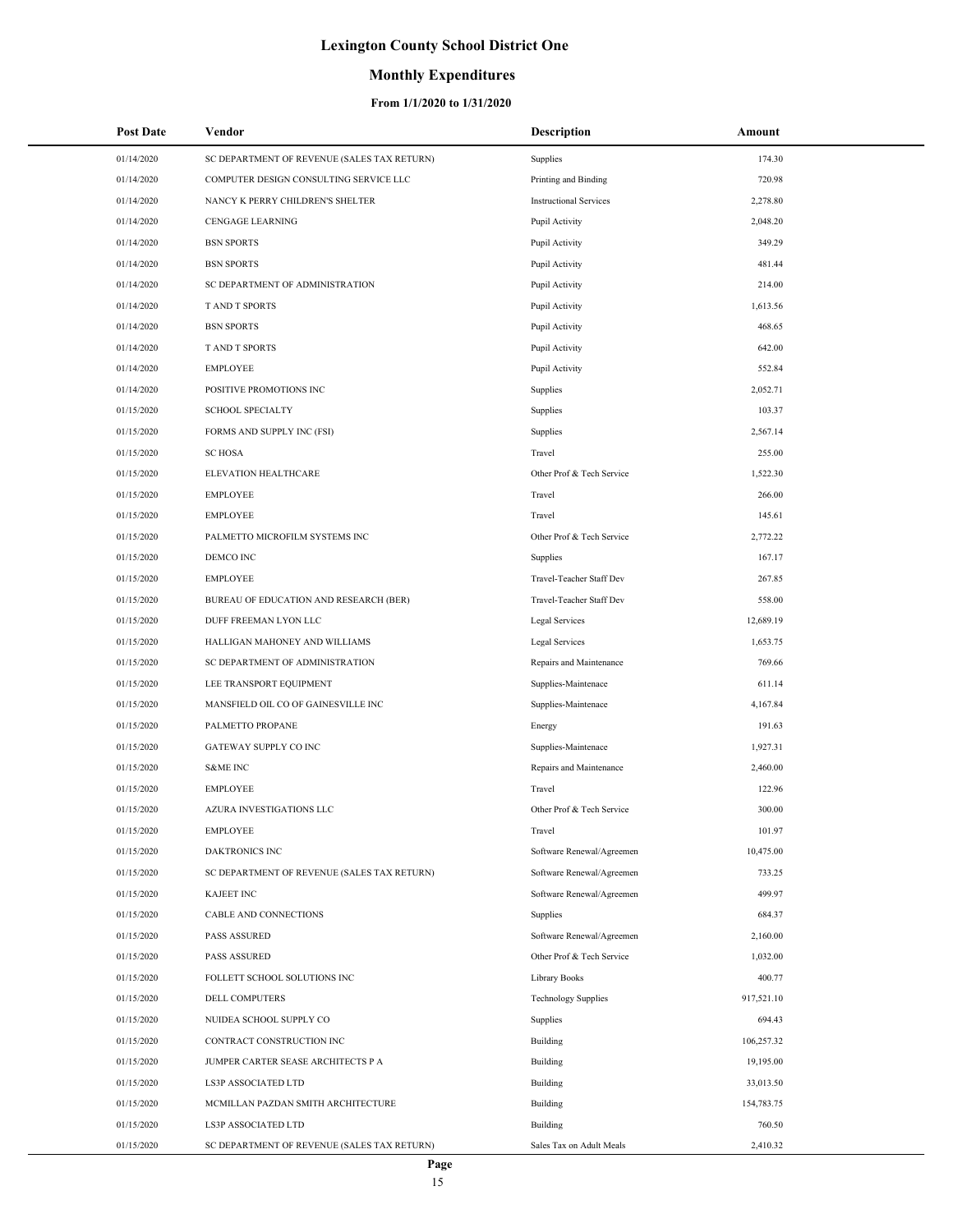# Lexington County School District One

## Monthly Expenditures

### From 1/1/2020 to 1/31/2020

| Post Date | Vendor | Description | Amount |
|---|---|---|---|
| 01/14/2020 | SC DEPARTMENT OF REVENUE (SALES TAX RETURN) | Supplies | 174.30 |
| 01/14/2020 | COMPUTER DESIGN CONSULTING SERVICE LLC | Printing and Binding | 720.98 |
| 01/14/2020 | NANCY K PERRY CHILDREN'S SHELTER | Instructional Services | 2,278.80 |
| 01/14/2020 | CENGAGE LEARNING | Pupil Activity | 2,048.20 |
| 01/14/2020 | BSN SPORTS | Pupil Activity | 349.29 |
| 01/14/2020 | BSN SPORTS | Pupil Activity | 481.44 |
| 01/14/2020 | SC DEPARTMENT OF ADMINISTRATION | Pupil Activity | 214.00 |
| 01/14/2020 | T AND T SPORTS | Pupil Activity | 1,613.56 |
| 01/14/2020 | BSN SPORTS | Pupil Activity | 468.65 |
| 01/14/2020 | T AND T SPORTS | Pupil Activity | 642.00 |
| 01/14/2020 | EMPLOYEE | Pupil Activity | 552.84 |
| 01/14/2020 | POSITIVE PROMOTIONS INC | Supplies | 2,052.71 |
| 01/15/2020 | SCHOOL SPECIALTY | Supplies | 103.37 |
| 01/15/2020 | FORMS AND SUPPLY INC (FSI) | Supplies | 2,567.14 |
| 01/15/2020 | SC HOSA | Travel | 255.00 |
| 01/15/2020 | ELEVATION HEALTHCARE | Other Prof & Tech Service | 1,522.30 |
| 01/15/2020 | EMPLOYEE | Travel | 266.00 |
| 01/15/2020 | EMPLOYEE | Travel | 145.61 |
| 01/15/2020 | PALMETTO MICROFILM SYSTEMS INC | Other Prof & Tech Service | 2,772.22 |
| 01/15/2020 | DEMCO INC | Supplies | 167.17 |
| 01/15/2020 | EMPLOYEE | Travel-Teacher Staff Dev | 267.85 |
| 01/15/2020 | BUREAU OF EDUCATION AND RESEARCH (BER) | Travel-Teacher Staff Dev | 558.00 |
| 01/15/2020 | DUFF FREEMAN LYON LLC | Legal Services | 12,689.19 |
| 01/15/2020 | HALLIGAN MAHONEY AND WILLIAMS | Legal Services | 1,653.75 |
| 01/15/2020 | SC DEPARTMENT OF ADMINISTRATION | Repairs and Maintenance | 769.66 |
| 01/15/2020 | LEE TRANSPORT EQUIPMENT | Supplies-Maintenace | 611.14 |
| 01/15/2020 | MANSFIELD OIL CO OF GAINESVILLE INC | Supplies-Maintenace | 4,167.84 |
| 01/15/2020 | PALMETTO PROPANE | Energy | 191.63 |
| 01/15/2020 | GATEWAY SUPPLY CO INC | Supplies-Maintenace | 1,927.31 |
| 01/15/2020 | S&ME INC | Repairs and Maintenance | 2,460.00 |
| 01/15/2020 | EMPLOYEE | Travel | 122.96 |
| 01/15/2020 | AZURA INVESTIGATIONS LLC | Other Prof & Tech Service | 300.00 |
| 01/15/2020 | EMPLOYEE | Travel | 101.97 |
| 01/15/2020 | DAKTRONICS INC | Software Renewal/Agreemen | 10,475.00 |
| 01/15/2020 | SC DEPARTMENT OF REVENUE (SALES TAX RETURN) | Software Renewal/Agreemen | 733.25 |
| 01/15/2020 | KAJEET INC | Software Renewal/Agreemen | 499.97 |
| 01/15/2020 | CABLE AND CONNECTIONS | Supplies | 684.37 |
| 01/15/2020 | PASS ASSURED | Software Renewal/Agreemen | 2,160.00 |
| 01/15/2020 | PASS ASSURED | Other Prof & Tech Service | 1,032.00 |
| 01/15/2020 | FOLLETT SCHOOL SOLUTIONS INC | Library Books | 400.77 |
| 01/15/2020 | DELL COMPUTERS | Technology Supplies | 917,521.10 |
| 01/15/2020 | NUIDEA SCHOOL SUPPLY CO | Supplies | 694.43 |
| 01/15/2020 | CONTRACT CONSTRUCTION INC | Building | 106,257.32 |
| 01/15/2020 | JUMPER CARTER SEASE ARCHITECTS P A | Building | 19,195.00 |
| 01/15/2020 | LS3P ASSOCIATED LTD | Building | 33,013.50 |
| 01/15/2020 | MCMILLAN PAZDAN SMITH ARCHITECTURE | Building | 154,783.75 |
| 01/15/2020 | LS3P ASSOCIATED LTD | Building | 760.50 |
| 01/15/2020 | SC DEPARTMENT OF REVENUE (SALES TAX RETURN) | Sales Tax on Adult Meals | 2,410.32 |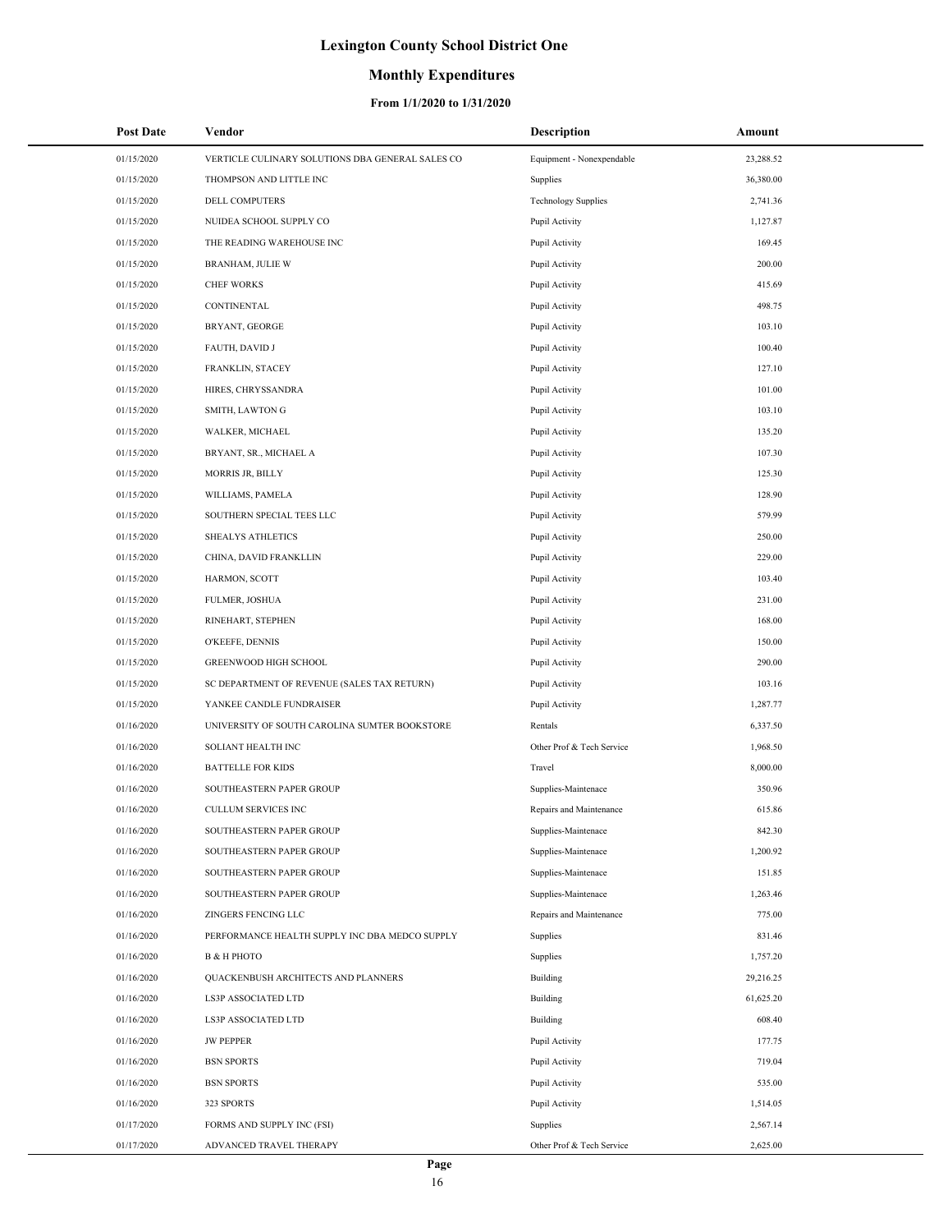# Lexington County School District One

## Monthly Expenditures

### From 1/1/2020 to 1/31/2020

| Post Date | Vendor | Description | Amount |
|---|---|---|---|
| 01/15/2020 | VERTICLE CULINARY SOLUTIONS DBA GENERAL SALES CO | Equipment - Nonexpendable | 23,288.52 |
| 01/15/2020 | THOMPSON AND LITTLE INC | Supplies | 36,380.00 |
| 01/15/2020 | DELL COMPUTERS | Technology Supplies | 2,741.36 |
| 01/15/2020 | NUIDEA SCHOOL SUPPLY CO | Pupil Activity | 1,127.87 |
| 01/15/2020 | THE READING WAREHOUSE INC | Pupil Activity | 169.45 |
| 01/15/2020 | BRANHAM, JULIE W | Pupil Activity | 200.00 |
| 01/15/2020 | CHEF WORKS | Pupil Activity | 415.69 |
| 01/15/2020 | CONTINENTAL | Pupil Activity | 498.75 |
| 01/15/2020 | BRYANT, GEORGE | Pupil Activity | 103.10 |
| 01/15/2020 | FAUTH, DAVID J | Pupil Activity | 100.40 |
| 01/15/2020 | FRANKLIN, STACEY | Pupil Activity | 127.10 |
| 01/15/2020 | HIRES, CHRYSSANDRA | Pupil Activity | 101.00 |
| 01/15/2020 | SMITH, LAWTON G | Pupil Activity | 103.10 |
| 01/15/2020 | WALKER, MICHAEL | Pupil Activity | 135.20 |
| 01/15/2020 | BRYANT, SR., MICHAEL A | Pupil Activity | 107.30 |
| 01/15/2020 | MORRIS JR, BILLY | Pupil Activity | 125.30 |
| 01/15/2020 | WILLIAMS, PAMELA | Pupil Activity | 128.90 |
| 01/15/2020 | SOUTHERN SPECIAL TEES LLC | Pupil Activity | 579.99 |
| 01/15/2020 | SHEALYS ATHLETICS | Pupil Activity | 250.00 |
| 01/15/2020 | CHINA, DAVID FRANKLLIN | Pupil Activity | 229.00 |
| 01/15/2020 | HARMON, SCOTT | Pupil Activity | 103.40 |
| 01/15/2020 | FULMER, JOSHUA | Pupil Activity | 231.00 |
| 01/15/2020 | RINEHART, STEPHEN | Pupil Activity | 168.00 |
| 01/15/2020 | O'KEEFE, DENNIS | Pupil Activity | 150.00 |
| 01/15/2020 | GREENWOOD HIGH SCHOOL | Pupil Activity | 290.00 |
| 01/15/2020 | SC DEPARTMENT OF REVENUE (SALES TAX RETURN) | Pupil Activity | 103.16 |
| 01/15/2020 | YANKEE CANDLE FUNDRAISER | Pupil Activity | 1,287.77 |
| 01/16/2020 | UNIVERSITY OF SOUTH CAROLINA SUMTER BOOKSTORE | Rentals | 6,337.50 |
| 01/16/2020 | SOLIANT HEALTH INC | Other Prof & Tech Service | 1,968.50 |
| 01/16/2020 | BATTELLE FOR KIDS | Travel | 8,000.00 |
| 01/16/2020 | SOUTHEASTERN PAPER GROUP | Supplies-Maintenace | 350.96 |
| 01/16/2020 | CULLUM SERVICES INC | Repairs and Maintenance | 615.86 |
| 01/16/2020 | SOUTHEASTERN PAPER GROUP | Supplies-Maintenace | 842.30 |
| 01/16/2020 | SOUTHEASTERN PAPER GROUP | Supplies-Maintenace | 1,200.92 |
| 01/16/2020 | SOUTHEASTERN PAPER GROUP | Supplies-Maintenace | 151.85 |
| 01/16/2020 | SOUTHEASTERN PAPER GROUP | Supplies-Maintenace | 1,263.46 |
| 01/16/2020 | ZINGERS FENCING LLC | Repairs and Maintenance | 775.00 |
| 01/16/2020 | PERFORMANCE HEALTH SUPPLY INC DBA MEDCO SUPPLY | Supplies | 831.46 |
| 01/16/2020 | B & H PHOTO | Supplies | 1,757.20 |
| 01/16/2020 | QUACKENBUSH ARCHITECTS AND PLANNERS | Building | 29,216.25 |
| 01/16/2020 | LS3P ASSOCIATED LTD | Building | 61,625.20 |
| 01/16/2020 | LS3P ASSOCIATED LTD | Building | 608.40 |
| 01/16/2020 | JW PEPPER | Pupil Activity | 177.75 |
| 01/16/2020 | BSN SPORTS | Pupil Activity | 719.04 |
| 01/16/2020 | BSN SPORTS | Pupil Activity | 535.00 |
| 01/16/2020 | 323 SPORTS | Pupil Activity | 1,514.05 |
| 01/17/2020 | FORMS AND SUPPLY INC (FSI) | Supplies | 2,567.14 |
| 01/17/2020 | ADVANCED TRAVEL THERAPY | Other Prof & Tech Service | 2,625.00 |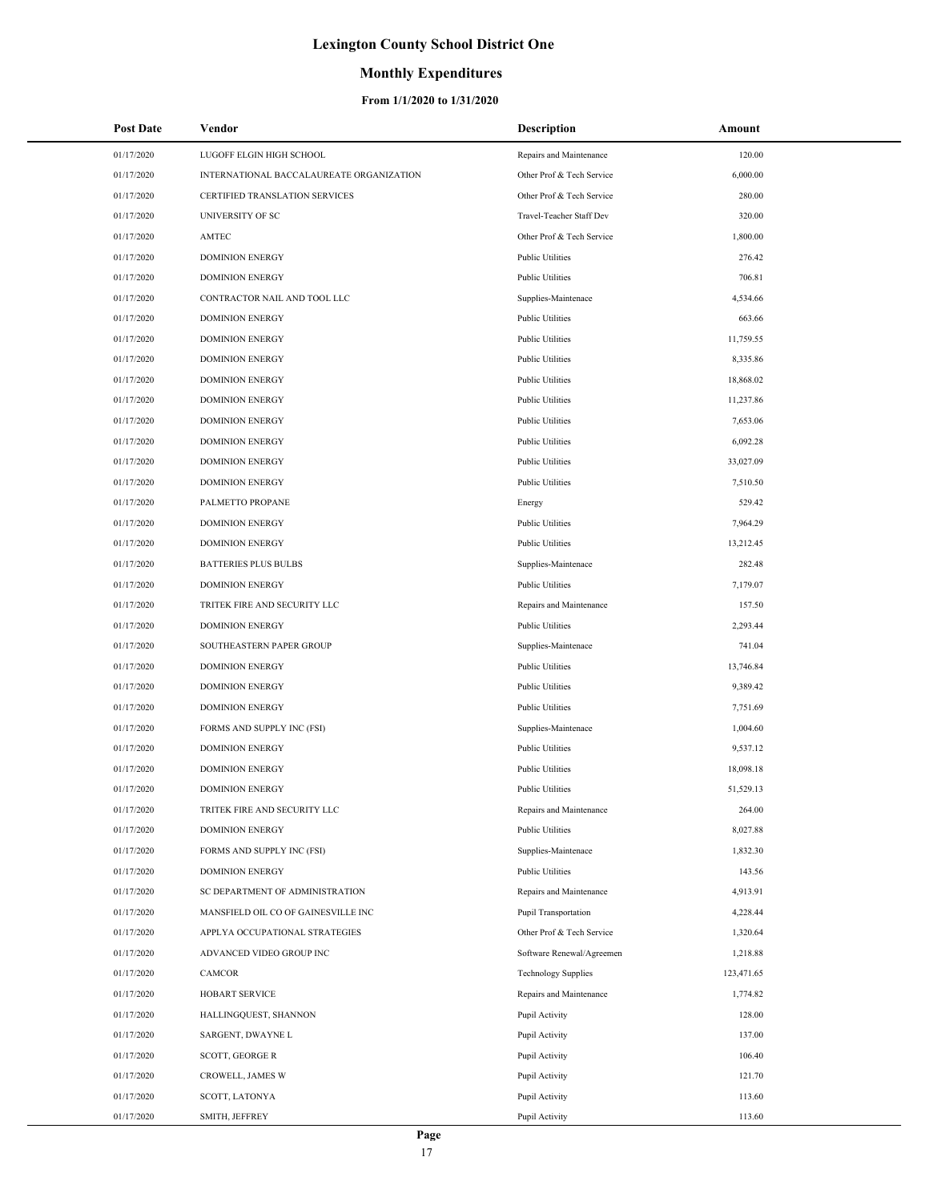# Lexington County School District One

## Monthly Expenditures

### From 1/1/2020 to 1/31/2020

| Post Date | Vendor | Description | Amount |
|---|---|---|---|
| 01/17/2020 | LUGOFF ELGIN HIGH SCHOOL | Repairs and Maintenance | 120.00 |
| 01/17/2020 | INTERNATIONAL BACCALAUREATE ORGANIZATION | Other Prof & Tech Service | 6,000.00 |
| 01/17/2020 | CERTIFIED TRANSLATION SERVICES | Other Prof & Tech Service | 280.00 |
| 01/17/2020 | UNIVERSITY OF SC | Travel-Teacher Staff Dev | 320.00 |
| 01/17/2020 | AMTEC | Other Prof & Tech Service | 1,800.00 |
| 01/17/2020 | DOMINION ENERGY | Public Utilities | 276.42 |
| 01/17/2020 | DOMINION ENERGY | Public Utilities | 706.81 |
| 01/17/2020 | CONTRACTOR NAIL AND TOOL LLC | Supplies-Maintenace | 4,534.66 |
| 01/17/2020 | DOMINION ENERGY | Public Utilities | 663.66 |
| 01/17/2020 | DOMINION ENERGY | Public Utilities | 11,759.55 |
| 01/17/2020 | DOMINION ENERGY | Public Utilities | 8,335.86 |
| 01/17/2020 | DOMINION ENERGY | Public Utilities | 18,868.02 |
| 01/17/2020 | DOMINION ENERGY | Public Utilities | 11,237.86 |
| 01/17/2020 | DOMINION ENERGY | Public Utilities | 7,653.06 |
| 01/17/2020 | DOMINION ENERGY | Public Utilities | 6,092.28 |
| 01/17/2020 | DOMINION ENERGY | Public Utilities | 33,027.09 |
| 01/17/2020 | DOMINION ENERGY | Public Utilities | 7,510.50 |
| 01/17/2020 | PALMETTO PROPANE | Energy | 529.42 |
| 01/17/2020 | DOMINION ENERGY | Public Utilities | 7,964.29 |
| 01/17/2020 | DOMINION ENERGY | Public Utilities | 13,212.45 |
| 01/17/2020 | BATTERIES PLUS BULBS | Supplies-Maintenace | 282.48 |
| 01/17/2020 | DOMINION ENERGY | Public Utilities | 7,179.07 |
| 01/17/2020 | TRITEK FIRE AND SECURITY LLC | Repairs and Maintenance | 157.50 |
| 01/17/2020 | DOMINION ENERGY | Public Utilities | 2,293.44 |
| 01/17/2020 | SOUTHEASTERN PAPER GROUP | Supplies-Maintenace | 741.04 |
| 01/17/2020 | DOMINION ENERGY | Public Utilities | 13,746.84 |
| 01/17/2020 | DOMINION ENERGY | Public Utilities | 9,389.42 |
| 01/17/2020 | DOMINION ENERGY | Public Utilities | 7,751.69 |
| 01/17/2020 | FORMS AND SUPPLY INC (FSI) | Supplies-Maintenace | 1,004.60 |
| 01/17/2020 | DOMINION ENERGY | Public Utilities | 9,537.12 |
| 01/17/2020 | DOMINION ENERGY | Public Utilities | 18,098.18 |
| 01/17/2020 | DOMINION ENERGY | Public Utilities | 51,529.13 |
| 01/17/2020 | TRITEK FIRE AND SECURITY LLC | Repairs and Maintenance | 264.00 |
| 01/17/2020 | DOMINION ENERGY | Public Utilities | 8,027.88 |
| 01/17/2020 | FORMS AND SUPPLY INC (FSI) | Supplies-Maintenace | 1,832.30 |
| 01/17/2020 | DOMINION ENERGY | Public Utilities | 143.56 |
| 01/17/2020 | SC DEPARTMENT OF ADMINISTRATION | Repairs and Maintenance | 4,913.91 |
| 01/17/2020 | MANSFIELD OIL CO OF GAINESVILLE INC | Pupil Transportation | 4,228.44 |
| 01/17/2020 | APPLYA OCCUPATIONAL STRATEGIES | Other Prof & Tech Service | 1,320.64 |
| 01/17/2020 | ADVANCED VIDEO GROUP INC | Software Renewal/Agreemen | 1,218.88 |
| 01/17/2020 | CAMCOR | Technology Supplies | 123,471.65 |
| 01/17/2020 | HOBART SERVICE | Repairs and Maintenance | 1,774.82 |
| 01/17/2020 | HALLINGQUEST, SHANNON | Pupil Activity | 128.00 |
| 01/17/2020 | SARGENT, DWAYNE L | Pupil Activity | 137.00 |
| 01/17/2020 | SCOTT, GEORGE R | Pupil Activity | 106.40 |
| 01/17/2020 | CROWELL, JAMES W | Pupil Activity | 121.70 |
| 01/17/2020 | SCOTT, LATONYA | Pupil Activity | 113.60 |
| 01/17/2020 | SMITH, JEFFREY | Pupil Activity | 113.60 |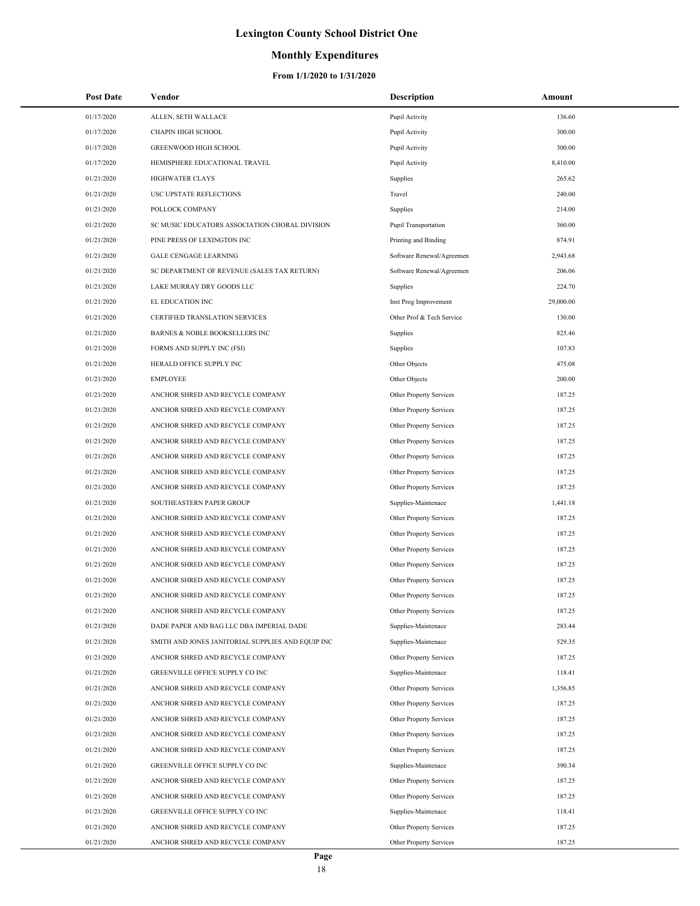# Lexington County School District One

## Monthly Expenditures

### From 1/1/2020 to 1/31/2020

| Post Date | Vendor | Description | Amount |
|---|---|---|---|
| 01/17/2020 | ALLEN, SETH WALLACE | Pupil Activity | 136.60 |
| 01/17/2020 | CHAPIN HIGH SCHOOL | Pupil Activity | 300.00 |
| 01/17/2020 | GREENWOOD HIGH SCHOOL | Pupil Activity | 300.00 |
| 01/17/2020 | HEMISPHERE EDUCATIONAL TRAVEL | Pupil Activity | 8,410.00 |
| 01/21/2020 | HIGHWATER CLAYS | Supplies | 265.62 |
| 01/21/2020 | USC UPSTATE REFLECTIONS | Travel | 240.00 |
| 01/21/2020 | POLLOCK COMPANY | Supplies | 214.00 |
| 01/21/2020 | SC MUSIC EDUCATORS ASSOCIATION CHORAL DIVISION | Pupil Transportation | 360.00 |
| 01/21/2020 | PINE PRESS OF LEXINGTON INC | Printing and Binding | 874.91 |
| 01/21/2020 | GALE CENGAGE LEARNING | Software Renewal/Agreemen | 2,943.68 |
| 01/21/2020 | SC DEPARTMENT OF REVENUE (SALES TAX RETURN) | Software Renewal/Agreemen | 206.06 |
| 01/21/2020 | LAKE MURRAY DRY GOODS LLC | Supplies | 224.70 |
| 01/21/2020 | EL EDUCATION INC | Inst Prog Improvement | 29,000.00 |
| 01/21/2020 | CERTIFIED TRANSLATION SERVICES | Other Prof & Tech Service | 130.00 |
| 01/21/2020 | BARNES & NOBLE BOOKSELLERS INC | Supplies | 825.46 |
| 01/21/2020 | FORMS AND SUPPLY INC (FSI) | Supplies | 107.83 |
| 01/21/2020 | HERALD OFFICE SUPPLY INC | Other Objects | 475.08 |
| 01/21/2020 | EMPLOYEE | Other Objects | 200.00 |
| 01/21/2020 | ANCHOR SHRED AND RECYCLE COMPANY | Other Property Services | 187.25 |
| 01/21/2020 | ANCHOR SHRED AND RECYCLE COMPANY | Other Property Services | 187.25 |
| 01/21/2020 | ANCHOR SHRED AND RECYCLE COMPANY | Other Property Services | 187.25 |
| 01/21/2020 | ANCHOR SHRED AND RECYCLE COMPANY | Other Property Services | 187.25 |
| 01/21/2020 | ANCHOR SHRED AND RECYCLE COMPANY | Other Property Services | 187.25 |
| 01/21/2020 | ANCHOR SHRED AND RECYCLE COMPANY | Other Property Services | 187.25 |
| 01/21/2020 | ANCHOR SHRED AND RECYCLE COMPANY | Other Property Services | 187.25 |
| 01/21/2020 | SOUTHEASTERN PAPER GROUP | Supplies-Maintenace | 1,441.18 |
| 01/21/2020 | ANCHOR SHRED AND RECYCLE COMPANY | Other Property Services | 187.25 |
| 01/21/2020 | ANCHOR SHRED AND RECYCLE COMPANY | Other Property Services | 187.25 |
| 01/21/2020 | ANCHOR SHRED AND RECYCLE COMPANY | Other Property Services | 187.25 |
| 01/21/2020 | ANCHOR SHRED AND RECYCLE COMPANY | Other Property Services | 187.25 |
| 01/21/2020 | ANCHOR SHRED AND RECYCLE COMPANY | Other Property Services | 187.25 |
| 01/21/2020 | ANCHOR SHRED AND RECYCLE COMPANY | Other Property Services | 187.25 |
| 01/21/2020 | ANCHOR SHRED AND RECYCLE COMPANY | Other Property Services | 187.25 |
| 01/21/2020 | DADE PAPER AND BAG LLC DBA IMPERIAL DADE | Supplies-Maintenace | 283.44 |
| 01/21/2020 | SMITH AND JONES JANITORIAL SUPPLIES AND EQUIP INC | Supplies-Maintenace | 529.35 |
| 01/21/2020 | ANCHOR SHRED AND RECYCLE COMPANY | Other Property Services | 187.25 |
| 01/21/2020 | GREENVILLE OFFICE SUPPLY CO INC | Supplies-Maintenace | 118.41 |
| 01/21/2020 | ANCHOR SHRED AND RECYCLE COMPANY | Other Property Services | 1,356.85 |
| 01/21/2020 | ANCHOR SHRED AND RECYCLE COMPANY | Other Property Services | 187.25 |
| 01/21/2020 | ANCHOR SHRED AND RECYCLE COMPANY | Other Property Services | 187.25 |
| 01/21/2020 | ANCHOR SHRED AND RECYCLE COMPANY | Other Property Services | 187.25 |
| 01/21/2020 | ANCHOR SHRED AND RECYCLE COMPANY | Other Property Services | 187.25 |
| 01/21/2020 | GREENVILLE OFFICE SUPPLY CO INC | Supplies-Maintenace | 390.34 |
| 01/21/2020 | ANCHOR SHRED AND RECYCLE COMPANY | Other Property Services | 187.25 |
| 01/21/2020 | ANCHOR SHRED AND RECYCLE COMPANY | Other Property Services | 187.25 |
| 01/21/2020 | GREENVILLE OFFICE SUPPLY CO INC | Supplies-Maintenace | 118.41 |
| 01/21/2020 | ANCHOR SHRED AND RECYCLE COMPANY | Other Property Services | 187.25 |
| 01/21/2020 | ANCHOR SHRED AND RECYCLE COMPANY | Other Property Services | 187.25 |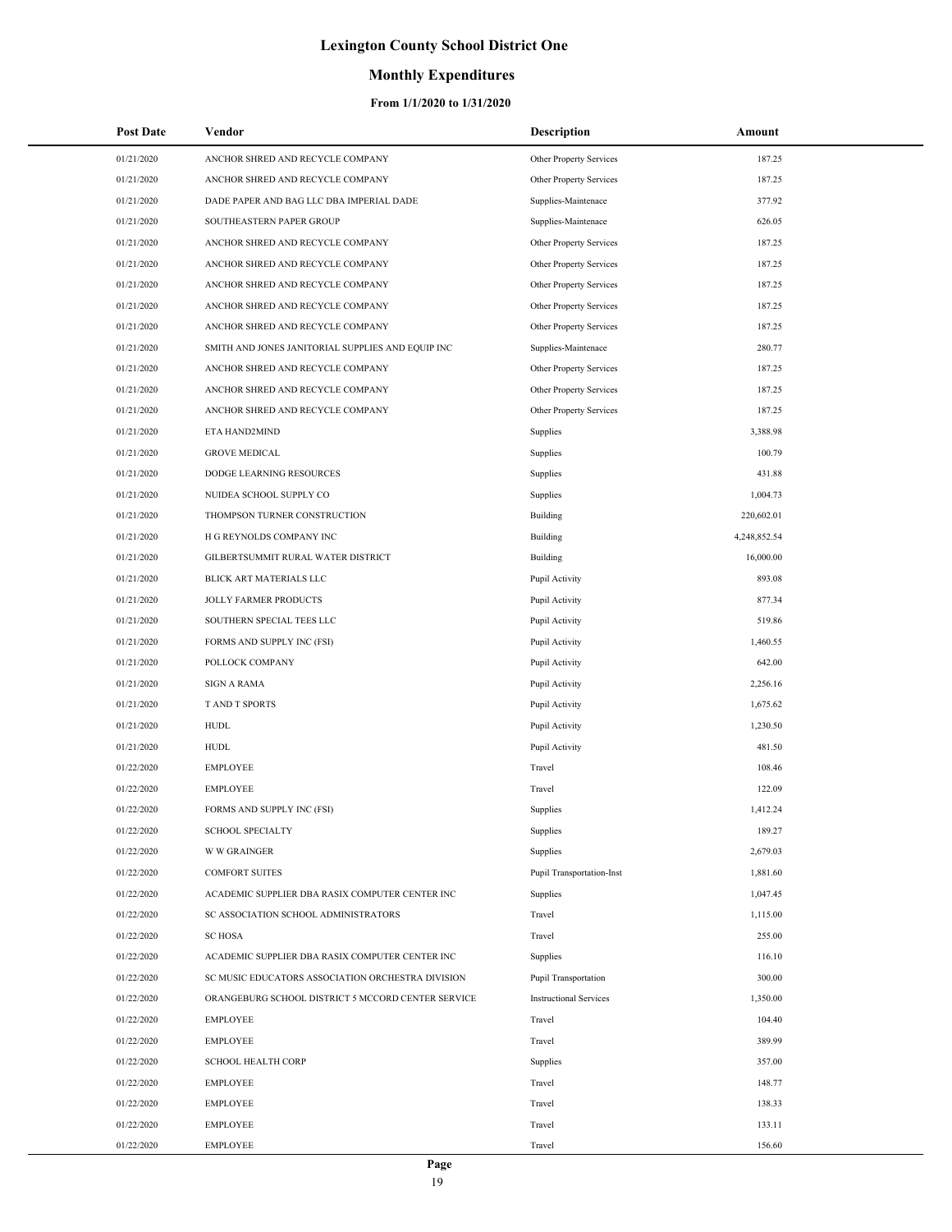# Lexington County School District One

## Monthly Expenditures

### From 1/1/2020 to 1/31/2020

| Post Date | Vendor | Description | Amount |
|---|---|---|---|
| 01/21/2020 | ANCHOR SHRED AND RECYCLE COMPANY | Other Property Services | 187.25 |
| 01/21/2020 | ANCHOR SHRED AND RECYCLE COMPANY | Other Property Services | 187.25 |
| 01/21/2020 | DADE PAPER AND BAG LLC DBA IMPERIAL DADE | Supplies-Maintenace | 377.92 |
| 01/21/2020 | SOUTHEASTERN PAPER GROUP | Supplies-Maintenace | 626.05 |
| 01/21/2020 | ANCHOR SHRED AND RECYCLE COMPANY | Other Property Services | 187.25 |
| 01/21/2020 | ANCHOR SHRED AND RECYCLE COMPANY | Other Property Services | 187.25 |
| 01/21/2020 | ANCHOR SHRED AND RECYCLE COMPANY | Other Property Services | 187.25 |
| 01/21/2020 | ANCHOR SHRED AND RECYCLE COMPANY | Other Property Services | 187.25 |
| 01/21/2020 | ANCHOR SHRED AND RECYCLE COMPANY | Other Property Services | 187.25 |
| 01/21/2020 | SMITH AND JONES JANITORIAL SUPPLIES AND EQUIP INC | Supplies-Maintenace | 280.77 |
| 01/21/2020 | ANCHOR SHRED AND RECYCLE COMPANY | Other Property Services | 187.25 |
| 01/21/2020 | ANCHOR SHRED AND RECYCLE COMPANY | Other Property Services | 187.25 |
| 01/21/2020 | ANCHOR SHRED AND RECYCLE COMPANY | Other Property Services | 187.25 |
| 01/21/2020 | ETA HAND2MIND | Supplies | 3,388.98 |
| 01/21/2020 | GROVE MEDICAL | Supplies | 100.79 |
| 01/21/2020 | DODGE LEARNING RESOURCES | Supplies | 431.88 |
| 01/21/2020 | NUIDEA SCHOOL SUPPLY CO | Supplies | 1,004.73 |
| 01/21/2020 | THOMPSON TURNER CONSTRUCTION | Building | 220,602.01 |
| 01/21/2020 | H G REYNOLDS COMPANY INC | Building | 4,248,852.54 |
| 01/21/2020 | GILBERTSUMMIT RURAL WATER DISTRICT | Building | 16,000.00 |
| 01/21/2020 | BLICK ART MATERIALS LLC | Pupil Activity | 893.08 |
| 01/21/2020 | JOLLY FARMER PRODUCTS | Pupil Activity | 877.34 |
| 01/21/2020 | SOUTHERN SPECIAL TEES LLC | Pupil Activity | 519.86 |
| 01/21/2020 | FORMS AND SUPPLY INC (FSI) | Pupil Activity | 1,460.55 |
| 01/21/2020 | POLLOCK COMPANY | Pupil Activity | 642.00 |
| 01/21/2020 | SIGN A RAMA | Pupil Activity | 2,256.16 |
| 01/21/2020 | T AND T SPORTS | Pupil Activity | 1,675.62 |
| 01/21/2020 | HUDL | Pupil Activity | 1,230.50 |
| 01/21/2020 | HUDL | Pupil Activity | 481.50 |
| 01/22/2020 | EMPLOYEE | Travel | 108.46 |
| 01/22/2020 | EMPLOYEE | Travel | 122.09 |
| 01/22/2020 | FORMS AND SUPPLY INC (FSI) | Supplies | 1,412.24 |
| 01/22/2020 | SCHOOL SPECIALTY | Supplies | 189.27 |
| 01/22/2020 | W W GRAINGER | Supplies | 2,679.03 |
| 01/22/2020 | COMFORT SUITES | Pupil Transportation-Inst | 1,881.60 |
| 01/22/2020 | ACADEMIC SUPPLIER DBA RASIX COMPUTER CENTER INC | Supplies | 1,047.45 |
| 01/22/2020 | SC ASSOCIATION SCHOOL ADMINISTRATORS | Travel | 1,115.00 |
| 01/22/2020 | SC HOSA | Travel | 255.00 |
| 01/22/2020 | ACADEMIC SUPPLIER DBA RASIX COMPUTER CENTER INC | Supplies | 116.10 |
| 01/22/2020 | SC MUSIC EDUCATORS ASSOCIATION ORCHESTRA DIVISION | Pupil Transportation | 300.00 |
| 01/22/2020 | ORANGEBURG SCHOOL DISTRICT 5 MCCORD CENTER SERVICE | Instructional Services | 1,350.00 |
| 01/22/2020 | EMPLOYEE | Travel | 104.40 |
| 01/22/2020 | EMPLOYEE | Travel | 389.99 |
| 01/22/2020 | SCHOOL HEALTH CORP | Supplies | 357.00 |
| 01/22/2020 | EMPLOYEE | Travel | 148.77 |
| 01/22/2020 | EMPLOYEE | Travel | 138.33 |
| 01/22/2020 | EMPLOYEE | Travel | 133.11 |
| 01/22/2020 | EMPLOYEE | Travel | 156.60 |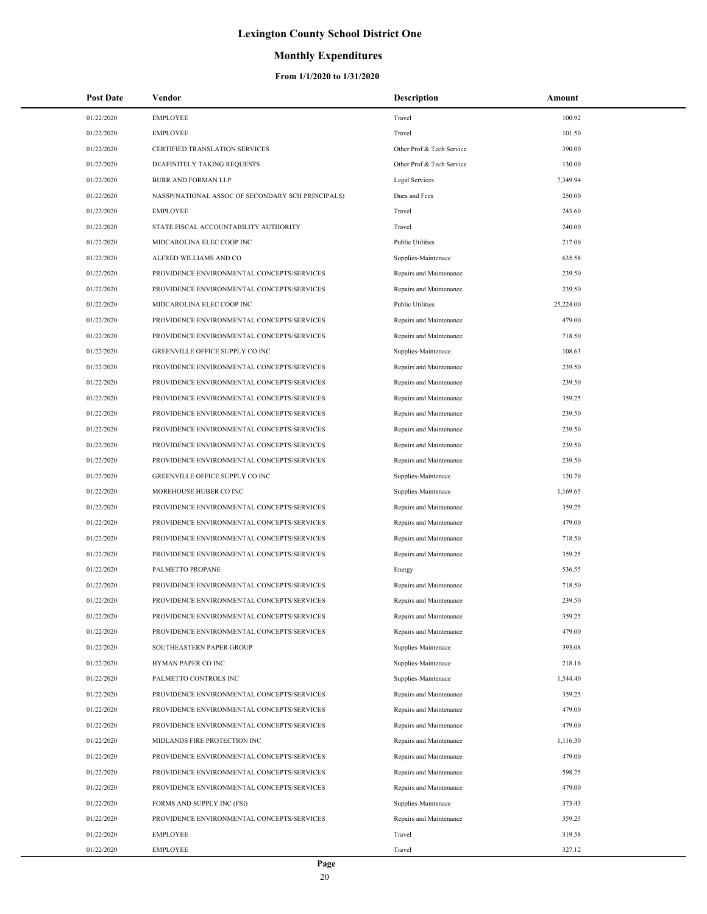# Lexington County School District One

## Monthly Expenditures

### From 1/1/2020 to 1/31/2020

| Post Date | Vendor | Description | Amount |
|---|---|---|---|
| 01/22/2020 | EMPLOYEE | Travel | 100.92 |
| 01/22/2020 | EMPLOYEE | Travel | 101.50 |
| 01/22/2020 | CERTIFIED TRANSLATION SERVICES | Other Prof & Tech Service | 390.00 |
| 01/22/2020 | DEAFINITELY TAKING REQUESTS | Other Prof & Tech Service | 130.00 |
| 01/22/2020 | BURR AND FORMAN LLP | Legal Services | 7,349.94 |
| 01/22/2020 | NASSP(NATIONAL ASSOC OF SECONDARY SCH PRINCIPALS) | Dues and Fees | 250.00 |
| 01/22/2020 | EMPLOYEE | Travel | 243.60 |
| 01/22/2020 | STATE FISCAL ACCOUNTABILITY AUTHORITY | Travel | 240.00 |
| 01/22/2020 | MIDCAROLINA ELEC COOP INC | Public Utilities | 217.00 |
| 01/22/2020 | ALFRED WILLIAMS AND CO | Supplies-Maintenace | 635.58 |
| 01/22/2020 | PROVIDENCE ENVIRONMENTAL CONCEPTS/SERVICES | Repairs and Maintenance | 239.50 |
| 01/22/2020 | PROVIDENCE ENVIRONMENTAL CONCEPTS/SERVICES | Repairs and Maintenance | 239.50 |
| 01/22/2020 | MIDCAROLINA ELEC COOP INC | Public Utilities | 25,224.00 |
| 01/22/2020 | PROVIDENCE ENVIRONMENTAL CONCEPTS/SERVICES | Repairs and Maintenance | 479.00 |
| 01/22/2020 | PROVIDENCE ENVIRONMENTAL CONCEPTS/SERVICES | Repairs and Maintenance | 718.50 |
| 01/22/2020 | GREENVILLE OFFICE SUPPLY CO INC | Supplies-Maintenace | 108.63 |
| 01/22/2020 | PROVIDENCE ENVIRONMENTAL CONCEPTS/SERVICES | Repairs and Maintenance | 239.50 |
| 01/22/2020 | PROVIDENCE ENVIRONMENTAL CONCEPTS/SERVICES | Repairs and Maintenance | 239.50 |
| 01/22/2020 | PROVIDENCE ENVIRONMENTAL CONCEPTS/SERVICES | Repairs and Maintenance | 359.25 |
| 01/22/2020 | PROVIDENCE ENVIRONMENTAL CONCEPTS/SERVICES | Repairs and Maintenance | 239.50 |
| 01/22/2020 | PROVIDENCE ENVIRONMENTAL CONCEPTS/SERVICES | Repairs and Maintenance | 239.50 |
| 01/22/2020 | PROVIDENCE ENVIRONMENTAL CONCEPTS/SERVICES | Repairs and Maintenance | 239.50 |
| 01/22/2020 | PROVIDENCE ENVIRONMENTAL CONCEPTS/SERVICES | Repairs and Maintenance | 239.50 |
| 01/22/2020 | GREENVILLE OFFICE SUPPLY CO INC | Supplies-Maintenace | 120.70 |
| 01/22/2020 | MOREHOUSE HUBER CO INC | Supplies-Maintenace | 1,169.65 |
| 01/22/2020 | PROVIDENCE ENVIRONMENTAL CONCEPTS/SERVICES | Repairs and Maintenance | 359.25 |
| 01/22/2020 | PROVIDENCE ENVIRONMENTAL CONCEPTS/SERVICES | Repairs and Maintenance | 479.00 |
| 01/22/2020 | PROVIDENCE ENVIRONMENTAL CONCEPTS/SERVICES | Repairs and Maintenance | 718.50 |
| 01/22/2020 | PROVIDENCE ENVIRONMENTAL CONCEPTS/SERVICES | Repairs and Maintenance | 359.25 |
| 01/22/2020 | PALMETTO PROPANE | Energy | 536.55 |
| 01/22/2020 | PROVIDENCE ENVIRONMENTAL CONCEPTS/SERVICES | Repairs and Maintenance | 718.50 |
| 01/22/2020 | PROVIDENCE ENVIRONMENTAL CONCEPTS/SERVICES | Repairs and Maintenance | 239.50 |
| 01/22/2020 | PROVIDENCE ENVIRONMENTAL CONCEPTS/SERVICES | Repairs and Maintenance | 359.25 |
| 01/22/2020 | PROVIDENCE ENVIRONMENTAL CONCEPTS/SERVICES | Repairs and Maintenance | 479.00 |
| 01/22/2020 | SOUTHEASTERN PAPER GROUP | Supplies-Maintenace | 393.08 |
| 01/22/2020 | HYMAN PAPER CO INC | Supplies-Maintenace | 218.16 |
| 01/22/2020 | PALMETTO CONTROLS INC | Supplies-Maintenace | 1,544.40 |
| 01/22/2020 | PROVIDENCE ENVIRONMENTAL CONCEPTS/SERVICES | Repairs and Maintenance | 359.25 |
| 01/22/2020 | PROVIDENCE ENVIRONMENTAL CONCEPTS/SERVICES | Repairs and Maintenance | 479.00 |
| 01/22/2020 | PROVIDENCE ENVIRONMENTAL CONCEPTS/SERVICES | Repairs and Maintenance | 479.00 |
| 01/22/2020 | MIDLANDS FIRE PROTECTION INC | Repairs and Maintenance | 1,116.30 |
| 01/22/2020 | PROVIDENCE ENVIRONMENTAL CONCEPTS/SERVICES | Repairs and Maintenance | 479.00 |
| 01/22/2020 | PROVIDENCE ENVIRONMENTAL CONCEPTS/SERVICES | Repairs and Maintenance | 598.75 |
| 01/22/2020 | PROVIDENCE ENVIRONMENTAL CONCEPTS/SERVICES | Repairs and Maintenance | 479.00 |
| 01/22/2020 | FORMS AND SUPPLY INC (FSI) | Supplies-Maintenace | 373.43 |
| 01/22/2020 | PROVIDENCE ENVIRONMENTAL CONCEPTS/SERVICES | Repairs and Maintenance | 359.25 |
| 01/22/2020 | EMPLOYEE | Travel | 319.58 |
| 01/22/2020 | EMPLOYEE | Travel | 327.12 |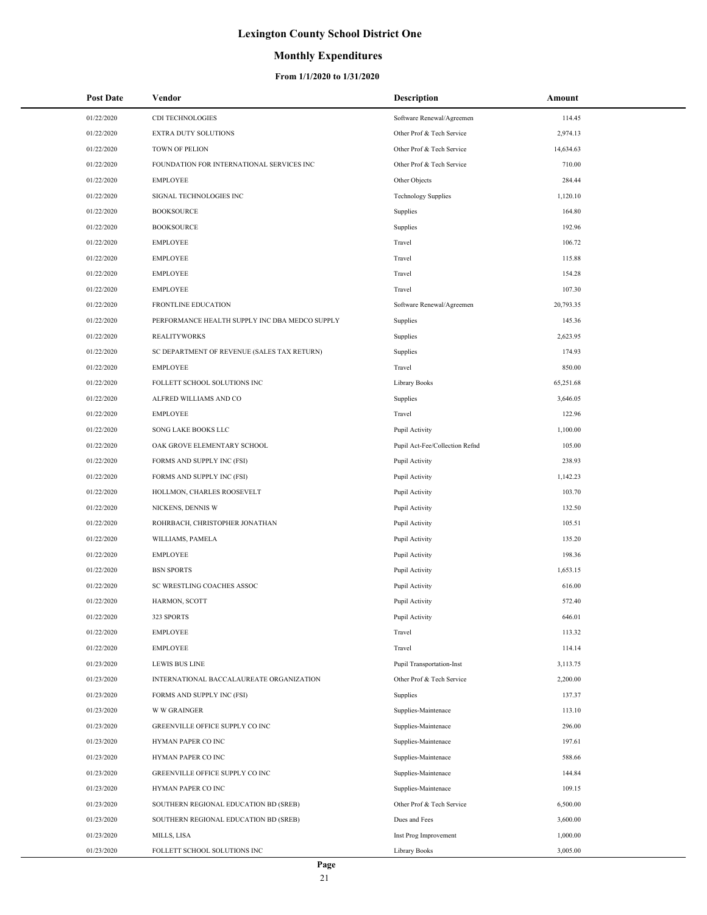# Lexington County School District One

## Monthly Expenditures

### From 1/1/2020 to 1/31/2020

| Post Date | Vendor | Description | Amount |
|---|---|---|---|
| 01/22/2020 | CDI TECHNOLOGIES | Software Renewal/Agreemen | 114.45 |
| 01/22/2020 | EXTRA DUTY SOLUTIONS | Other Prof & Tech Service | 2,974.13 |
| 01/22/2020 | TOWN OF PELION | Other Prof & Tech Service | 14,634.63 |
| 01/22/2020 | FOUNDATION FOR INTERNATIONAL SERVICES INC | Other Prof & Tech Service | 710.00 |
| 01/22/2020 | EMPLOYEE | Other Objects | 284.44 |
| 01/22/2020 | SIGNAL TECHNOLOGIES INC | Technology Supplies | 1,120.10 |
| 01/22/2020 | BOOKSOURCE | Supplies | 164.80 |
| 01/22/2020 | BOOKSOURCE | Supplies | 192.96 |
| 01/22/2020 | EMPLOYEE | Travel | 106.72 |
| 01/22/2020 | EMPLOYEE | Travel | 115.88 |
| 01/22/2020 | EMPLOYEE | Travel | 154.28 |
| 01/22/2020 | EMPLOYEE | Travel | 107.30 |
| 01/22/2020 | FRONTLINE EDUCATION | Software Renewal/Agreemen | 20,793.35 |
| 01/22/2020 | PERFORMANCE HEALTH SUPPLY INC DBA MEDCO SUPPLY | Supplies | 145.36 |
| 01/22/2020 | REALITYWORKS | Supplies | 2,623.95 |
| 01/22/2020 | SC DEPARTMENT OF REVENUE (SALES TAX RETURN) | Supplies | 174.93 |
| 01/22/2020 | EMPLOYEE | Travel | 850.00 |
| 01/22/2020 | FOLLETT SCHOOL SOLUTIONS INC | Library Books | 65,251.68 |
| 01/22/2020 | ALFRED WILLIAMS AND CO | Supplies | 3,646.05 |
| 01/22/2020 | EMPLOYEE | Travel | 122.96 |
| 01/22/2020 | SONG LAKE BOOKS LLC | Pupil Activity | 1,100.00 |
| 01/22/2020 | OAK GROVE ELEMENTARY SCHOOL | Pupil Act-Fee/Collection Refnd | 105.00 |
| 01/22/2020 | FORMS AND SUPPLY INC (FSI) | Pupil Activity | 238.93 |
| 01/22/2020 | FORMS AND SUPPLY INC (FSI) | Pupil Activity | 1,142.23 |
| 01/22/2020 | HOLLMON, CHARLES ROOSEVELT | Pupil Activity | 103.70 |
| 01/22/2020 | NICKENS, DENNIS W | Pupil Activity | 132.50 |
| 01/22/2020 | ROHRBACH, CHRISTOPHER JONATHAN | Pupil Activity | 105.51 |
| 01/22/2020 | WILLIAMS, PAMELA | Pupil Activity | 135.20 |
| 01/22/2020 | EMPLOYEE | Pupil Activity | 198.36 |
| 01/22/2020 | BSN SPORTS | Pupil Activity | 1,653.15 |
| 01/22/2020 | SC WRESTLING COACHES ASSOC | Pupil Activity | 616.00 |
| 01/22/2020 | HARMON, SCOTT | Pupil Activity | 572.40 |
| 01/22/2020 | 323 SPORTS | Pupil Activity | 646.01 |
| 01/22/2020 | EMPLOYEE | Travel | 113.32 |
| 01/22/2020 | EMPLOYEE | Travel | 114.14 |
| 01/23/2020 | LEWIS BUS LINE | Pupil Transportation-Inst | 3,113.75 |
| 01/23/2020 | INTERNATIONAL BACCALAUREATE ORGANIZATION | Other Prof & Tech Service | 2,200.00 |
| 01/23/2020 | FORMS AND SUPPLY INC (FSI) | Supplies | 137.37 |
| 01/23/2020 | W W GRAINGER | Supplies-Maintenace | 113.10 |
| 01/23/2020 | GREENVILLE OFFICE SUPPLY CO INC | Supplies-Maintenace | 296.00 |
| 01/23/2020 | HYMAN PAPER CO INC | Supplies-Maintenace | 197.61 |
| 01/23/2020 | HYMAN PAPER CO INC | Supplies-Maintenace | 588.66 |
| 01/23/2020 | GREENVILLE OFFICE SUPPLY CO INC | Supplies-Maintenace | 144.84 |
| 01/23/2020 | HYMAN PAPER CO INC | Supplies-Maintenace | 109.15 |
| 01/23/2020 | SOUTHERN REGIONAL EDUCATION BD (SREB) | Other Prof & Tech Service | 6,500.00 |
| 01/23/2020 | SOUTHERN REGIONAL EDUCATION BD (SREB) | Dues and Fees | 3,600.00 |
| 01/23/2020 | MILLS, LISA | Inst Prog Improvement | 1,000.00 |
| 01/23/2020 | FOLLETT SCHOOL SOLUTIONS INC | Library Books | 3,005.00 |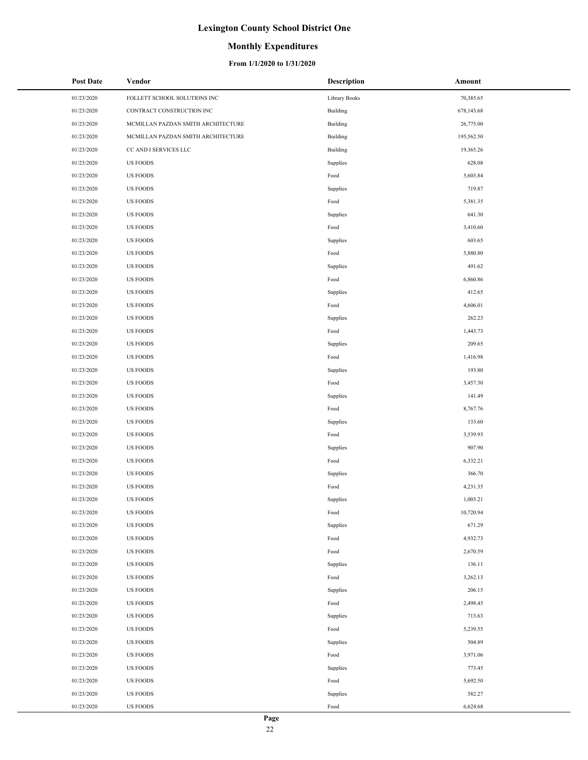# Lexington County School District One

## Monthly Expenditures

### From 1/1/2020 to 1/31/2020

| Post Date | Vendor | Description | Amount |
|---|---|---|---|
| 01/23/2020 | FOLLETT SCHOOL SOLUTIONS INC | Library Books | 70,385.65 |
| 01/23/2020 | CONTRACT CONSTRUCTION INC | Building | 678,143.68 |
| 01/23/2020 | MCMILLAN PAZDAN SMITH ARCHITECTURE | Building | 26,775.00 |
| 01/23/2020 | MCMILLAN PAZDAN SMITH ARCHITECTURE | Building | 195,562.50 |
| 01/23/2020 | CC AND I SERVICES LLC | Building | 19,365.26 |
| 01/23/2020 | US FOODS | Supplies | 628.08 |
| 01/23/2020 | US FOODS | Food | 5,603.84 |
| 01/23/2020 | US FOODS | Supplies | 719.87 |
| 01/23/2020 | US FOODS | Food | 5,381.35 |
| 01/23/2020 | US FOODS | Supplies | 641.30 |
| 01/23/2020 | US FOODS | Food | 3,410.60 |
| 01/23/2020 | US FOODS | Supplies | 603.65 |
| 01/23/2020 | US FOODS | Food | 5,880.80 |
| 01/23/2020 | US FOODS | Supplies | 491.62 |
| 01/23/2020 | US FOODS | Food | 6,860.86 |
| 01/23/2020 | US FOODS | Supplies | 412.65 |
| 01/23/2020 | US FOODS | Food | 4,606.01 |
| 01/23/2020 | US FOODS | Supplies | 262.23 |
| 01/23/2020 | US FOODS | Food | 1,443.73 |
| 01/23/2020 | US FOODS | Supplies | 209.65 |
| 01/23/2020 | US FOODS | Food | 1,416.98 |
| 01/23/2020 | US FOODS | Supplies | 193.80 |
| 01/23/2020 | US FOODS | Food | 3,457.30 |
| 01/23/2020 | US FOODS | Supplies | 141.49 |
| 01/23/2020 | US FOODS | Food | 8,767.76 |
| 01/23/2020 | US FOODS | Supplies | 133.60 |
| 01/23/2020 | US FOODS | Food | 3,539.93 |
| 01/23/2020 | US FOODS | Supplies | 907.90 |
| 01/23/2020 | US FOODS | Food | 6,332.21 |
| 01/23/2020 | US FOODS | Supplies | 366.70 |
| 01/23/2020 | US FOODS | Food | 4,231.35 |
| 01/23/2020 | US FOODS | Supplies | 1,003.21 |
| 01/23/2020 | US FOODS | Food | 10,720.94 |
| 01/23/2020 | US FOODS | Supplies | 671.29 |
| 01/23/2020 | US FOODS | Food | 4,932.73 |
| 01/23/2020 | US FOODS | Food | 2,670.59 |
| 01/23/2020 | US FOODS | Supplies | 136.11 |
| 01/23/2020 | US FOODS | Food | 3,262.13 |
| 01/23/2020 | US FOODS | Supplies | 206.15 |
| 01/23/2020 | US FOODS | Food | 2,498.45 |
| 01/23/2020 | US FOODS | Supplies | 713.63 |
| 01/23/2020 | US FOODS | Food | 5,239.55 |
| 01/23/2020 | US FOODS | Supplies | 504.89 |
| 01/23/2020 | US FOODS | Food | 3,971.06 |
| 01/23/2020 | US FOODS | Supplies | 773.45 |
| 01/23/2020 | US FOODS | Food | 5,692.50 |
| 01/23/2020 | US FOODS | Supplies | 582.27 |
| 01/23/2020 | US FOODS | Food | 6,624.68 |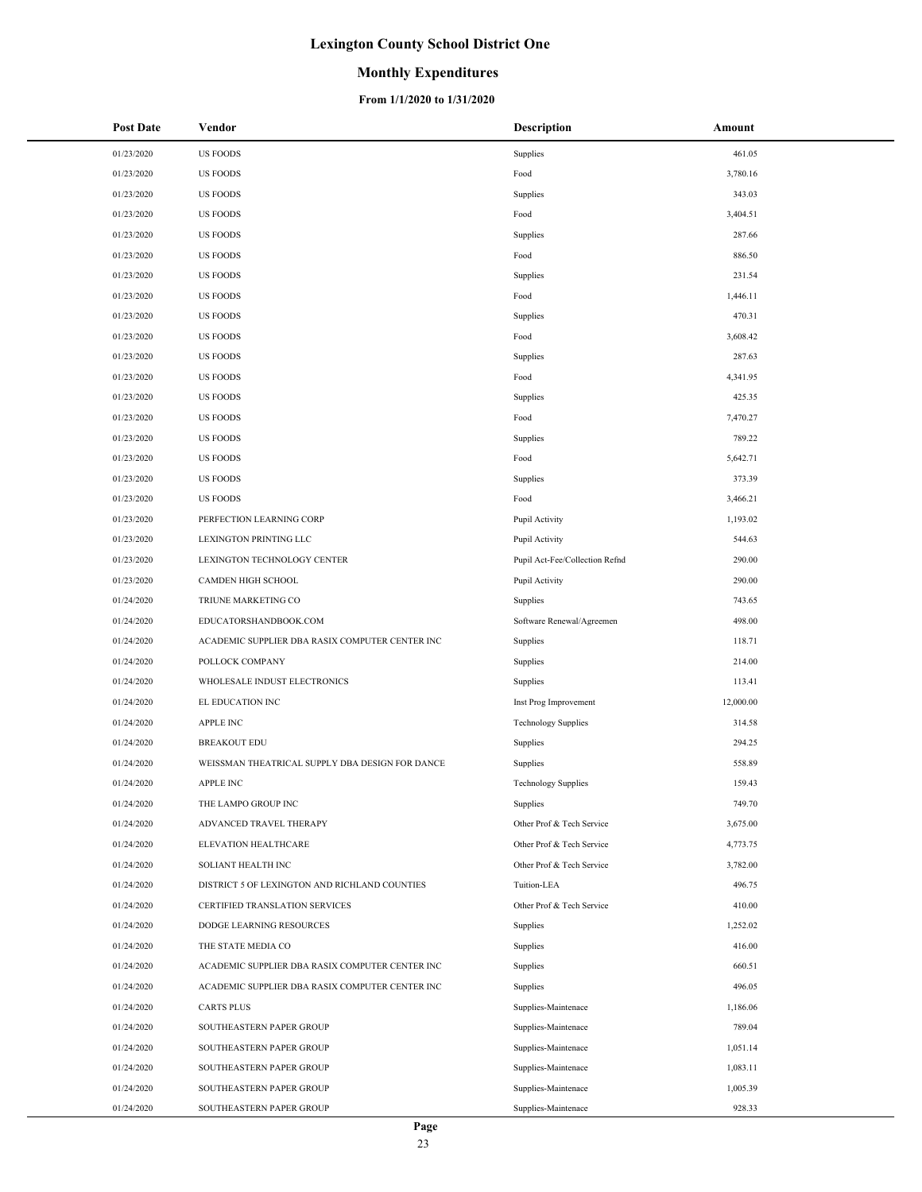# Lexington County School District One

## Monthly Expenditures

### From 1/1/2020 to 1/31/2020

| Post Date | Vendor | Description | Amount |
|---|---|---|---|
| 01/23/2020 | US FOODS | Supplies | 461.05 |
| 01/23/2020 | US FOODS | Food | 3,780.16 |
| 01/23/2020 | US FOODS | Supplies | 343.03 |
| 01/23/2020 | US FOODS | Food | 3,404.51 |
| 01/23/2020 | US FOODS | Supplies | 287.66 |
| 01/23/2020 | US FOODS | Food | 886.50 |
| 01/23/2020 | US FOODS | Supplies | 231.54 |
| 01/23/2020 | US FOODS | Food | 1,446.11 |
| 01/23/2020 | US FOODS | Supplies | 470.31 |
| 01/23/2020 | US FOODS | Food | 3,608.42 |
| 01/23/2020 | US FOODS | Supplies | 287.63 |
| 01/23/2020 | US FOODS | Food | 4,341.95 |
| 01/23/2020 | US FOODS | Supplies | 425.35 |
| 01/23/2020 | US FOODS | Food | 7,470.27 |
| 01/23/2020 | US FOODS | Supplies | 789.22 |
| 01/23/2020 | US FOODS | Food | 5,642.71 |
| 01/23/2020 | US FOODS | Supplies | 373.39 |
| 01/23/2020 | US FOODS | Food | 3,466.21 |
| 01/23/2020 | PERFECTION LEARNING CORP | Pupil Activity | 1,193.02 |
| 01/23/2020 | LEXINGTON PRINTING LLC | Pupil Activity | 544.63 |
| 01/23/2020 | LEXINGTON TECHNOLOGY CENTER | Pupil Act-Fee/Collection Refnd | 290.00 |
| 01/23/2020 | CAMDEN HIGH SCHOOL | Pupil Activity | 290.00 |
| 01/24/2020 | TRIUNE MARKETING CO | Supplies | 743.65 |
| 01/24/2020 | EDUCATORSHANDBOOK.COM | Software Renewal/Agreemen | 498.00 |
| 01/24/2020 | ACADEMIC SUPPLIER DBA RASIX COMPUTER CENTER INC | Supplies | 118.71 |
| 01/24/2020 | POLLOCK COMPANY | Supplies | 214.00 |
| 01/24/2020 | WHOLESALE INDUST ELECTRONICS | Supplies | 113.41 |
| 01/24/2020 | EL EDUCATION INC | Inst Prog Improvement | 12,000.00 |
| 01/24/2020 | APPLE INC | Technology Supplies | 314.58 |
| 01/24/2020 | BREAKOUT EDU | Supplies | 294.25 |
| 01/24/2020 | WEISSMAN THEATRICAL SUPPLY DBA DESIGN FOR DANCE | Supplies | 558.89 |
| 01/24/2020 | APPLE INC | Technology Supplies | 159.43 |
| 01/24/2020 | THE LAMPO GROUP INC | Supplies | 749.70 |
| 01/24/2020 | ADVANCED TRAVEL THERAPY | Other Prof & Tech Service | 3,675.00 |
| 01/24/2020 | ELEVATION HEALTHCARE | Other Prof & Tech Service | 4,773.75 |
| 01/24/2020 | SOLIANT HEALTH INC | Other Prof & Tech Service | 3,782.00 |
| 01/24/2020 | DISTRICT 5 OF LEXINGTON AND RICHLAND COUNTIES | Tuition-LEA | 496.75 |
| 01/24/2020 | CERTIFIED TRANSLATION SERVICES | Other Prof & Tech Service | 410.00 |
| 01/24/2020 | DODGE LEARNING RESOURCES | Supplies | 1,252.02 |
| 01/24/2020 | THE STATE MEDIA CO | Supplies | 416.00 |
| 01/24/2020 | ACADEMIC SUPPLIER DBA RASIX COMPUTER CENTER INC | Supplies | 660.51 |
| 01/24/2020 | ACADEMIC SUPPLIER DBA RASIX COMPUTER CENTER INC | Supplies | 496.05 |
| 01/24/2020 | CARTS PLUS | Supplies-Maintenace | 1,186.06 |
| 01/24/2020 | SOUTHEASTERN PAPER GROUP | Supplies-Maintenace | 789.04 |
| 01/24/2020 | SOUTHEASTERN PAPER GROUP | Supplies-Maintenace | 1,051.14 |
| 01/24/2020 | SOUTHEASTERN PAPER GROUP | Supplies-Maintenace | 1,083.11 |
| 01/24/2020 | SOUTHEASTERN PAPER GROUP | Supplies-Maintenace | 1,005.39 |
| 01/24/2020 | SOUTHEASTERN PAPER GROUP | Supplies-Maintenace | 928.33 |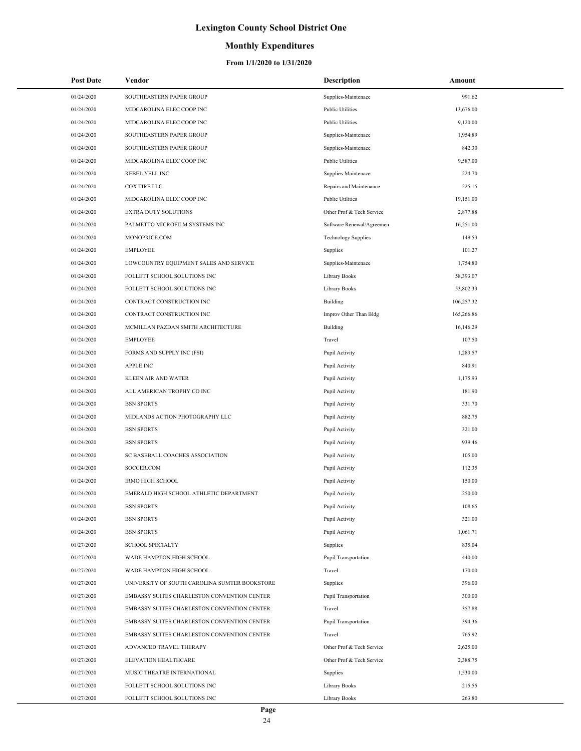# Lexington County School District One

## Monthly Expenditures

### From 1/1/2020 to 1/31/2020

| Post Date | Vendor | Description | Amount |
|---|---|---|---|
| 01/24/2020 | SOUTHEASTERN PAPER GROUP | Supplies-Maintenace | 991.62 |
| 01/24/2020 | MIDCAROLINA ELEC COOP INC | Public Utilities | 13,676.00 |
| 01/24/2020 | MIDCAROLINA ELEC COOP INC | Public Utilities | 9,120.00 |
| 01/24/2020 | SOUTHEASTERN PAPER GROUP | Supplies-Maintenace | 1,954.89 |
| 01/24/2020 | SOUTHEASTERN PAPER GROUP | Supplies-Maintenace | 842.30 |
| 01/24/2020 | MIDCAROLINA ELEC COOP INC | Public Utilities | 9,587.00 |
| 01/24/2020 | REBEL YELL INC | Supplies-Maintenace | 224.70 |
| 01/24/2020 | COX TIRE LLC | Repairs and Maintenance | 225.15 |
| 01/24/2020 | MIDCAROLINA ELEC COOP INC | Public Utilities | 19,151.00 |
| 01/24/2020 | EXTRA DUTY SOLUTIONS | Other Prof & Tech Service | 2,877.88 |
| 01/24/2020 | PALMETTO MICROFILM SYSTEMS INC | Software Renewal/Agreemen | 16,251.00 |
| 01/24/2020 | MONOPRICE.COM | Technology Supplies | 149.53 |
| 01/24/2020 | EMPLOYEE | Supplies | 101.27 |
| 01/24/2020 | LOWCOUNTRY EQUIPMENT SALES AND SERVICE | Supplies-Maintenace | 1,754.80 |
| 01/24/2020 | FOLLETT SCHOOL SOLUTIONS INC | Library Books | 58,393.07 |
| 01/24/2020 | FOLLETT SCHOOL SOLUTIONS INC | Library Books | 53,802.33 |
| 01/24/2020 | CONTRACT CONSTRUCTION INC | Building | 106,257.32 |
| 01/24/2020 | CONTRACT CONSTRUCTION INC | Improv Other Than Bldg | 165,266.86 |
| 01/24/2020 | MCMILLAN PAZDAN SMITH ARCHITECTURE | Building | 16,146.29 |
| 01/24/2020 | EMPLOYEE | Travel | 107.50 |
| 01/24/2020 | FORMS AND SUPPLY INC (FSI) | Pupil Activity | 1,283.57 |
| 01/24/2020 | APPLE INC | Pupil Activity | 840.91 |
| 01/24/2020 | KLEEN AIR AND WATER | Pupil Activity | 1,175.93 |
| 01/24/2020 | ALL AMERICAN TROPHY CO INC | Pupil Activity | 181.90 |
| 01/24/2020 | BSN SPORTS | Pupil Activity | 331.70 |
| 01/24/2020 | MIDLANDS ACTION PHOTOGRAPHY LLC | Pupil Activity | 882.75 |
| 01/24/2020 | BSN SPORTS | Pupil Activity | 321.00 |
| 01/24/2020 | BSN SPORTS | Pupil Activity | 939.46 |
| 01/24/2020 | SC BASEBALL COACHES ASSOCIATION | Pupil Activity | 105.00 |
| 01/24/2020 | SOCCER.COM | Pupil Activity | 112.35 |
| 01/24/2020 | IRMO HIGH SCHOOL | Pupil Activity | 150.00 |
| 01/24/2020 | EMERALD HIGH SCHOOL ATHLETIC DEPARTMENT | Pupil Activity | 250.00 |
| 01/24/2020 | BSN SPORTS | Pupil Activity | 108.65 |
| 01/24/2020 | BSN SPORTS | Pupil Activity | 321.00 |
| 01/24/2020 | BSN SPORTS | Pupil Activity | 1,061.71 |
| 01/27/2020 | SCHOOL SPECIALTY | Supplies | 835.04 |
| 01/27/2020 | WADE HAMPTON HIGH SCHOOL | Pupil Transportation | 440.00 |
| 01/27/2020 | WADE HAMPTON HIGH SCHOOL | Travel | 170.00 |
| 01/27/2020 | UNIVERSITY OF SOUTH CAROLINA SUMTER BOOKSTORE | Supplies | 396.00 |
| 01/27/2020 | EMBASSY SUITES CHARLESTON CONVENTION CENTER | Pupil Transportation | 300.00 |
| 01/27/2020 | EMBASSY SUITES CHARLESTON CONVENTION CENTER | Travel | 357.88 |
| 01/27/2020 | EMBASSY SUITES CHARLESTON CONVENTION CENTER | Pupil Transportation | 394.36 |
| 01/27/2020 | EMBASSY SUITES CHARLESTON CONVENTION CENTER | Travel | 765.92 |
| 01/27/2020 | ADVANCED TRAVEL THERAPY | Other Prof & Tech Service | 2,625.00 |
| 01/27/2020 | ELEVATION HEALTHCARE | Other Prof & Tech Service | 2,388.75 |
| 01/27/2020 | MUSIC THEATRE INTERNATIONAL | Supplies | 1,530.00 |
| 01/27/2020 | FOLLETT SCHOOL SOLUTIONS INC | Library Books | 215.55 |
| 01/27/2020 | FOLLETT SCHOOL SOLUTIONS INC | Library Books | 263.80 |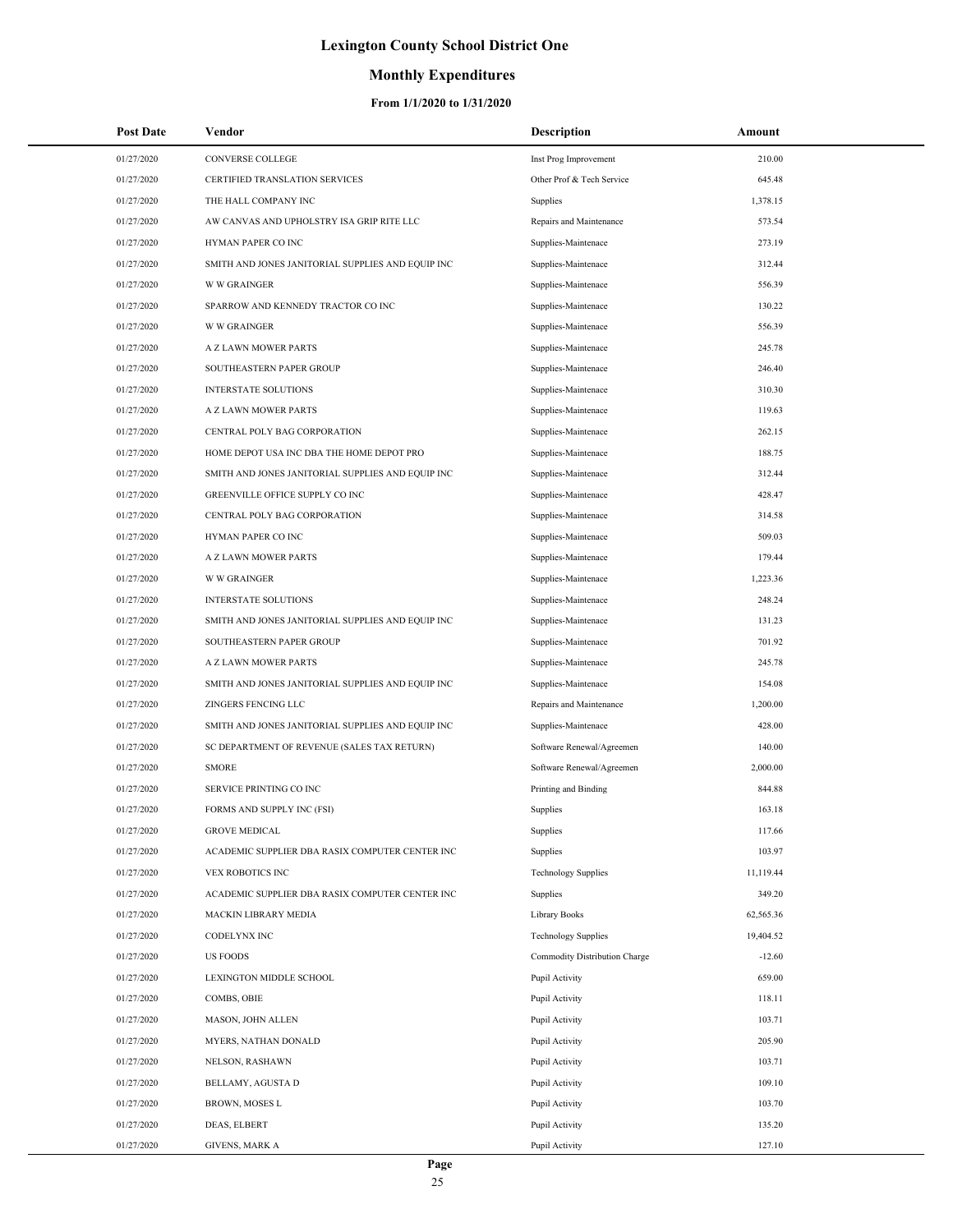# Lexington County School District One

## Monthly Expenditures

### From 1/1/2020 to 1/31/2020

| Post Date | Vendor | Description | Amount |
|---|---|---|---|
| 01/27/2020 | CONVERSE COLLEGE | Inst Prog Improvement | 210.00 |
| 01/27/2020 | CERTIFIED TRANSLATION SERVICES | Other Prof & Tech Service | 645.48 |
| 01/27/2020 | THE HALL COMPANY INC | Supplies | 1,378.15 |
| 01/27/2020 | AW CANVAS AND UPHOLSTRY ISA GRIP RITE LLC | Repairs and Maintenance | 573.54 |
| 01/27/2020 | HYMAN PAPER CO INC | Supplies-Maintenace | 273.19 |
| 01/27/2020 | SMITH AND JONES JANITORIAL SUPPLIES AND EQUIP INC | Supplies-Maintenace | 312.44 |
| 01/27/2020 | W W GRAINGER | Supplies-Maintenace | 556.39 |
| 01/27/2020 | SPARROW AND KENNEDY TRACTOR CO INC | Supplies-Maintenace | 130.22 |
| 01/27/2020 | W W GRAINGER | Supplies-Maintenace | 556.39 |
| 01/27/2020 | A Z LAWN MOWER PARTS | Supplies-Maintenace | 245.78 |
| 01/27/2020 | SOUTHEASTERN PAPER GROUP | Supplies-Maintenace | 246.40 |
| 01/27/2020 | INTERSTATE SOLUTIONS | Supplies-Maintenace | 310.30 |
| 01/27/2020 | A Z LAWN MOWER PARTS | Supplies-Maintenace | 119.63 |
| 01/27/2020 | CENTRAL POLY BAG CORPORATION | Supplies-Maintenace | 262.15 |
| 01/27/2020 | HOME DEPOT USA INC DBA THE HOME DEPOT PRO | Supplies-Maintenace | 188.75 |
| 01/27/2020 | SMITH AND JONES JANITORIAL SUPPLIES AND EQUIP INC | Supplies-Maintenace | 312.44 |
| 01/27/2020 | GREENVILLE OFFICE SUPPLY CO INC | Supplies-Maintenace | 428.47 |
| 01/27/2020 | CENTRAL POLY BAG CORPORATION | Supplies-Maintenace | 314.58 |
| 01/27/2020 | HYMAN PAPER CO INC | Supplies-Maintenace | 509.03 |
| 01/27/2020 | A Z LAWN MOWER PARTS | Supplies-Maintenace | 179.44 |
| 01/27/2020 | W W GRAINGER | Supplies-Maintenace | 1,223.36 |
| 01/27/2020 | INTERSTATE SOLUTIONS | Supplies-Maintenace | 248.24 |
| 01/27/2020 | SMITH AND JONES JANITORIAL SUPPLIES AND EQUIP INC | Supplies-Maintenace | 131.23 |
| 01/27/2020 | SOUTHEASTERN PAPER GROUP | Supplies-Maintenace | 701.92 |
| 01/27/2020 | A Z LAWN MOWER PARTS | Supplies-Maintenace | 245.78 |
| 01/27/2020 | SMITH AND JONES JANITORIAL SUPPLIES AND EQUIP INC | Supplies-Maintenace | 154.08 |
| 01/27/2020 | ZINGERS FENCING LLC | Repairs and Maintenance | 1,200.00 |
| 01/27/2020 | SMITH AND JONES JANITORIAL SUPPLIES AND EQUIP INC | Supplies-Maintenace | 428.00 |
| 01/27/2020 | SC DEPARTMENT OF REVENUE (SALES TAX RETURN) | Software Renewal/Agreemen | 140.00 |
| 01/27/2020 | SMORE | Software Renewal/Agreemen | 2,000.00 |
| 01/27/2020 | SERVICE PRINTING CO INC | Printing and Binding | 844.88 |
| 01/27/2020 | FORMS AND SUPPLY INC (FSI) | Supplies | 163.18 |
| 01/27/2020 | GROVE MEDICAL | Supplies | 117.66 |
| 01/27/2020 | ACADEMIC SUPPLIER DBA RASIX COMPUTER CENTER INC | Supplies | 103.97 |
| 01/27/2020 | VEX ROBOTICS INC | Technology Supplies | 11,119.44 |
| 01/27/2020 | ACADEMIC SUPPLIER DBA RASIX COMPUTER CENTER INC | Supplies | 349.20 |
| 01/27/2020 | MACKIN LIBRARY MEDIA | Library Books | 62,565.36 |
| 01/27/2020 | CODELYNX INC | Technology Supplies | 19,404.52 |
| 01/27/2020 | US FOODS | Commodity Distribution Charge | -12.60 |
| 01/27/2020 | LEXINGTON MIDDLE SCHOOL | Pupil Activity | 659.00 |
| 01/27/2020 | COMBS, OBIE | Pupil Activity | 118.11 |
| 01/27/2020 | MASON, JOHN ALLEN | Pupil Activity | 103.71 |
| 01/27/2020 | MYERS, NATHAN DONALD | Pupil Activity | 205.90 |
| 01/27/2020 | NELSON, RASHAWN | Pupil Activity | 103.71 |
| 01/27/2020 | BELLAMY, AGUSTA D | Pupil Activity | 109.10 |
| 01/27/2020 | BROWN, MOSES L | Pupil Activity | 103.70 |
| 01/27/2020 | DEAS, ELBERT | Pupil Activity | 135.20 |
| 01/27/2020 | GIVENS, MARK A | Pupil Activity | 127.10 |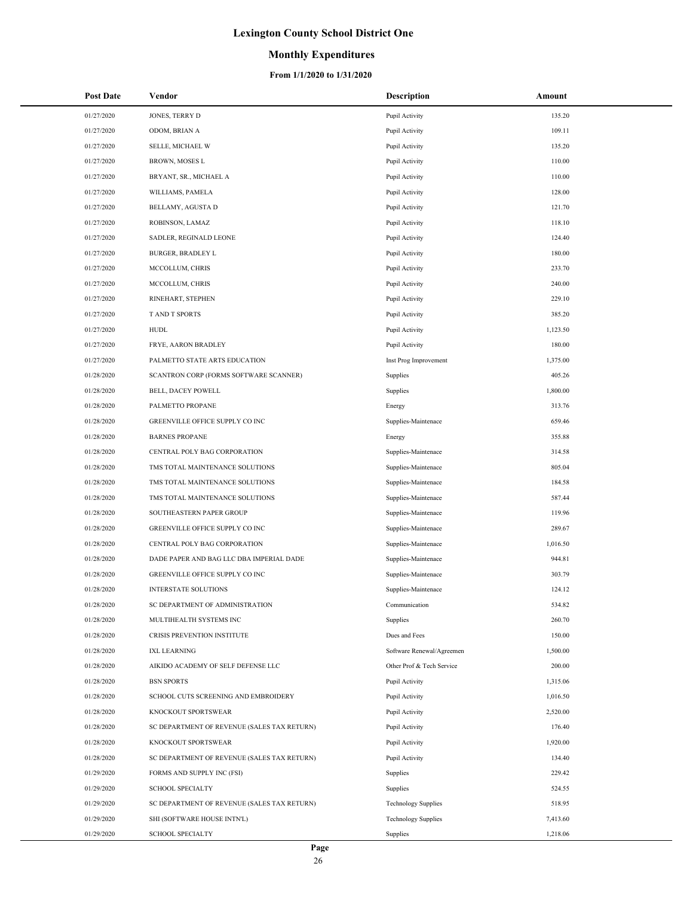# Lexington County School District One

## Monthly Expenditures

### From 1/1/2020 to 1/31/2020

| Post Date | Vendor | Description | Amount |
|---|---|---|---|
| 01/27/2020 | JONES, TERRY D | Pupil Activity | 135.20 |
| 01/27/2020 | ODOM, BRIAN A | Pupil Activity | 109.11 |
| 01/27/2020 | SELLE, MICHAEL W | Pupil Activity | 135.20 |
| 01/27/2020 | BROWN, MOSES L | Pupil Activity | 110.00 |
| 01/27/2020 | BRYANT, SR., MICHAEL A | Pupil Activity | 110.00 |
| 01/27/2020 | WILLIAMS, PAMELA | Pupil Activity | 128.00 |
| 01/27/2020 | BELLAMY, AGUSTA D | Pupil Activity | 121.70 |
| 01/27/2020 | ROBINSON, LAMAZ | Pupil Activity | 118.10 |
| 01/27/2020 | SADLER, REGINALD LEONE | Pupil Activity | 124.40 |
| 01/27/2020 | BURGER, BRADLEY L | Pupil Activity | 180.00 |
| 01/27/2020 | MCCOLLUM, CHRIS | Pupil Activity | 233.70 |
| 01/27/2020 | MCCOLLUM, CHRIS | Pupil Activity | 240.00 |
| 01/27/2020 | RINEHART, STEPHEN | Pupil Activity | 229.10 |
| 01/27/2020 | T AND T SPORTS | Pupil Activity | 385.20 |
| 01/27/2020 | HUDL | Pupil Activity | 1,123.50 |
| 01/27/2020 | FRYE, AARON BRADLEY | Pupil Activity | 180.00 |
| 01/27/2020 | PALMETTO STATE ARTS EDUCATION | Inst Prog Improvement | 1,375.00 |
| 01/28/2020 | SCANTRON CORP (FORMS SOFTWARE SCANNER) | Supplies | 405.26 |
| 01/28/2020 | BELL, DACEY POWELL | Supplies | 1,800.00 |
| 01/28/2020 | PALMETTO PROPANE | Energy | 313.76 |
| 01/28/2020 | GREENVILLE OFFICE SUPPLY CO INC | Supplies-Maintenace | 659.46 |
| 01/28/2020 | BARNES PROPANE | Energy | 355.88 |
| 01/28/2020 | CENTRAL POLY BAG CORPORATION | Supplies-Maintenace | 314.58 |
| 01/28/2020 | TMS TOTAL MAINTENANCE SOLUTIONS | Supplies-Maintenace | 805.04 |
| 01/28/2020 | TMS TOTAL MAINTENANCE SOLUTIONS | Supplies-Maintenace | 184.58 |
| 01/28/2020 | TMS TOTAL MAINTENANCE SOLUTIONS | Supplies-Maintenace | 587.44 |
| 01/28/2020 | SOUTHEASTERN PAPER GROUP | Supplies-Maintenace | 119.96 |
| 01/28/2020 | GREENVILLE OFFICE SUPPLY CO INC | Supplies-Maintenace | 289.67 |
| 01/28/2020 | CENTRAL POLY BAG CORPORATION | Supplies-Maintenace | 1,016.50 |
| 01/28/2020 | DADE PAPER AND BAG LLC DBA IMPERIAL DADE | Supplies-Maintenace | 944.81 |
| 01/28/2020 | GREENVILLE OFFICE SUPPLY CO INC | Supplies-Maintenace | 303.79 |
| 01/28/2020 | INTERSTATE SOLUTIONS | Supplies-Maintenace | 124.12 |
| 01/28/2020 | SC DEPARTMENT OF ADMINISTRATION | Communication | 534.82 |
| 01/28/2020 | MULTIHEALTH SYSTEMS INC | Supplies | 260.70 |
| 01/28/2020 | CRISIS PREVENTION INSTITUTE | Dues and Fees | 150.00 |
| 01/28/2020 | IXL LEARNING | Software Renewal/Agreemen | 1,500.00 |
| 01/28/2020 | AIKIDO ACADEMY OF SELF DEFENSE LLC | Other Prof & Tech Service | 200.00 |
| 01/28/2020 | BSN SPORTS | Pupil Activity | 1,315.06 |
| 01/28/2020 | SCHOOL CUTS SCREENING AND EMBROIDERY | Pupil Activity | 1,016.50 |
| 01/28/2020 | KNOCKOUT SPORTSWEAR | Pupil Activity | 2,520.00 |
| 01/28/2020 | SC DEPARTMENT OF REVENUE (SALES TAX RETURN) | Pupil Activity | 176.40 |
| 01/28/2020 | KNOCKOUT SPORTSWEAR | Pupil Activity | 1,920.00 |
| 01/28/2020 | SC DEPARTMENT OF REVENUE (SALES TAX RETURN) | Pupil Activity | 134.40 |
| 01/29/2020 | FORMS AND SUPPLY INC (FSI) | Supplies | 229.42 |
| 01/29/2020 | SCHOOL SPECIALTY | Supplies | 524.55 |
| 01/29/2020 | SC DEPARTMENT OF REVENUE (SALES TAX RETURN) | Technology Supplies | 518.95 |
| 01/29/2020 | SHI (SOFTWARE HOUSE INTN'L) | Technology Supplies | 7,413.60 |
| 01/29/2020 | SCHOOL SPECIALTY | Supplies | 1,218.06 |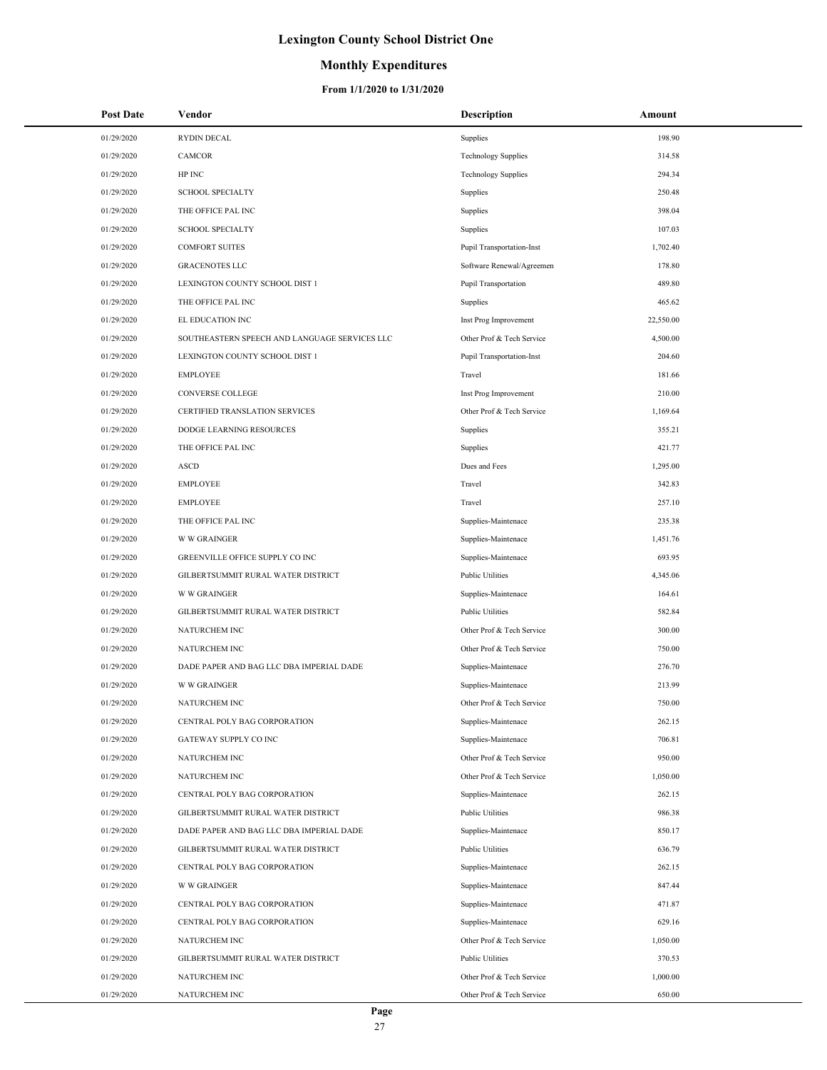# Lexington County School District One

## Monthly Expenditures

### From 1/1/2020 to 1/31/2020

| Post Date | Vendor | Description | Amount |
|---|---|---|---|
| 01/29/2020 | RYDIN DECAL | Supplies | 198.90 |
| 01/29/2020 | CAMCOR | Technology Supplies | 314.58 |
| 01/29/2020 | HP INC | Technology Supplies | 294.34 |
| 01/29/2020 | SCHOOL SPECIALTY | Supplies | 250.48 |
| 01/29/2020 | THE OFFICE PAL INC | Supplies | 398.04 |
| 01/29/2020 | SCHOOL SPECIALTY | Supplies | 107.03 |
| 01/29/2020 | COMFORT SUITES | Pupil Transportation-Inst | 1,702.40 |
| 01/29/2020 | GRACENOTES LLC | Software Renewal/Agreemen | 178.80 |
| 01/29/2020 | LEXINGTON COUNTY SCHOOL DIST 1 | Pupil Transportation | 489.80 |
| 01/29/2020 | THE OFFICE PAL INC | Supplies | 465.62 |
| 01/29/2020 | EL EDUCATION INC | Inst Prog Improvement | 22,550.00 |
| 01/29/2020 | SOUTHEASTERN SPEECH AND LANGUAGE SERVICES LLC | Other Prof & Tech Service | 4,500.00 |
| 01/29/2020 | LEXINGTON COUNTY SCHOOL DIST 1 | Pupil Transportation-Inst | 204.60 |
| 01/29/2020 | EMPLOYEE | Travel | 181.66 |
| 01/29/2020 | CONVERSE COLLEGE | Inst Prog Improvement | 210.00 |
| 01/29/2020 | CERTIFIED TRANSLATION SERVICES | Other Prof & Tech Service | 1,169.64 |
| 01/29/2020 | DODGE LEARNING RESOURCES | Supplies | 355.21 |
| 01/29/2020 | THE OFFICE PAL INC | Supplies | 421.77 |
| 01/29/2020 | ASCD | Dues and Fees | 1,295.00 |
| 01/29/2020 | EMPLOYEE | Travel | 342.83 |
| 01/29/2020 | EMPLOYEE | Travel | 257.10 |
| 01/29/2020 | THE OFFICE PAL INC | Supplies-Maintenace | 235.38 |
| 01/29/2020 | W W GRAINGER | Supplies-Maintenace | 1,451.76 |
| 01/29/2020 | GREENVILLE OFFICE SUPPLY CO INC | Supplies-Maintenace | 693.95 |
| 01/29/2020 | GILBERTSUMMIT RURAL WATER DISTRICT | Public Utilities | 4,345.06 |
| 01/29/2020 | W W GRAINGER | Supplies-Maintenace | 164.61 |
| 01/29/2020 | GILBERTSUMMIT RURAL WATER DISTRICT | Public Utilities | 582.84 |
| 01/29/2020 | NATURCHEM INC | Other Prof & Tech Service | 300.00 |
| 01/29/2020 | NATURCHEM INC | Other Prof & Tech Service | 750.00 |
| 01/29/2020 | DADE PAPER AND BAG LLC DBA IMPERIAL DADE | Supplies-Maintenace | 276.70 |
| 01/29/2020 | W W GRAINGER | Supplies-Maintenace | 213.99 |
| 01/29/2020 | NATURCHEM INC | Other Prof & Tech Service | 750.00 |
| 01/29/2020 | CENTRAL POLY BAG CORPORATION | Supplies-Maintenace | 262.15 |
| 01/29/2020 | GATEWAY SUPPLY CO INC | Supplies-Maintenace | 706.81 |
| 01/29/2020 | NATURCHEM INC | Other Prof & Tech Service | 950.00 |
| 01/29/2020 | NATURCHEM INC | Other Prof & Tech Service | 1,050.00 |
| 01/29/2020 | CENTRAL POLY BAG CORPORATION | Supplies-Maintenace | 262.15 |
| 01/29/2020 | GILBERTSUMMIT RURAL WATER DISTRICT | Public Utilities | 986.38 |
| 01/29/2020 | DADE PAPER AND BAG LLC DBA IMPERIAL DADE | Supplies-Maintenace | 850.17 |
| 01/29/2020 | GILBERTSUMMIT RURAL WATER DISTRICT | Public Utilities | 636.79 |
| 01/29/2020 | CENTRAL POLY BAG CORPORATION | Supplies-Maintenace | 262.15 |
| 01/29/2020 | W W GRAINGER | Supplies-Maintenace | 847.44 |
| 01/29/2020 | CENTRAL POLY BAG CORPORATION | Supplies-Maintenace | 471.87 |
| 01/29/2020 | CENTRAL POLY BAG CORPORATION | Supplies-Maintenace | 629.16 |
| 01/29/2020 | NATURCHEM INC | Other Prof & Tech Service | 1,050.00 |
| 01/29/2020 | GILBERTSUMMIT RURAL WATER DISTRICT | Public Utilities | 370.53 |
| 01/29/2020 | NATURCHEM INC | Other Prof & Tech Service | 1,000.00 |
| 01/29/2020 | NATURCHEM INC | Other Prof & Tech Service | 650.00 |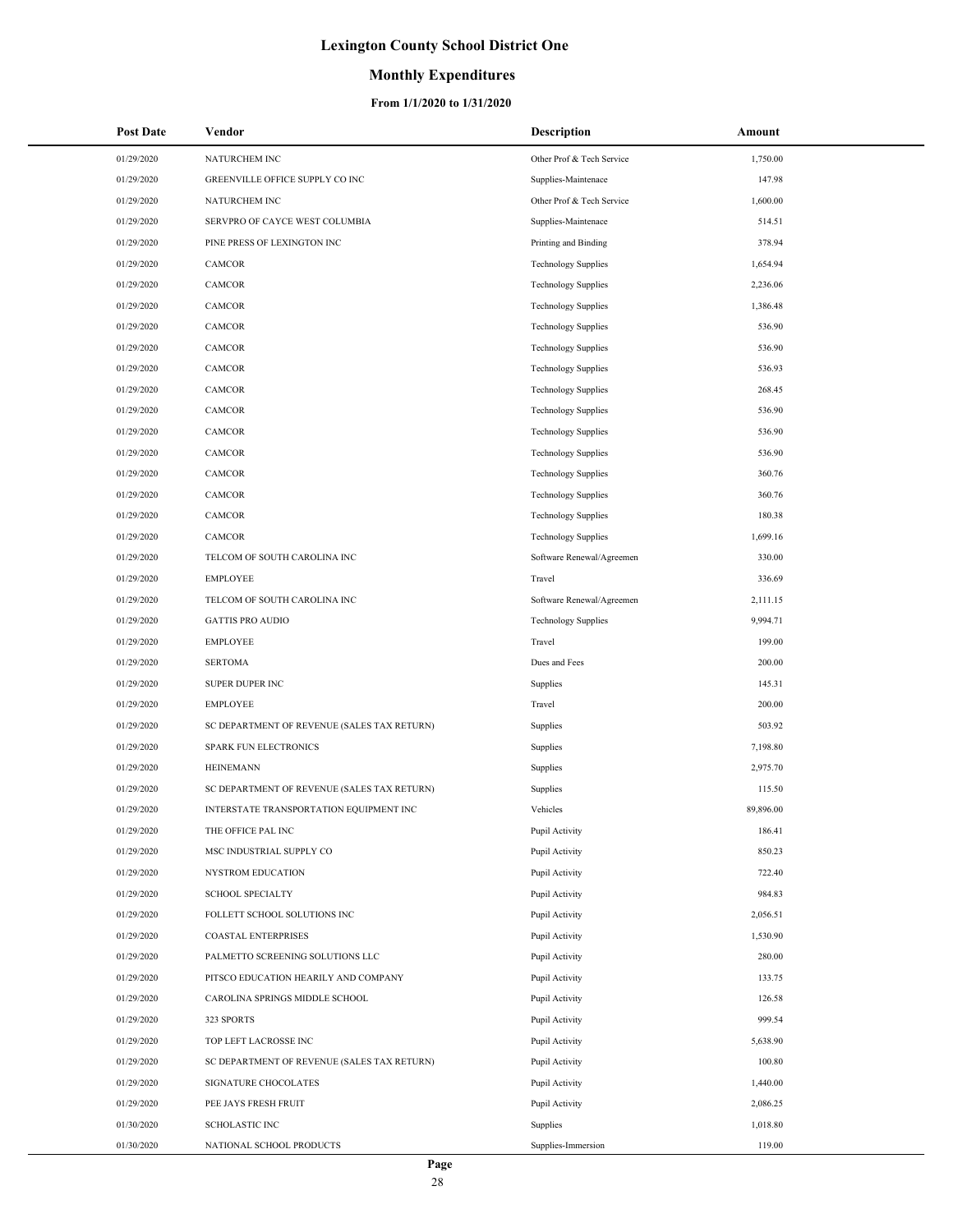# Lexington County School District One

## Monthly Expenditures

### From 1/1/2020 to 1/31/2020

| Post Date | Vendor | Description | Amount |
|---|---|---|---|
| 01/29/2020 | NATURCHEM INC | Other Prof & Tech Service | 1,750.00 |
| 01/29/2020 | GREENVILLE OFFICE SUPPLY CO INC | Supplies-Maintenace | 147.98 |
| 01/29/2020 | NATURCHEM INC | Other Prof & Tech Service | 1,600.00 |
| 01/29/2020 | SERVPRO OF CAYCE WEST COLUMBIA | Supplies-Maintenace | 514.51 |
| 01/29/2020 | PINE PRESS OF LEXINGTON INC | Printing and Binding | 378.94 |
| 01/29/2020 | CAMCOR | Technology Supplies | 1,654.94 |
| 01/29/2020 | CAMCOR | Technology Supplies | 2,236.06 |
| 01/29/2020 | CAMCOR | Technology Supplies | 1,386.48 |
| 01/29/2020 | CAMCOR | Technology Supplies | 536.90 |
| 01/29/2020 | CAMCOR | Technology Supplies | 536.90 |
| 01/29/2020 | CAMCOR | Technology Supplies | 536.93 |
| 01/29/2020 | CAMCOR | Technology Supplies | 268.45 |
| 01/29/2020 | CAMCOR | Technology Supplies | 536.90 |
| 01/29/2020 | CAMCOR | Technology Supplies | 536.90 |
| 01/29/2020 | CAMCOR | Technology Supplies | 536.90 |
| 01/29/2020 | CAMCOR | Technology Supplies | 360.76 |
| 01/29/2020 | CAMCOR | Technology Supplies | 360.76 |
| 01/29/2020 | CAMCOR | Technology Supplies | 180.38 |
| 01/29/2020 | CAMCOR | Technology Supplies | 1,699.16 |
| 01/29/2020 | TELCOM OF SOUTH CAROLINA INC | Software Renewal/Agreemen | 330.00 |
| 01/29/2020 | EMPLOYEE | Travel | 336.69 |
| 01/29/2020 | TELCOM OF SOUTH CAROLINA INC | Software Renewal/Agreemen | 2,111.15 |
| 01/29/2020 | GATTIS PRO AUDIO | Technology Supplies | 9,994.71 |
| 01/29/2020 | EMPLOYEE | Travel | 199.00 |
| 01/29/2020 | SERTOMA | Dues and Fees | 200.00 |
| 01/29/2020 | SUPER DUPER INC | Supplies | 145.31 |
| 01/29/2020 | EMPLOYEE | Travel | 200.00 |
| 01/29/2020 | SC DEPARTMENT OF REVENUE (SALES TAX RETURN) | Supplies | 503.92 |
| 01/29/2020 | SPARK FUN ELECTRONICS | Supplies | 7,198.80 |
| 01/29/2020 | HEINEMANN | Supplies | 2,975.70 |
| 01/29/2020 | SC DEPARTMENT OF REVENUE (SALES TAX RETURN) | Supplies | 115.50 |
| 01/29/2020 | INTERSTATE TRANSPORTATION EQUIPMENT INC | Vehicles | 89,896.00 |
| 01/29/2020 | THE OFFICE PAL INC | Pupil Activity | 186.41 |
| 01/29/2020 | MSC INDUSTRIAL SUPPLY CO | Pupil Activity | 850.23 |
| 01/29/2020 | NYSTROM EDUCATION | Pupil Activity | 722.40 |
| 01/29/2020 | SCHOOL SPECIALTY | Pupil Activity | 984.83 |
| 01/29/2020 | FOLLETT SCHOOL SOLUTIONS INC | Pupil Activity | 2,056.51 |
| 01/29/2020 | COASTAL ENTERPRISES | Pupil Activity | 1,530.90 |
| 01/29/2020 | PALMETTO SCREENING SOLUTIONS LLC | Pupil Activity | 280.00 |
| 01/29/2020 | PITSCO EDUCATION HEARILY AND COMPANY | Pupil Activity | 133.75 |
| 01/29/2020 | CAROLINA SPRINGS MIDDLE SCHOOL | Pupil Activity | 126.58 |
| 01/29/2020 | 323 SPORTS | Pupil Activity | 999.54 |
| 01/29/2020 | TOP LEFT LACROSSE INC | Pupil Activity | 5,638.90 |
| 01/29/2020 | SC DEPARTMENT OF REVENUE (SALES TAX RETURN) | Pupil Activity | 100.80 |
| 01/29/2020 | SIGNATURE CHOCOLATES | Pupil Activity | 1,440.00 |
| 01/29/2020 | PEE JAYS FRESH FRUIT | Pupil Activity | 2,086.25 |
| 01/30/2020 | SCHOLASTIC INC | Supplies | 1,018.80 |
| 01/30/2020 | NATIONAL SCHOOL PRODUCTS | Supplies-Immersion | 119.00 |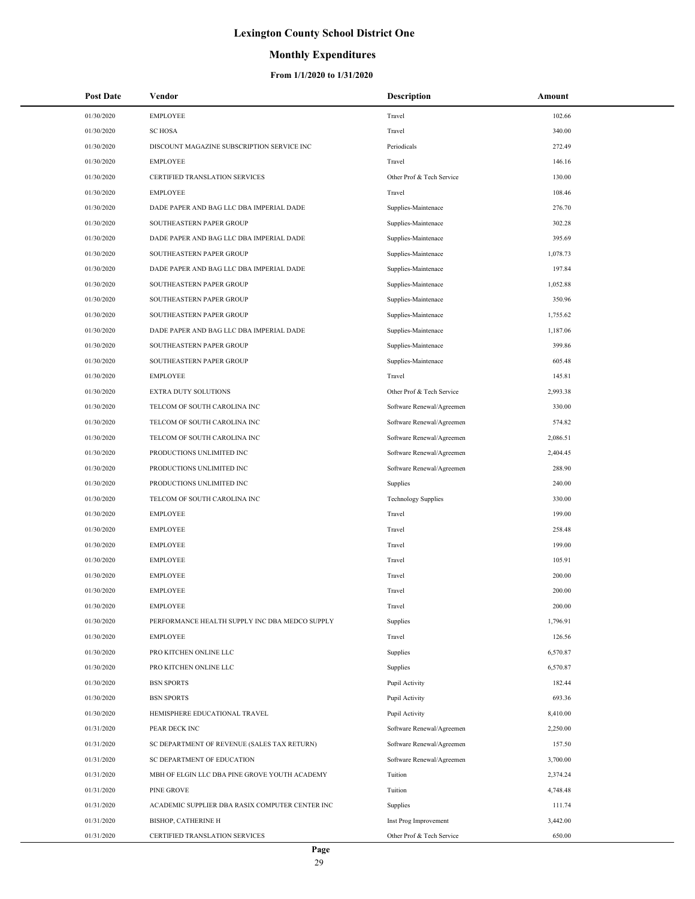# Lexington County School District One

## Monthly Expenditures

### From 1/1/2020 to 1/31/2020

| Post Date | Vendor | Description | Amount |
|---|---|---|---|
| 01/30/2020 | EMPLOYEE | Travel | 102.66 |
| 01/30/2020 | SC HOSA | Travel | 340.00 |
| 01/30/2020 | DISCOUNT MAGAZINE SUBSCRIPTION SERVICE INC | Periodicals | 272.49 |
| 01/30/2020 | EMPLOYEE | Travel | 146.16 |
| 01/30/2020 | CERTIFIED TRANSLATION SERVICES | Other Prof & Tech Service | 130.00 |
| 01/30/2020 | EMPLOYEE | Travel | 108.46 |
| 01/30/2020 | DADE PAPER AND BAG LLC DBA IMPERIAL DADE | Supplies-Maintenace | 276.70 |
| 01/30/2020 | SOUTHEASTERN PAPER GROUP | Supplies-Maintenace | 302.28 |
| 01/30/2020 | DADE PAPER AND BAG LLC DBA IMPERIAL DADE | Supplies-Maintenace | 395.69 |
| 01/30/2020 | SOUTHEASTERN PAPER GROUP | Supplies-Maintenace | 1,078.73 |
| 01/30/2020 | DADE PAPER AND BAG LLC DBA IMPERIAL DADE | Supplies-Maintenace | 197.84 |
| 01/30/2020 | SOUTHEASTERN PAPER GROUP | Supplies-Maintenace | 1,052.88 |
| 01/30/2020 | SOUTHEASTERN PAPER GROUP | Supplies-Maintenace | 350.96 |
| 01/30/2020 | SOUTHEASTERN PAPER GROUP | Supplies-Maintenace | 1,755.62 |
| 01/30/2020 | DADE PAPER AND BAG LLC DBA IMPERIAL DADE | Supplies-Maintenace | 1,187.06 |
| 01/30/2020 | SOUTHEASTERN PAPER GROUP | Supplies-Maintenace | 399.86 |
| 01/30/2020 | SOUTHEASTERN PAPER GROUP | Supplies-Maintenace | 605.48 |
| 01/30/2020 | EMPLOYEE | Travel | 145.81 |
| 01/30/2020 | EXTRA DUTY SOLUTIONS | Other Prof & Tech Service | 2,993.38 |
| 01/30/2020 | TELCOM OF SOUTH CAROLINA INC | Software Renewal/Agreemen | 330.00 |
| 01/30/2020 | TELCOM OF SOUTH CAROLINA INC | Software Renewal/Agreemen | 574.82 |
| 01/30/2020 | TELCOM OF SOUTH CAROLINA INC | Software Renewal/Agreemen | 2,086.51 |
| 01/30/2020 | PRODUCTIONS UNLIMITED INC | Software Renewal/Agreemen | 2,404.45 |
| 01/30/2020 | PRODUCTIONS UNLIMITED INC | Software Renewal/Agreemen | 288.90 |
| 01/30/2020 | PRODUCTIONS UNLIMITED INC | Supplies | 240.00 |
| 01/30/2020 | TELCOM OF SOUTH CAROLINA INC | Technology Supplies | 330.00 |
| 01/30/2020 | EMPLOYEE | Travel | 199.00 |
| 01/30/2020 | EMPLOYEE | Travel | 258.48 |
| 01/30/2020 | EMPLOYEE | Travel | 199.00 |
| 01/30/2020 | EMPLOYEE | Travel | 105.91 |
| 01/30/2020 | EMPLOYEE | Travel | 200.00 |
| 01/30/2020 | EMPLOYEE | Travel | 200.00 |
| 01/30/2020 | EMPLOYEE | Travel | 200.00 |
| 01/30/2020 | PERFORMANCE HEALTH SUPPLY INC DBA MEDCO SUPPLY | Supplies | 1,796.91 |
| 01/30/2020 | EMPLOYEE | Travel | 126.56 |
| 01/30/2020 | PRO KITCHEN ONLINE LLC | Supplies | 6,570.87 |
| 01/30/2020 | PRO KITCHEN ONLINE LLC | Supplies | 6,570.87 |
| 01/30/2020 | BSN SPORTS | Pupil Activity | 182.44 |
| 01/30/2020 | BSN SPORTS | Pupil Activity | 693.36 |
| 01/30/2020 | HEMISPHERE EDUCATIONAL TRAVEL | Pupil Activity | 8,410.00 |
| 01/31/2020 | PEAR DECK INC | Software Renewal/Agreemen | 2,250.00 |
| 01/31/2020 | SC DEPARTMENT OF REVENUE (SALES TAX RETURN) | Software Renewal/Agreemen | 157.50 |
| 01/31/2020 | SC DEPARTMENT OF EDUCATION | Software Renewal/Agreemen | 3,700.00 |
| 01/31/2020 | MBH OF ELGIN LLC DBA PINE GROVE YOUTH ACADEMY | Tuition | 2,374.24 |
| 01/31/2020 | PINE GROVE | Tuition | 4,748.48 |
| 01/31/2020 | ACADEMIC SUPPLIER DBA RASIX COMPUTER CENTER INC | Supplies | 111.74 |
| 01/31/2020 | BISHOP, CATHERINE H | Inst Prog Improvement | 3,442.00 |
| 01/31/2020 | CERTIFIED TRANSLATION SERVICES | Other Prof & Tech Service | 650.00 |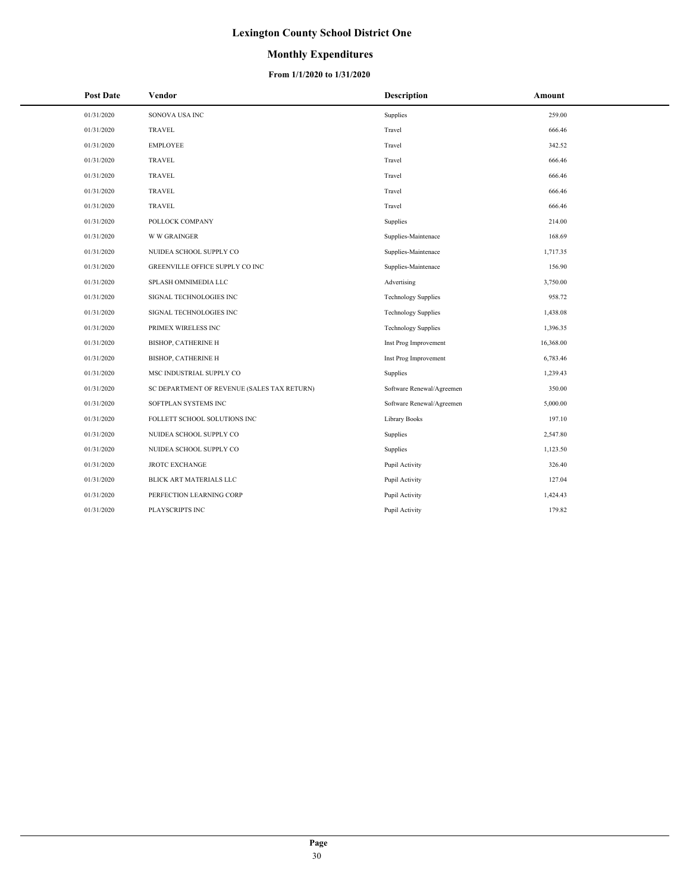# Lexington County School District One

## Monthly Expenditures

### From 1/1/2020 to 1/31/2020

| Post Date | Vendor | Description | Amount |
|---|---|---|---|
| 01/31/2020 | SONOVA USA INC | Supplies | 259.00 |
| 01/31/2020 | TRAVEL | Travel | 666.46 |
| 01/31/2020 | EMPLOYEE | Travel | 342.52 |
| 01/31/2020 | TRAVEL | Travel | 666.46 |
| 01/31/2020 | TRAVEL | Travel | 666.46 |
| 01/31/2020 | TRAVEL | Travel | 666.46 |
| 01/31/2020 | TRAVEL | Travel | 666.46 |
| 01/31/2020 | POLLOCK COMPANY | Supplies | 214.00 |
| 01/31/2020 | W W GRAINGER | Supplies-Maintenace | 168.69 |
| 01/31/2020 | NUIDEA SCHOOL SUPPLY CO | Supplies-Maintenace | 1,717.35 |
| 01/31/2020 | GREENVILLE OFFICE SUPPLY CO INC | Supplies-Maintenace | 156.90 |
| 01/31/2020 | SPLASH OMNIMEDIA LLC | Advertising | 3,750.00 |
| 01/31/2020 | SIGNAL TECHNOLOGIES INC | Technology Supplies | 958.72 |
| 01/31/2020 | SIGNAL TECHNOLOGIES INC | Technology Supplies | 1,438.08 |
| 01/31/2020 | PRIMEX WIRELESS INC | Technology Supplies | 1,396.35 |
| 01/31/2020 | BISHOP, CATHERINE H | Inst Prog Improvement | 16,368.00 |
| 01/31/2020 | BISHOP, CATHERINE H | Inst Prog Improvement | 6,783.46 |
| 01/31/2020 | MSC INDUSTRIAL SUPPLY CO | Supplies | 1,239.43 |
| 01/31/2020 | SC DEPARTMENT OF REVENUE (SALES TAX RETURN) | Software Renewal/Agreemen | 350.00 |
| 01/31/2020 | SOFTPLAN SYSTEMS INC | Software Renewal/Agreemen | 5,000.00 |
| 01/31/2020 | FOLLETT SCHOOL SOLUTIONS INC | Library Books | 197.10 |
| 01/31/2020 | NUIDEA SCHOOL SUPPLY CO | Supplies | 2,547.80 |
| 01/31/2020 | NUIDEA SCHOOL SUPPLY CO | Supplies | 1,123.50 |
| 01/31/2020 | JROTC EXCHANGE | Pupil Activity | 326.40 |
| 01/31/2020 | BLICK ART MATERIALS LLC | Pupil Activity | 127.04 |
| 01/31/2020 | PERFECTION LEARNING CORP | Pupil Activity | 1,424.43 |
| 01/31/2020 | PLAYSCRIPTS INC | Pupil Activity | 179.82 |